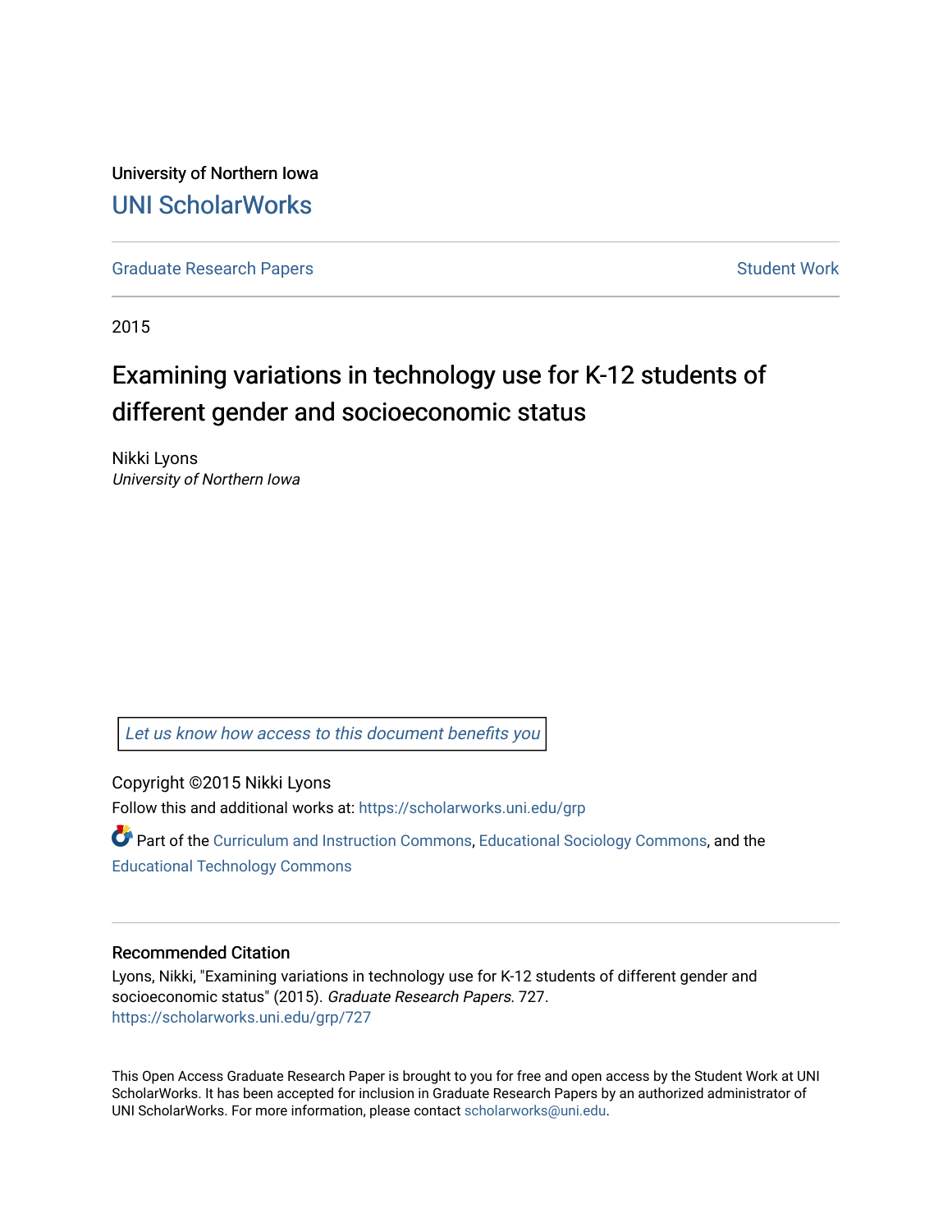University of Northern Iowa

UNI ScholarWorks

Graduate Research Papers

Student Work

2015

# Examining variations in technology use for K-12 students of different gender and socioeconomic status

Nikki Lyons

*University of Northern Iowa*

Let us know how access to this document benefits you

Copyright ©2015 Nikki Lyons

Follow this and additional works at: https://scholarworks.uni.edu/grp

Part of the Curriculum and Instruction Commons, Educational Sociology Commons, and the Educational Technology Commons

## Recommended Citation

Lyons, Nikki, "Examining variations in technology use for K-12 students of different gender and socioeconomic status" (2015). *Graduate Research Papers*. 727.
https://scholarworks.uni.edu/grp/727

This Open Access Graduate Research Paper is brought to you for free and open access by the Student Work at UNI ScholarWorks. It has been accepted for inclusion in Graduate Research Papers by an authorized administrator of UNI ScholarWorks. For more information, please contact scholarworks@uni.edu.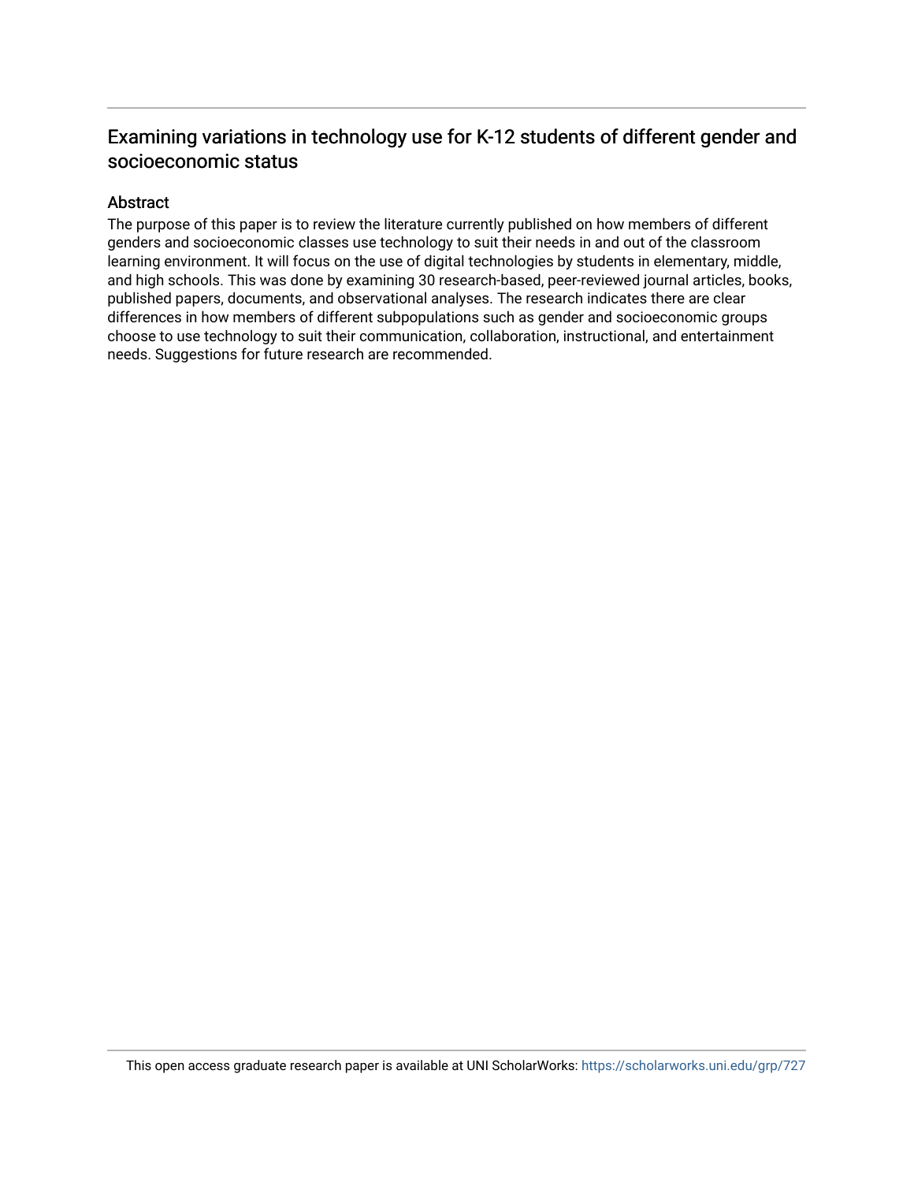## Examining variations in technology use for K-12 students of different gender and socioeconomic status

### Abstract

The purpose of this paper is to review the literature currently published on how members of different genders and socioeconomic classes use technology to suit their needs in and out of the classroom learning environment. It will focus on the use of digital technologies by students in elementary, middle, and high schools. This was done by examining 30 research-based, peer-reviewed journal articles, books, published papers, documents, and observational analyses. The research indicates there are clear differences in how members of different subpopulations such as gender and socioeconomic groups choose to use technology to suit their communication, collaboration, instructional, and entertainment needs. Suggestions for future research are recommended.

This open access graduate research paper is available at UNI ScholarWorks: https://scholarworks.uni.edu/grp/727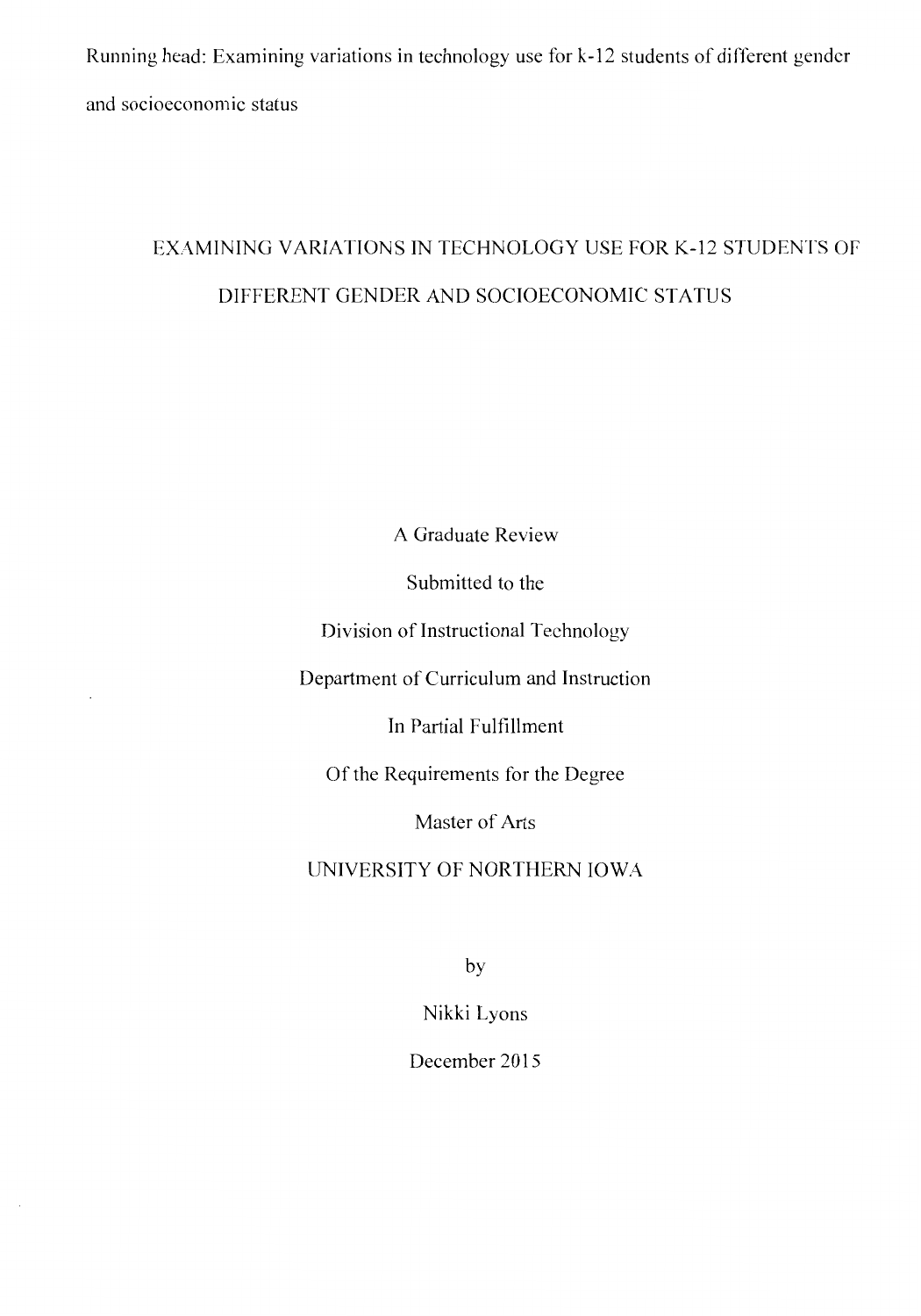Running head: Examining variations in technology use for k-12 students of different gender and socioeconomic status

# EXAMINING VARIATIONS IN TECHNOLOGY USE FOR K-12 STUDENTS OF DIFFERENT GENDER AND SOCIOECONOMIC STATUS

A Graduate Review

Submitted to the

Division of Instructional Technology

Department of Curriculum and Instruction

In Partial Fulfillment

Of the Requirements for the Degree

Master of Arts

UNIVERSITY OF NORTHERN IOWA

by

Nikki Lyons

December 2015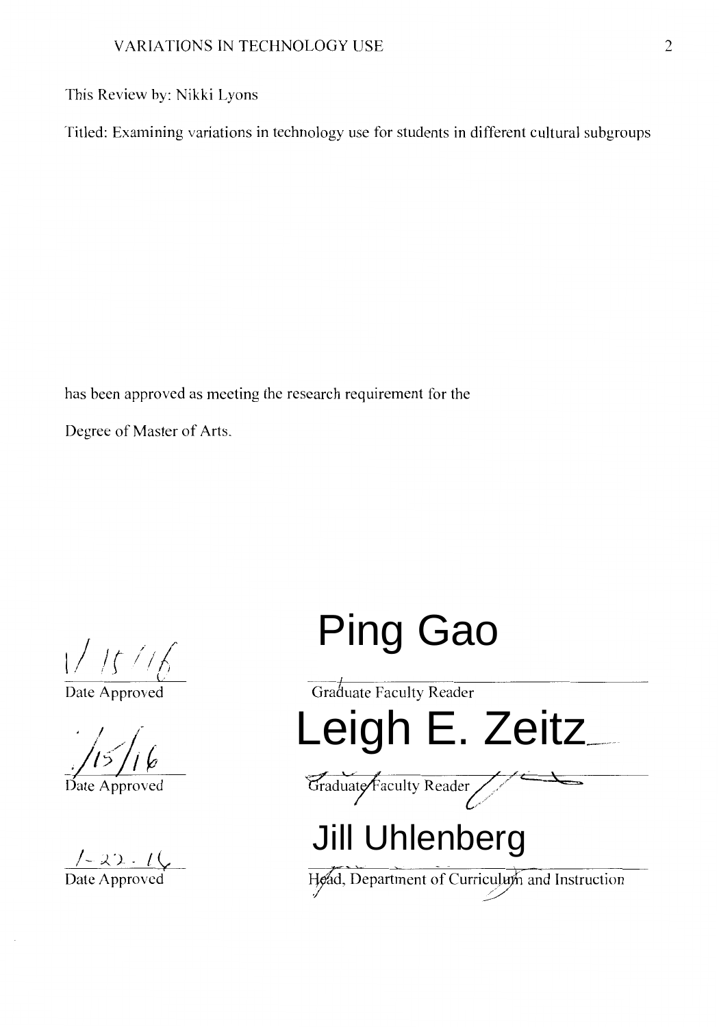This Review by: Nikki Lyons

Titled: Examining variations in technology use for students in different cultural subgroups

has been approved as meeting the research requirement for the

Degree of Master of Arts.

1/15/16
Date Approved

Ping Gao
Graduate Faculty Reader

1/15/16
Date Approved

Leigh E. Zeitz
Graduate Faculty Reader

1-22-16
Date Approved

Jill Uhlenberg
Head, Department of Curriculum and Instruction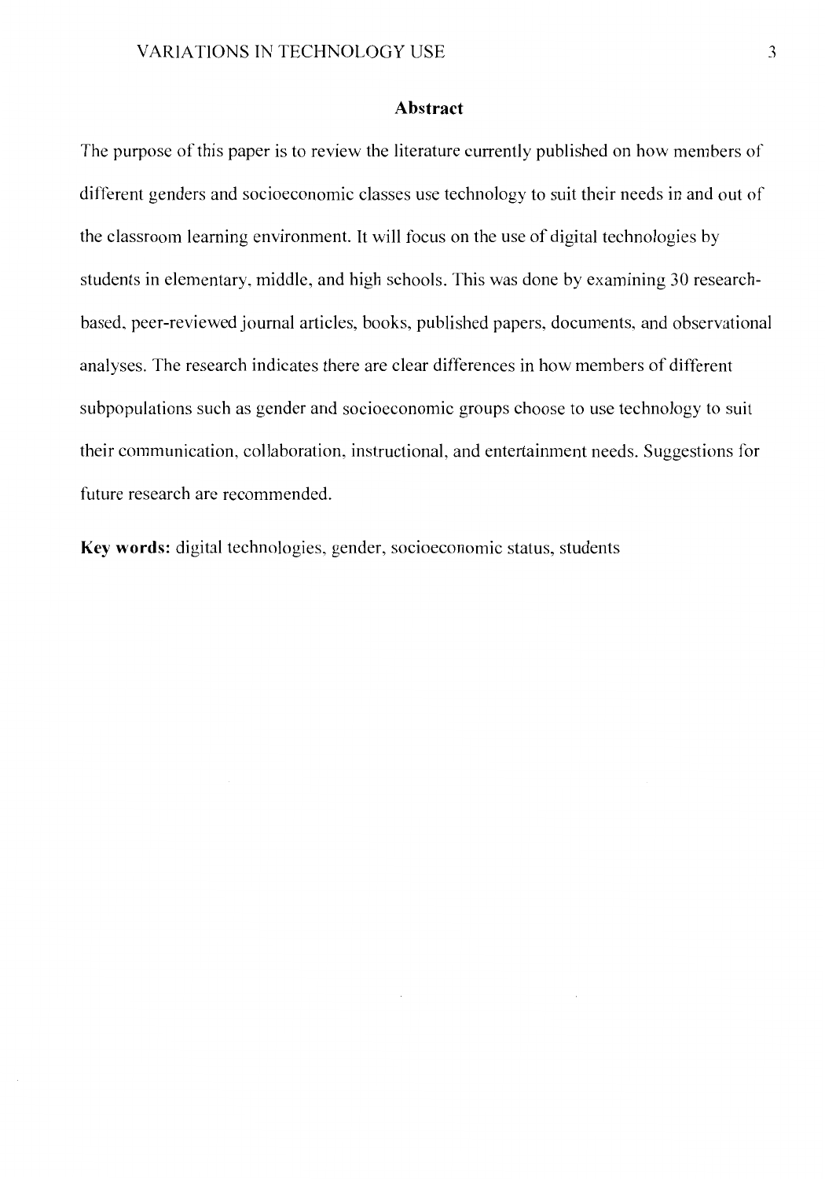## Abstract

The purpose of this paper is to review the literature currently published on how members of different genders and socioeconomic classes use technology to suit their needs in and out of the classroom learning environment. It will focus on the use of digital technologies by students in elementary, middle, and high schools. This was done by examining 30 research-based, peer-reviewed journal articles, books, published papers, documents, and observational analyses. The research indicates there are clear differences in how members of different subpopulations such as gender and socioeconomic groups choose to use technology to suit their communication, collaboration, instructional, and entertainment needs. Suggestions for future research are recommended.

**Key words:** digital technologies, gender, socioeconomic status, students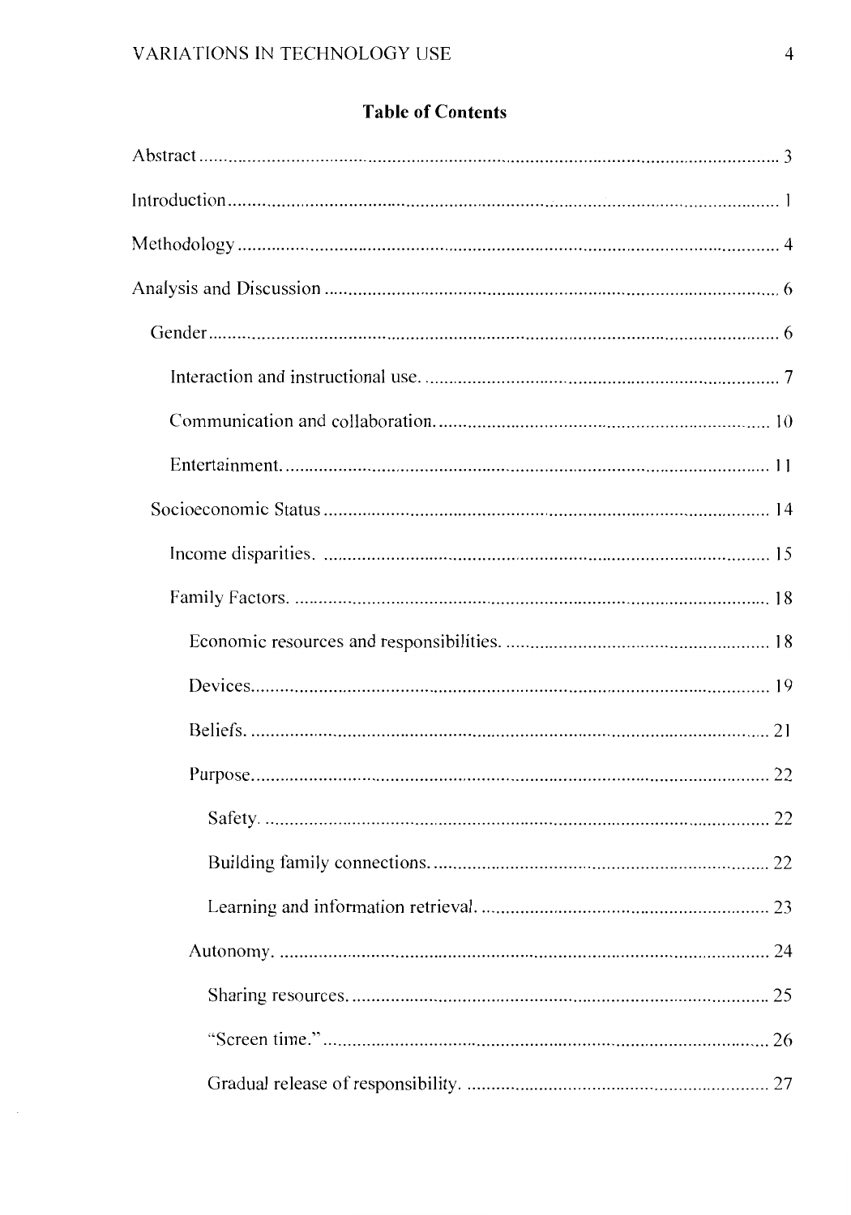## Table of Contents

Abstract ........................................................................................................................ 3

Introduction .................................................................................................................. 1

Methodology ................................................................................................................. 4

Analysis and Discussion ............................................................................................... 6

- Gender ..................................................................................................................... 6
  - Interaction and instructional use. ........................................................................ 7
  - Communication and collaboration. ..................................................................... 10
  - Entertainment. ..................................................................................................... 11
- Socioeconomic Status ............................................................................................. 14
  - Income disparities. .............................................................................................. 15
  - Family Factors. .................................................................................................... 18
    - Economic resources and responsibilities. ........................................................ 18
    - Devices ............................................................................................................. 19
    - Beliefs. .............................................................................................................. 21
    - Purpose ............................................................................................................. 22
      - Safety. .......................................................................................................... 22
      - Building family connections. ...................................................................... 22
      - Learning and information retrieval. ............................................................ 23
    - Autonomy. ........................................................................................................ 24
      - Sharing resources. ....................................................................................... 25
      - "Screen time." .............................................................................................. 26
      - Gradual release of responsibility. ............................................................... 27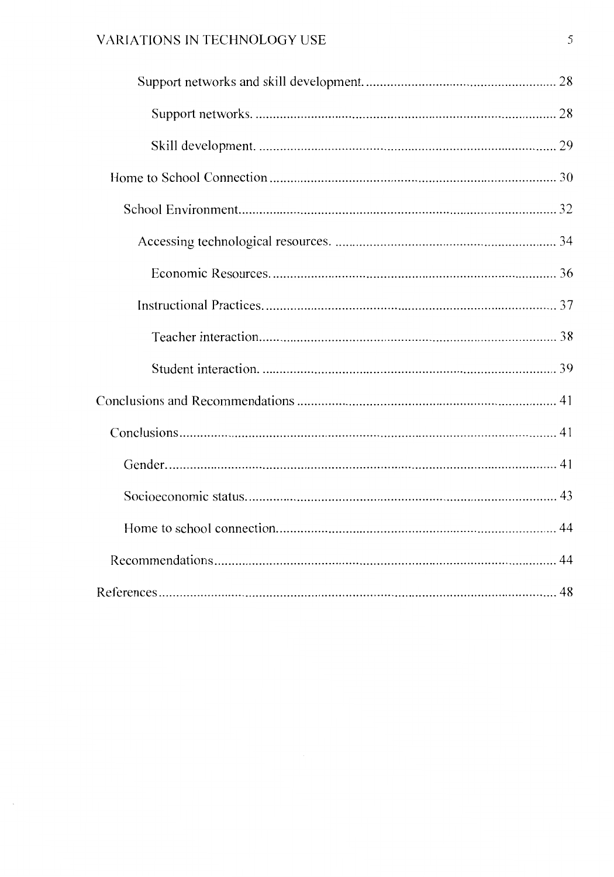Support networks and skill development. ........................................................ 28

Support networks. ........................................................................................ 28

Skill development. ....................................................................................... 29

Home to School Connection ................................................................................... 30

School Environment............................................................................................ 32

Accessing technological resources. ................................................................ 34

Economic Resources. .................................................................................. 36

Instructional Practices. .................................................................................... 37

Teacher interaction. .................................................................................... 38

Student interaction. .................................................................................... 39

Conclusions and Recommendations ........................................................................... 41

Conclusions ............................................................................................................ 41

Gender. ............................................................................................................... 41

Socioeconomic status. ........................................................................................ 43

Home to school connection. ................................................................................ 44

Recommendations .................................................................................................. 44

References .................................................................................................................. 48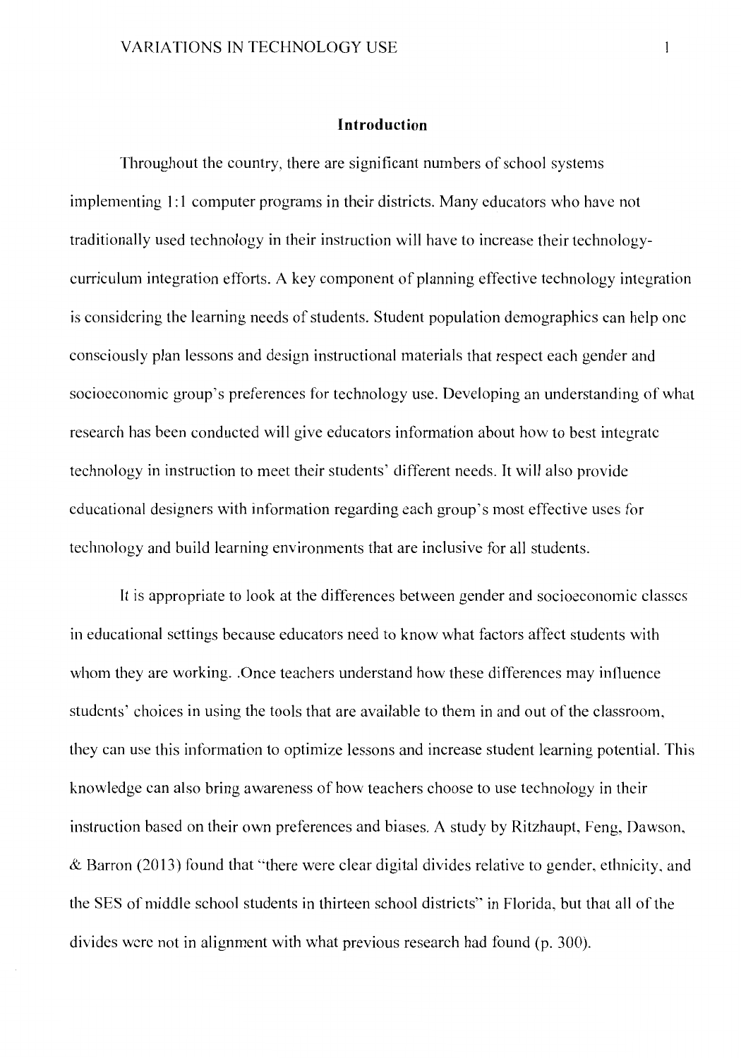## Introduction

Throughout the country, there are significant numbers of school systems implementing 1:1 computer programs in their districts. Many educators who have not traditionally used technology in their instruction will have to increase their technology-curriculum integration efforts. A key component of planning effective technology integration is considering the learning needs of students. Student population demographics can help one consciously plan lessons and design instructional materials that respect each gender and socioeconomic group's preferences for technology use. Developing an understanding of what research has been conducted will give educators information about how to best integrate technology in instruction to meet their students' different needs. It will also provide educational designers with information regarding each group's most effective uses for technology and build learning environments that are inclusive for all students.

It is appropriate to look at the differences between gender and socioeconomic classes in educational settings because educators need to know what factors affect students with whom they are working. .Once teachers understand how these differences may influence students' choices in using the tools that are available to them in and out of the classroom, they can use this information to optimize lessons and increase student learning potential. This knowledge can also bring awareness of how teachers choose to use technology in their instruction based on their own preferences and biases. A study by Ritzhaupt, Feng, Dawson, & Barron (2013) found that "there were clear digital divides relative to gender, ethnicity, and the SES of middle school students in thirteen school districts" in Florida, but that all of the divides were not in alignment with what previous research had found (p. 300).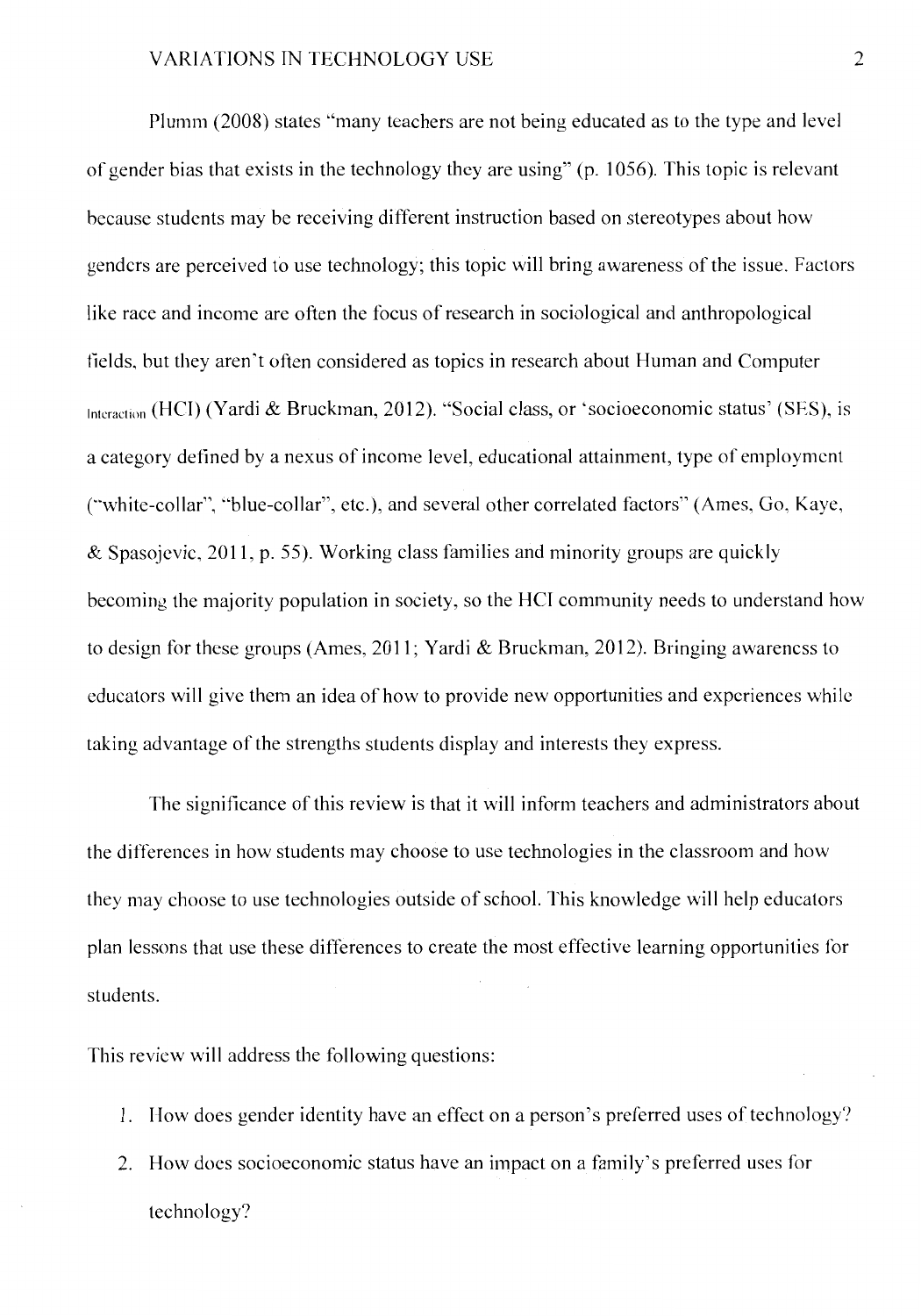Plumm (2008) states "many teachers are not being educated as to the type and level of gender bias that exists in the technology they are using" (p. 1056). This topic is relevant because students may be receiving different instruction based on stereotypes about how genders are perceived to use technology; this topic will bring awareness of the issue. Factors like race and income are often the focus of research in sociological and anthropological fields, but they aren't often considered as topics in research about Human and Computer Interaction (HCI) (Yardi & Bruckman, 2012). "Social class, or 'socioeconomic status' (SES), is a category defined by a nexus of income level, educational attainment, type of employment ("white-collar", "blue-collar", etc.), and several other correlated factors" (Ames, Go, Kaye, & Spasojevic, 2011, p. 55). Working class families and minority groups are quickly becoming the majority population in society, so the HCI community needs to understand how to design for these groups (Ames, 2011; Yardi & Bruckman, 2012). Bringing awareness to educators will give them an idea of how to provide new opportunities and experiences while taking advantage of the strengths students display and interests they express.

The significance of this review is that it will inform teachers and administrators about the differences in how students may choose to use technologies in the classroom and how they may choose to use technologies outside of school. This knowledge will help educators plan lessons that use these differences to create the most effective learning opportunities for students.

This review will address the following questions:

1. How does gender identity have an effect on a person's preferred uses of technology?
2. How does socioeconomic status have an impact on a family's preferred uses for technology?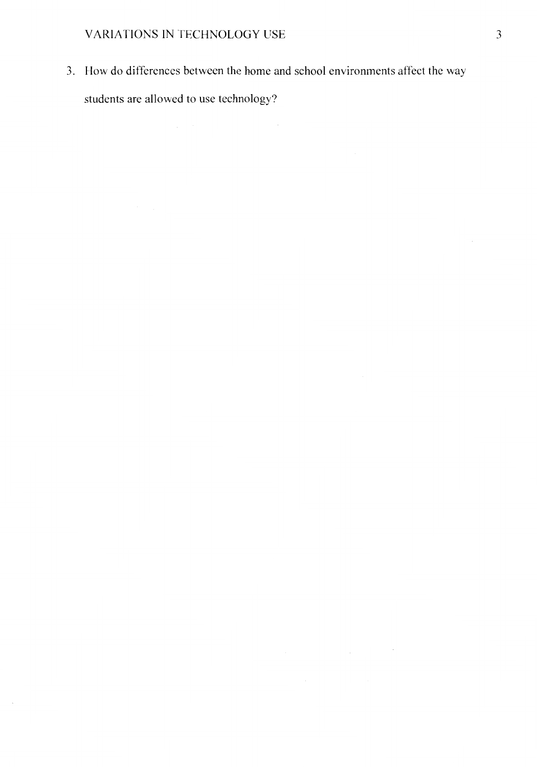3. How do differences between the home and school environments affect the way students are allowed to use technology?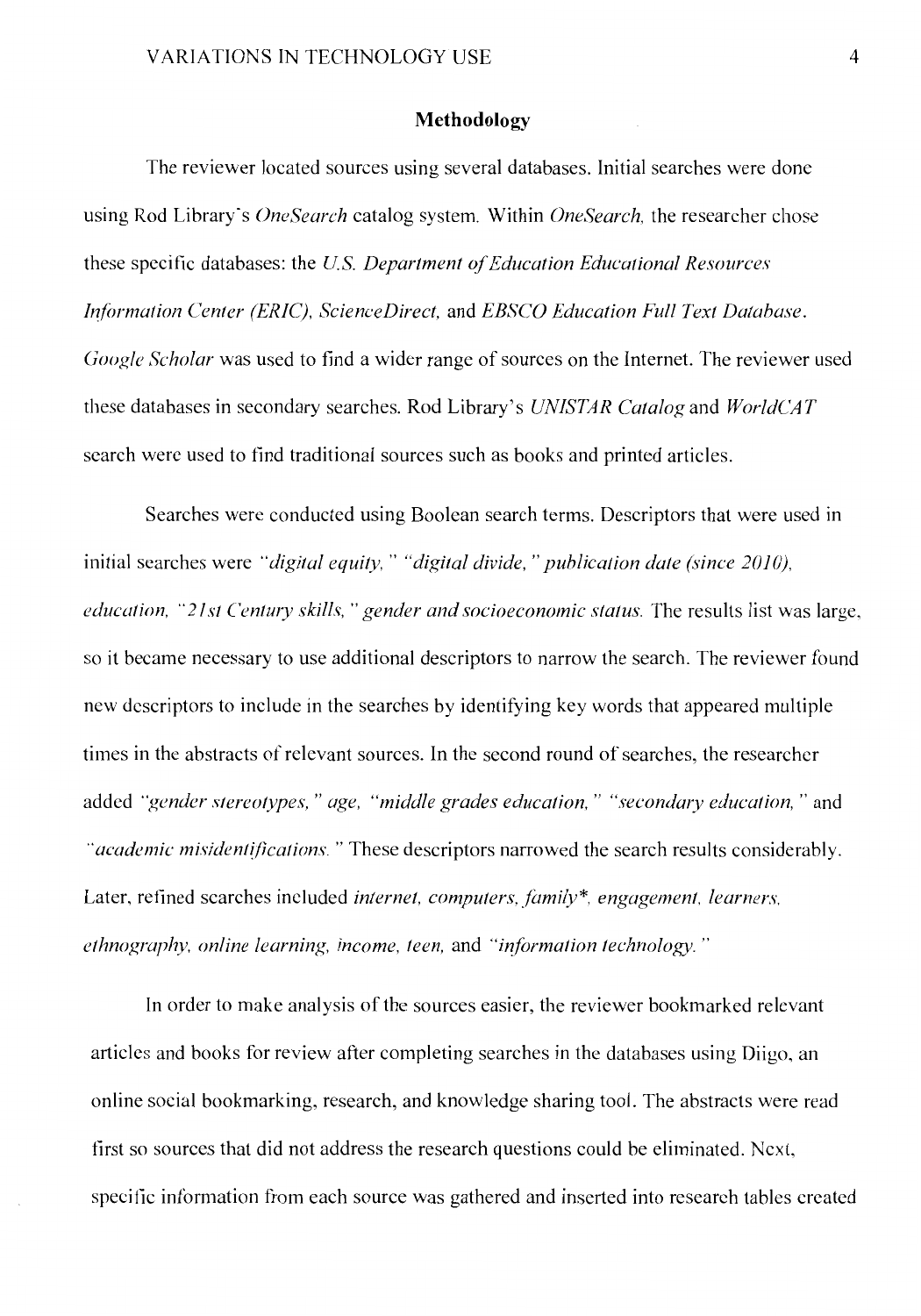## Methodology

The reviewer located sources using several databases. Initial searches were done using Rod Library's *OneSearch* catalog system. Within *OneSearch*, the researcher chose these specific databases: the *U.S. Department of Education Educational Resources Information Center (ERIC)*, *ScienceDirect*, and *EBSCO Education Full Text Database*. *Google Scholar* was used to find a wider range of sources on the Internet. The reviewer used these databases in secondary searches. Rod Library's *UNISTAR Catalog* and *WorldCAT* search were used to find traditional sources such as books and printed articles.

Searches were conducted using Boolean search terms. Descriptors that were used in initial searches were *"digital equity," "digital divide," publication date (since 2010), education, "21st Century skills," gender and socioeconomic status*. The results list was large, so it became necessary to use additional descriptors to narrow the search. The reviewer found new descriptors to include in the searches by identifying key words that appeared multiple times in the abstracts of relevant sources. In the second round of searches, the researcher added *"gender stereotypes," age, "middle grades education," "secondary education,"* and *"academic misidentifications."* These descriptors narrowed the search results considerably. Later, refined searches included *internet, computers, family*, engagement, learners, ethnography, online learning, income, teen,* and *"information technology."*

In order to make analysis of the sources easier, the reviewer bookmarked relevant articles and books for review after completing searches in the databases using Diigo, an online social bookmarking, research, and knowledge sharing tool. The abstracts were read first so sources that did not address the research questions could be eliminated. Next, specific information from each source was gathered and inserted into research tables created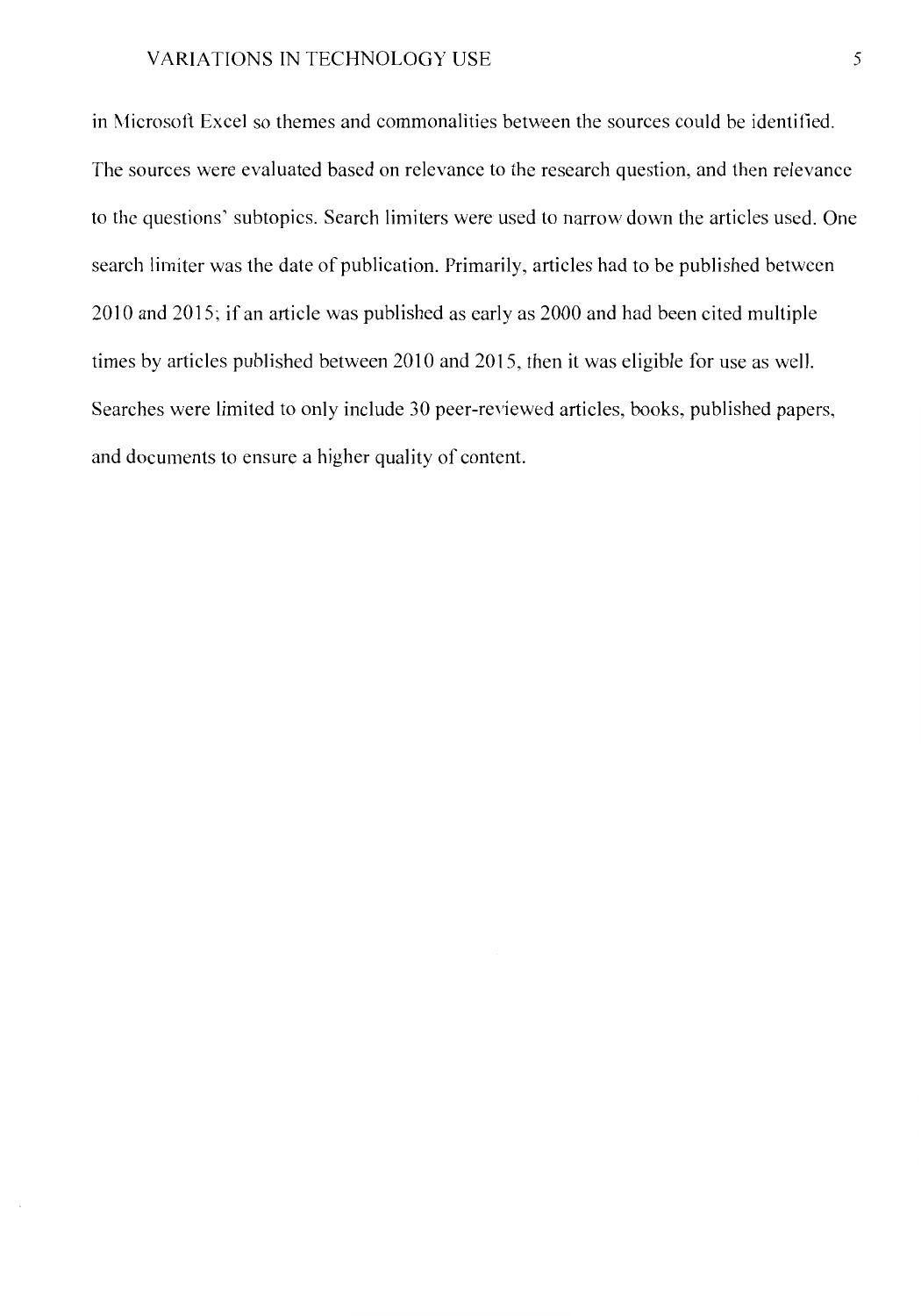in Microsoft Excel so themes and commonalities between the sources could be identified. The sources were evaluated based on relevance to the research question, and then relevance to the questions' subtopics. Search limiters were used to narrow down the articles used. One search limiter was the date of publication. Primarily, articles had to be published between 2010 and 2015; if an article was published as early as 2000 and had been cited multiple times by articles published between 2010 and 2015, then it was eligible for use as well. Searches were limited to only include 30 peer-reviewed articles, books, published papers, and documents to ensure a higher quality of content.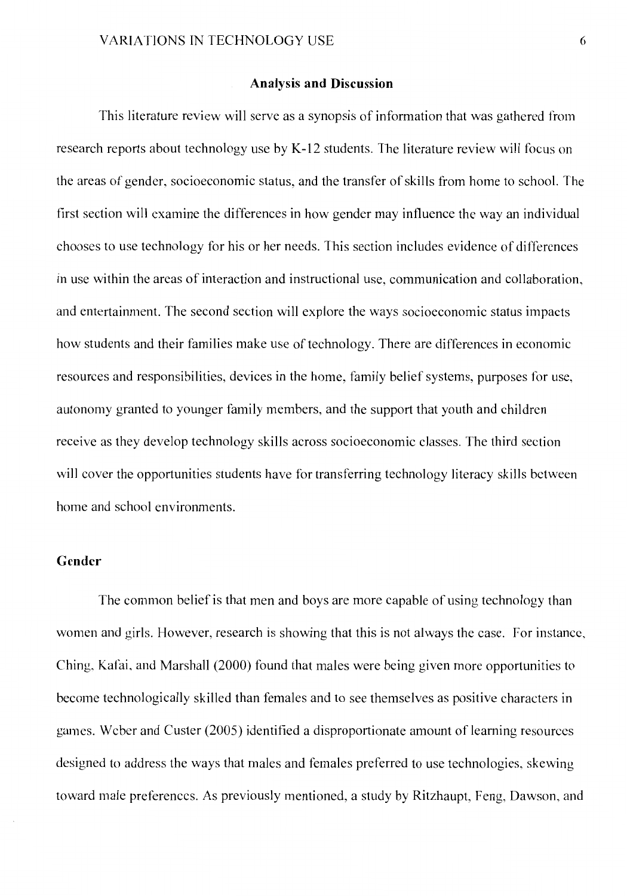## Analysis and Discussion

This literature review will serve as a synopsis of information that was gathered from research reports about technology use by K-12 students. The literature review will focus on the areas of gender, socioeconomic status, and the transfer of skills from home to school. The first section will examine the differences in how gender may influence the way an individual chooses to use technology for his or her needs. This section includes evidence of differences in use within the areas of interaction and instructional use, communication and collaboration, and entertainment. The second section will explore the ways socioeconomic status impacts how students and their families make use of technology. There are differences in economic resources and responsibilities, devices in the home, family belief systems, purposes for use, autonomy granted to younger family members, and the support that youth and children receive as they develop technology skills across socioeconomic classes. The third section will cover the opportunities students have for transferring technology literacy skills between home and school environments.

### Gender

The common belief is that men and boys are more capable of using technology than women and girls. However, research is showing that this is not always the case. For instance, Ching, Kafai, and Marshall (2000) found that males were being given more opportunities to become technologically skilled than females and to see themselves as positive characters in games. Weber and Custer (2005) identified a disproportionate amount of learning resources designed to address the ways that males and females preferred to use technologies, skewing toward male preferences. As previously mentioned, a study by Ritzhaupt, Feng, Dawson, and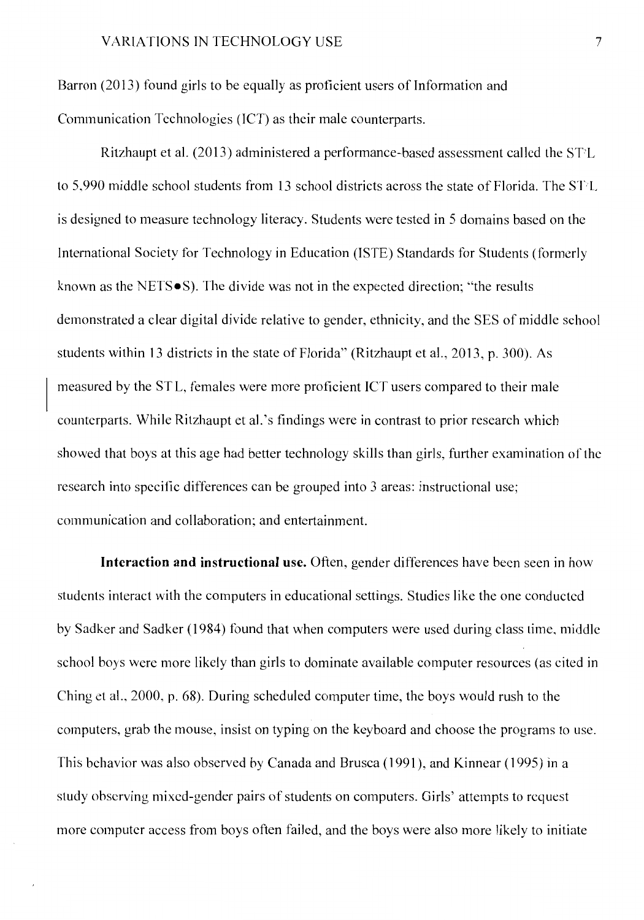Barron (2013) found girls to be equally as proficient users of Information and Communication Technologies (ICT) as their male counterparts.

Ritzhaupt et al. (2013) administered a performance-based assessment called the ST²L to 5,990 middle school students from 13 school districts across the state of Florida. The ST²L is designed to measure technology literacy. Students were tested in 5 domains based on the International Society for Technology in Education (ISTE) Standards for Students (formerly known as the NETS•S). The divide was not in the expected direction; "the results demonstrated a clear digital divide relative to gender, ethnicity, and the SES of middle school students within 13 districts in the state of Florida" (Ritzhaupt et al., 2013, p. 300). As measured by the ST²L, females were more proficient ICT users compared to their male counterparts. While Ritzhaupt et al.'s findings were in contrast to prior research which showed that boys at this age had better technology skills than girls, further examination of the research into specific differences can be grouped into 3 areas: instructional use; communication and collaboration; and entertainment.

**Interaction and instructional use.** Often, gender differences have been seen in how students interact with the computers in educational settings. Studies like the one conducted by Sadker and Sadker (1984) found that when computers were used during class time, middle school boys were more likely than girls to dominate available computer resources (as cited in Ching et al., 2000, p. 68). During scheduled computer time, the boys would rush to the computers, grab the mouse, insist on typing on the keyboard and choose the programs to use. This behavior was also observed by Canada and Brusca (1991), and Kinnear (1995) in a study observing mixed-gender pairs of students on computers. Girls' attempts to request more computer access from boys often failed, and the boys were also more likely to initiate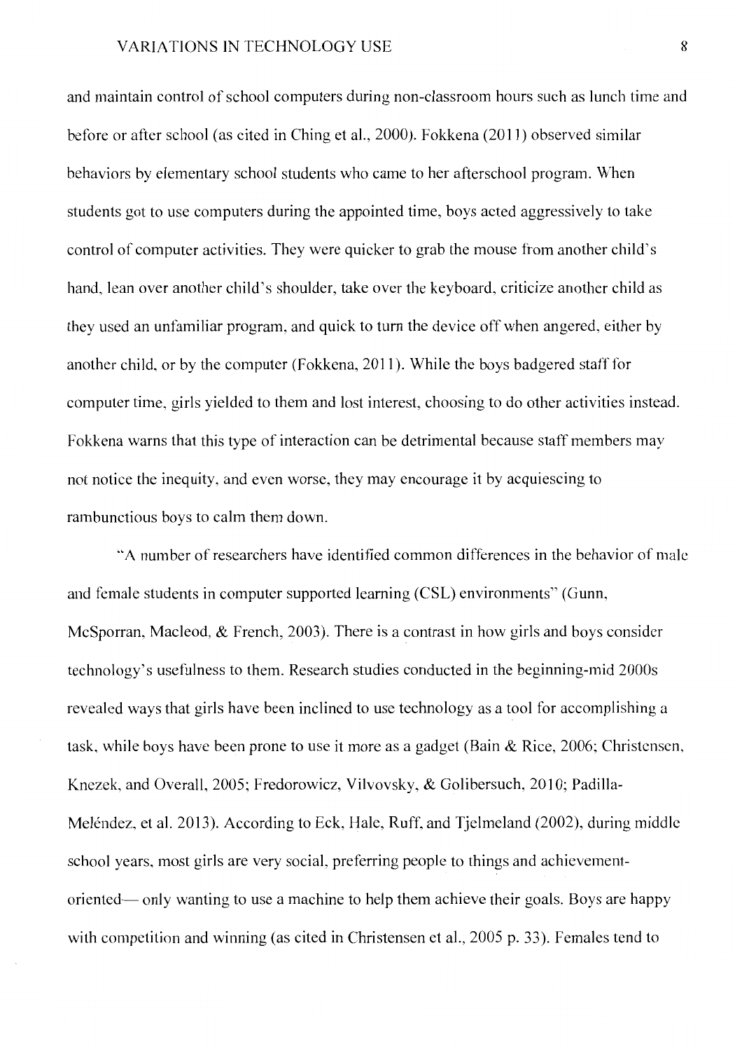and maintain control of school computers during non-classroom hours such as lunch time and before or after school (as cited in Ching et al., 2000). Fokkena (2011) observed similar behaviors by elementary school students who came to her afterschool program. When students got to use computers during the appointed time, boys acted aggressively to take control of computer activities. They were quicker to grab the mouse from another child's hand, lean over another child's shoulder, take over the keyboard, criticize another child as they used an unfamiliar program, and quick to turn the device off when angered, either by another child, or by the computer (Fokkena, 2011). While the boys badgered staff for computer time, girls yielded to them and lost interest, choosing to do other activities instead. Fokkena warns that this type of interaction can be detrimental because staff members may not notice the inequity, and even worse, they may encourage it by acquiescing to rambunctious boys to calm them down.

"A number of researchers have identified common differences in the behavior of male and female students in computer supported learning (CSL) environments" (Gunn, McSporran, Macleod, & French, 2003). There is a contrast in how girls and boys consider technology's usefulness to them. Research studies conducted in the beginning-mid 2000s revealed ways that girls have been inclined to use technology as a tool for accomplishing a task, while boys have been prone to use it more as a gadget (Bain & Rice, 2006; Christensen, Knezek, and Overall, 2005; Fredorowicz, Vilvovsky, & Golibersuch, 2010; Padilla-Meléndez, et al. 2013). According to Eck, Hale, Ruff, and Tjelmeland (2002), during middle school years, most girls are very social, preferring people to things and achievement-oriented— only wanting to use a machine to help them achieve their goals. Boys are happy with competition and winning (as cited in Christensen et al., 2005 p. 33). Females tend to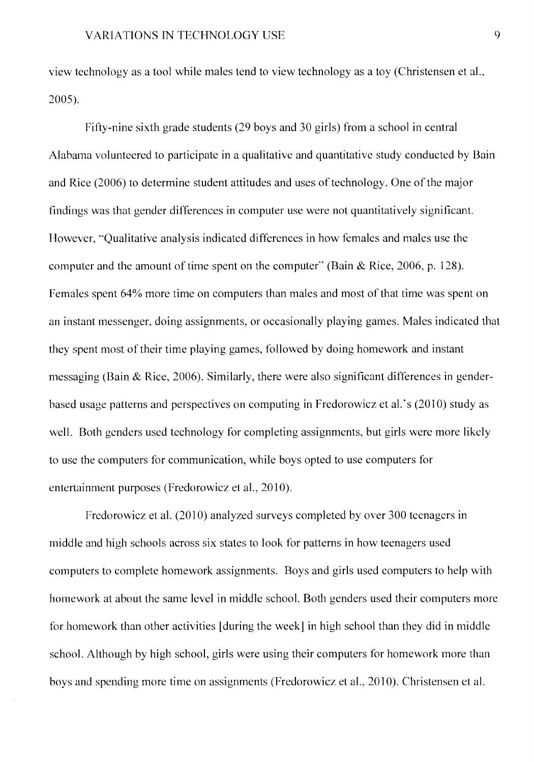view technology as a tool while males tend to view technology as a toy (Christensen et al., 2005).

Fifty-nine sixth grade students (29 boys and 30 girls) from a school in central Alabama volunteered to participate in a qualitative and quantitative study conducted by Bain and Rice (2006) to determine student attitudes and uses of technology. One of the major findings was that gender differences in computer use were not quantitatively significant. However, "Qualitative analysis indicated differences in how females and males use the computer and the amount of time spent on the computer" (Bain & Rice, 2006, p. 128). Females spent 64% more time on computers than males and most of that time was spent on an instant messenger, doing assignments, or occasionally playing games. Males indicated that they spent most of their time playing games, followed by doing homework and instant messaging (Bain & Rice, 2006). Similarly, there were also significant differences in gender-based usage patterns and perspectives on computing in Fredorowicz et al.'s (2010) study as well. Both genders used technology for completing assignments, but girls were more likely to use the computers for communication, while boys opted to use computers for entertainment purposes (Fredorowicz et al., 2010).

Fredorowicz et al. (2010) analyzed surveys completed by over 300 teenagers in middle and high schools across six states to look for patterns in how teenagers used computers to complete homework assignments. Boys and girls used computers to help with homework at about the same level in middle school. Both genders used their computers more for homework than other activities [during the week] in high school than they did in middle school. Although by high school, girls were using their computers for homework more than boys and spending more time on assignments (Fredorowicz et al., 2010). Christensen et al.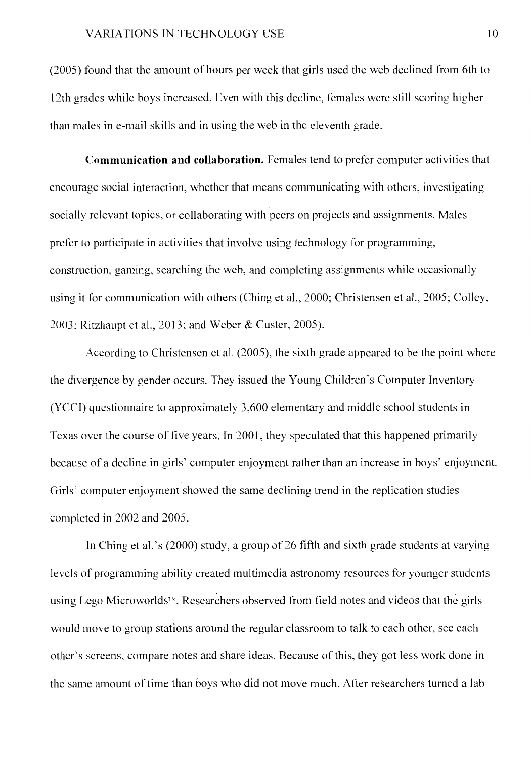(2005) found that the amount of hours per week that girls used the web declined from 6th to 12th grades while boys increased. Even with this decline, females were still scoring higher than males in e-mail skills and in using the web in the eleventh grade.

**Communication and collaboration.** Females tend to prefer computer activities that encourage social interaction, whether that means communicating with others, investigating socially relevant topics, or collaborating with peers on projects and assignments. Males prefer to participate in activities that involve using technology for programming, construction, gaming, searching the web, and completing assignments while occasionally using it for communication with others (Ching et al., 2000; Christensen et al., 2005; Colley, 2003; Ritzhaupt et al., 2013; and Weber & Custer, 2005).

According to Christensen et al. (2005), the sixth grade appeared to be the point where the divergence by gender occurs. They issued the Young Children's Computer Inventory (YCCI) questionnaire to approximately 3,600 elementary and middle school students in Texas over the course of five years. In 2001, they speculated that this happened primarily because of a decline in girls' computer enjoyment rather than an increase in boys' enjoyment. Girls' computer enjoyment showed the same declining trend in the replication studies completed in 2002 and 2005.

In Ching et al.'s (2000) study, a group of 26 fifth and sixth grade students at varying levels of programming ability created multimedia astronomy resources for younger students using Lego Microworlds™. Researchers observed from field notes and videos that the girls would move to group stations around the regular classroom to talk to each other, see each other's screens, compare notes and share ideas. Because of this, they got less work done in the same amount of time than boys who did not move much. After researchers turned a lab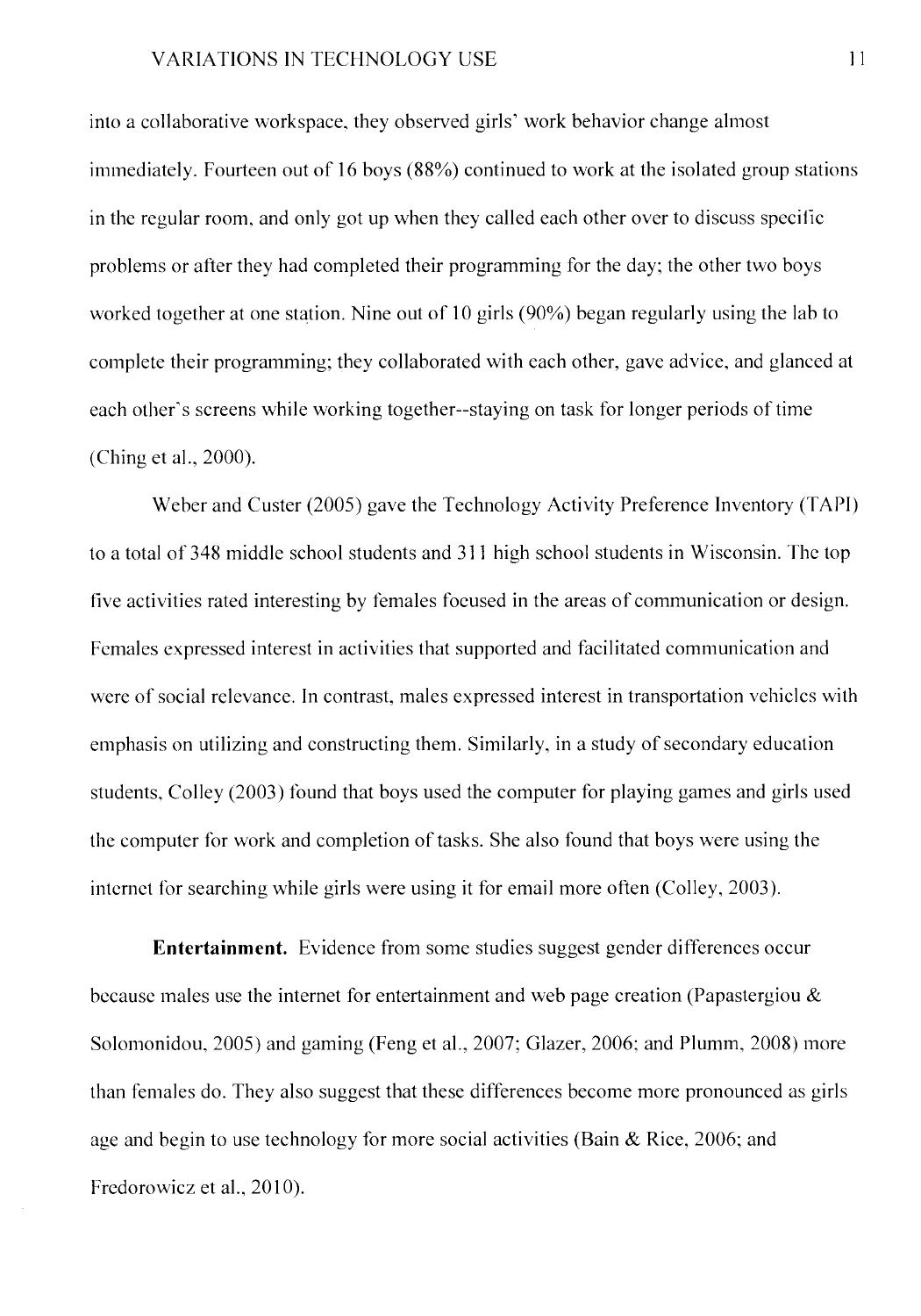into a collaborative workspace, they observed girls' work behavior change almost immediately. Fourteen out of 16 boys (88%) continued to work at the isolated group stations in the regular room, and only got up when they called each other over to discuss specific problems or after they had completed their programming for the day; the other two boys worked together at one station. Nine out of 10 girls (90%) began regularly using the lab to complete their programming; they collaborated with each other, gave advice, and glanced at each other's screens while working together--staying on task for longer periods of time (Ching et al., 2000).

Weber and Custer (2005) gave the Technology Activity Preference Inventory (TAPI) to a total of 348 middle school students and 311 high school students in Wisconsin. The top five activities rated interesting by females focused in the areas of communication or design. Females expressed interest in activities that supported and facilitated communication and were of social relevance. In contrast, males expressed interest in transportation vehicles with emphasis on utilizing and constructing them. Similarly, in a study of secondary education students, Colley (2003) found that boys used the computer for playing games and girls used the computer for work and completion of tasks. She also found that boys were using the internet for searching while girls were using it for email more often (Colley, 2003).

**Entertainment.** Evidence from some studies suggest gender differences occur because males use the internet for entertainment and web page creation (Papastergiou & Solomonidou, 2005) and gaming (Feng et al., 2007; Glazer, 2006; and Plumm, 2008) more than females do. They also suggest that these differences become more pronounced as girls age and begin to use technology for more social activities (Bain & Rice, 2006; and Fredorowicz et al., 2010).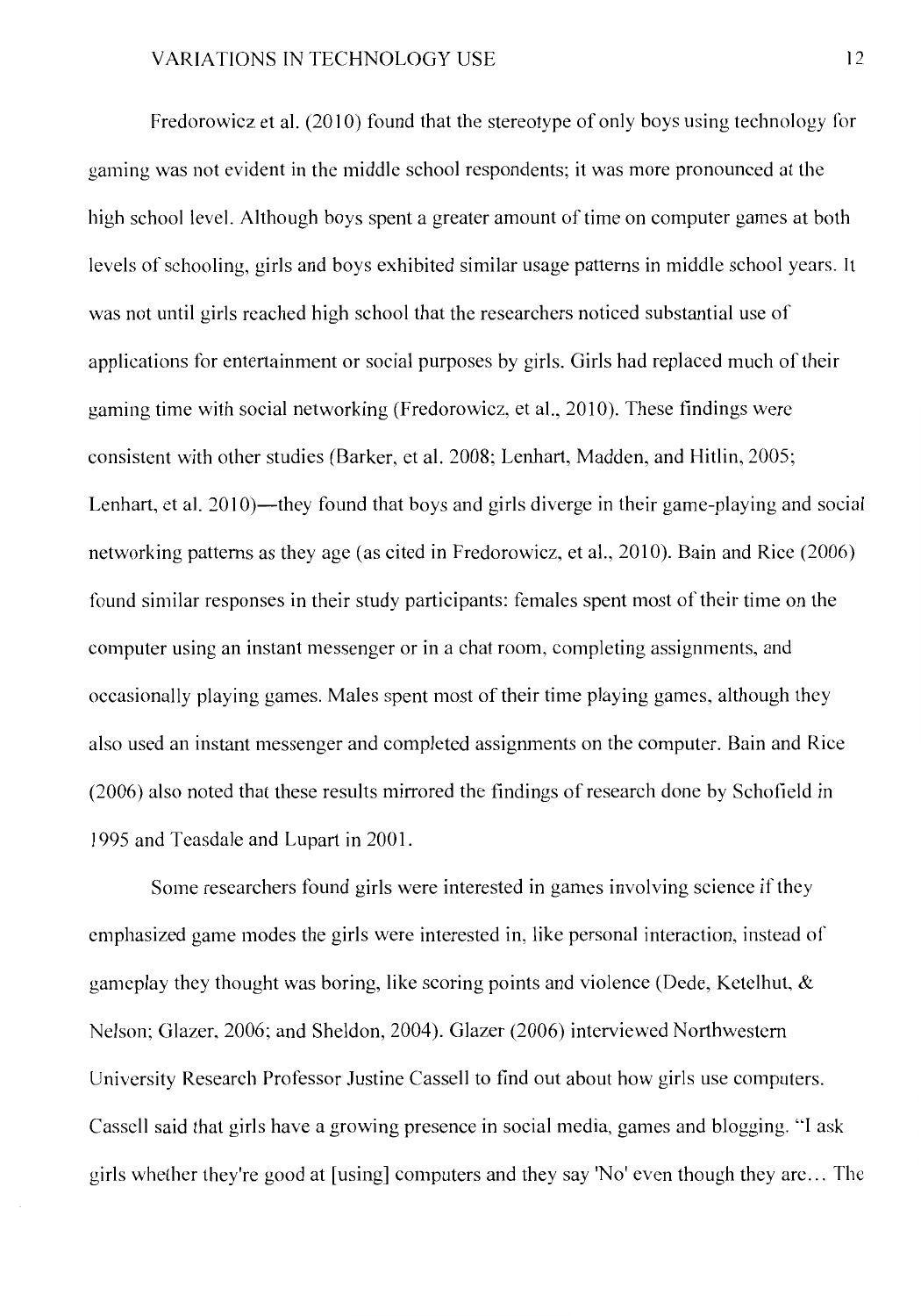Fredorowicz et al. (2010) found that the stereotype of only boys using technology for gaming was not evident in the middle school respondents; it was more pronounced at the high school level. Although boys spent a greater amount of time on computer games at both levels of schooling, girls and boys exhibited similar usage patterns in middle school years. It was not until girls reached high school that the researchers noticed substantial use of applications for entertainment or social purposes by girls. Girls had replaced much of their gaming time with social networking (Fredorowicz, et al., 2010). These findings were consistent with other studies (Barker, et al. 2008; Lenhart, Madden, and Hitlin, 2005; Lenhart, et al. 2010)—they found that boys and girls diverge in their game-playing and social networking patterns as they age (as cited in Fredorowicz, et al., 2010). Bain and Rice (2006) found similar responses in their study participants: females spent most of their time on the computer using an instant messenger or in a chat room, completing assignments, and occasionally playing games. Males spent most of their time playing games, although they also used an instant messenger and completed assignments on the computer. Bain and Rice (2006) also noted that these results mirrored the findings of research done by Schofield in 1995 and Teasdale and Lupart in 2001.

Some researchers found girls were interested in games involving science if they emphasized game modes the girls were interested in, like personal interaction, instead of gameplay they thought was boring, like scoring points and violence (Dede, Ketelhut, & Nelson; Glazer, 2006; and Sheldon, 2004). Glazer (2006) interviewed Northwestern University Research Professor Justine Cassell to find out about how girls use computers. Cassell said that girls have a growing presence in social media, games and blogging. "I ask girls whether they're good at [using] computers and they say 'No' even though they are… The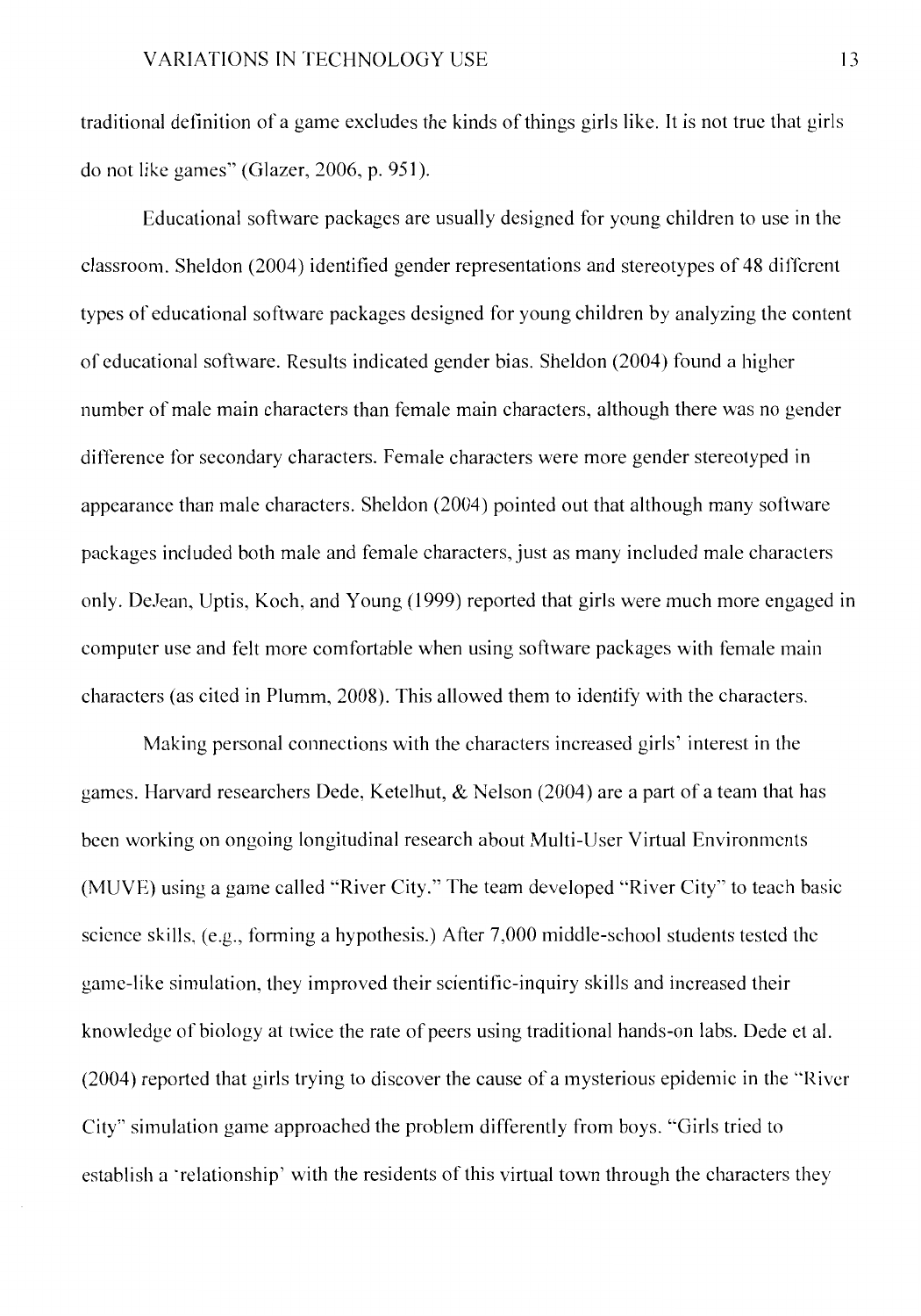traditional definition of a game excludes the kinds of things girls like. It is not true that girls do not like games" (Glazer, 2006, p. 951).

Educational software packages are usually designed for young children to use in the classroom. Sheldon (2004) identified gender representations and stereotypes of 48 different types of educational software packages designed for young children by analyzing the content of educational software. Results indicated gender bias. Sheldon (2004) found a higher number of male main characters than female main characters, although there was no gender difference for secondary characters. Female characters were more gender stereotyped in appearance than male characters. Sheldon (2004) pointed out that although many software packages included both male and female characters, just as many included male characters only. DeJean, Uptis, Koch, and Young (1999) reported that girls were much more engaged in computer use and felt more comfortable when using software packages with female main characters (as cited in Plumm, 2008). This allowed them to identify with the characters.

Making personal connections with the characters increased girls' interest in the games. Harvard researchers Dede, Ketelhut, & Nelson (2004) are a part of a team that has been working on ongoing longitudinal research about Multi-User Virtual Environments (MUVE) using a game called "River City." The team developed "River City" to teach basic science skills, (e.g., forming a hypothesis.) After 7,000 middle-school students tested the game-like simulation, they improved their scientific-inquiry skills and increased their knowledge of biology at twice the rate of peers using traditional hands-on labs. Dede et al. (2004) reported that girls trying to discover the cause of a mysterious epidemic in the "River City" simulation game approached the problem differently from boys. "Girls tried to establish a 'relationship' with the residents of this virtual town through the characters they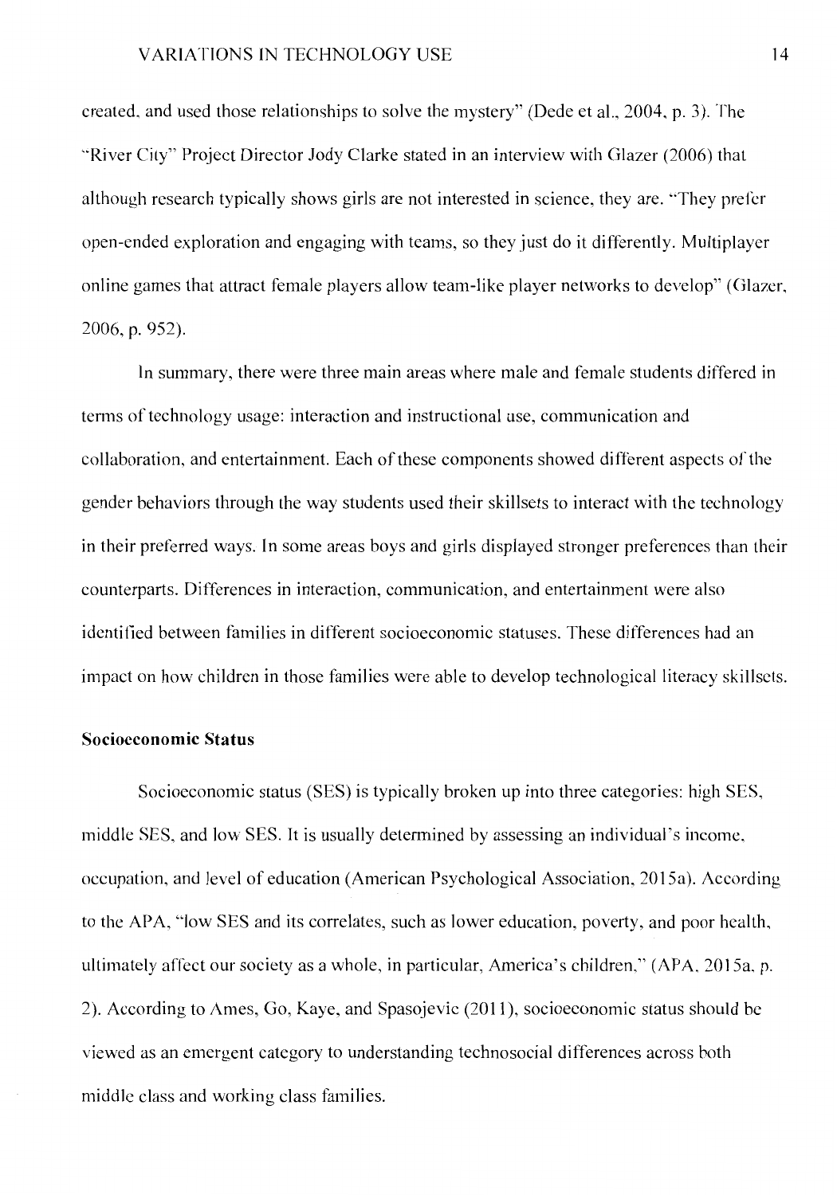created, and used those relationships to solve the mystery" (Dede et al., 2004, p. 3). The "River City" Project Director Jody Clarke stated in an interview with Glazer (2006) that although research typically shows girls are not interested in science, they are. "They prefer open-ended exploration and engaging with teams, so they just do it differently. Multiplayer online games that attract female players allow team-like player networks to develop" (Glazer, 2006, p. 952).

In summary, there were three main areas where male and female students differed in terms of technology usage: interaction and instructional use, communication and collaboration, and entertainment. Each of these components showed different aspects of the gender behaviors through the way students used their skillsets to interact with the technology in their preferred ways. In some areas boys and girls displayed stronger preferences than their counterparts. Differences in interaction, communication, and entertainment were also identified between families in different socioeconomic statuses. These differences had an impact on how children in those families were able to develop technological literacy skillsets.

**Socioeconomic Status**

Socioeconomic status (SES) is typically broken up into three categories: high SES, middle SES, and low SES. It is usually determined by assessing an individual's income, occupation, and level of education (American Psychological Association, 2015a). According to the APA, "low SES and its correlates, such as lower education, poverty, and poor health, ultimately affect our society as a whole, in particular, America's children," (APA, 2015a, p. 2). According to Ames, Go, Kaye, and Spasojevic (2011), socioeconomic status should be viewed as an emergent category to understanding technosocial differences across both middle class and working class families.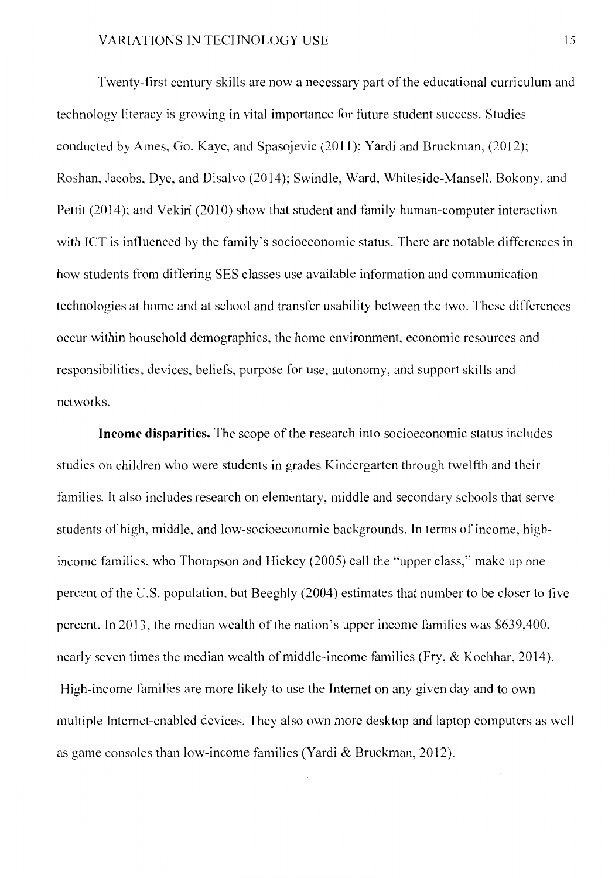Twenty-first century skills are now a necessary part of the educational curriculum and technology literacy is growing in vital importance for future student success. Studies conducted by Ames, Go, Kaye, and Spasojevic (2011); Yardi and Bruckman, (2012); Roshan, Jacobs, Dye, and Disalvo (2014); Swindle, Ward, Whiteside-Mansell, Bokony, and Pettit (2014); and Vekiri (2010) show that student and family human-computer interaction with ICT is influenced by the family's socioeconomic status. There are notable differences in how students from differing SES classes use available information and communication technologies at home and at school and transfer usability between the two. These differences occur within household demographics, the home environment, economic resources and responsibilities, devices, beliefs, purpose for use, autonomy, and support skills and networks.

**Income disparities.** The scope of the research into socioeconomic status includes studies on children who were students in grades Kindergarten through twelfth and their families. It also includes research on elementary, middle and secondary schools that serve students of high, middle, and low-socioeconomic backgrounds. In terms of income, high-income families, who Thompson and Hickey (2005) call the "upper class," make up one percent of the U.S. population, but Beeghly (2004) estimates that number to be closer to five percent. In 2013, the median wealth of the nation's upper income families was $639,400, nearly seven times the median wealth of middle-income families (Fry, & Kochhar, 2014). High-income families are more likely to use the Internet on any given day and to own multiple Internet-enabled devices. They also own more desktop and laptop computers as well as game consoles than low-income families (Yardi & Bruckman, 2012).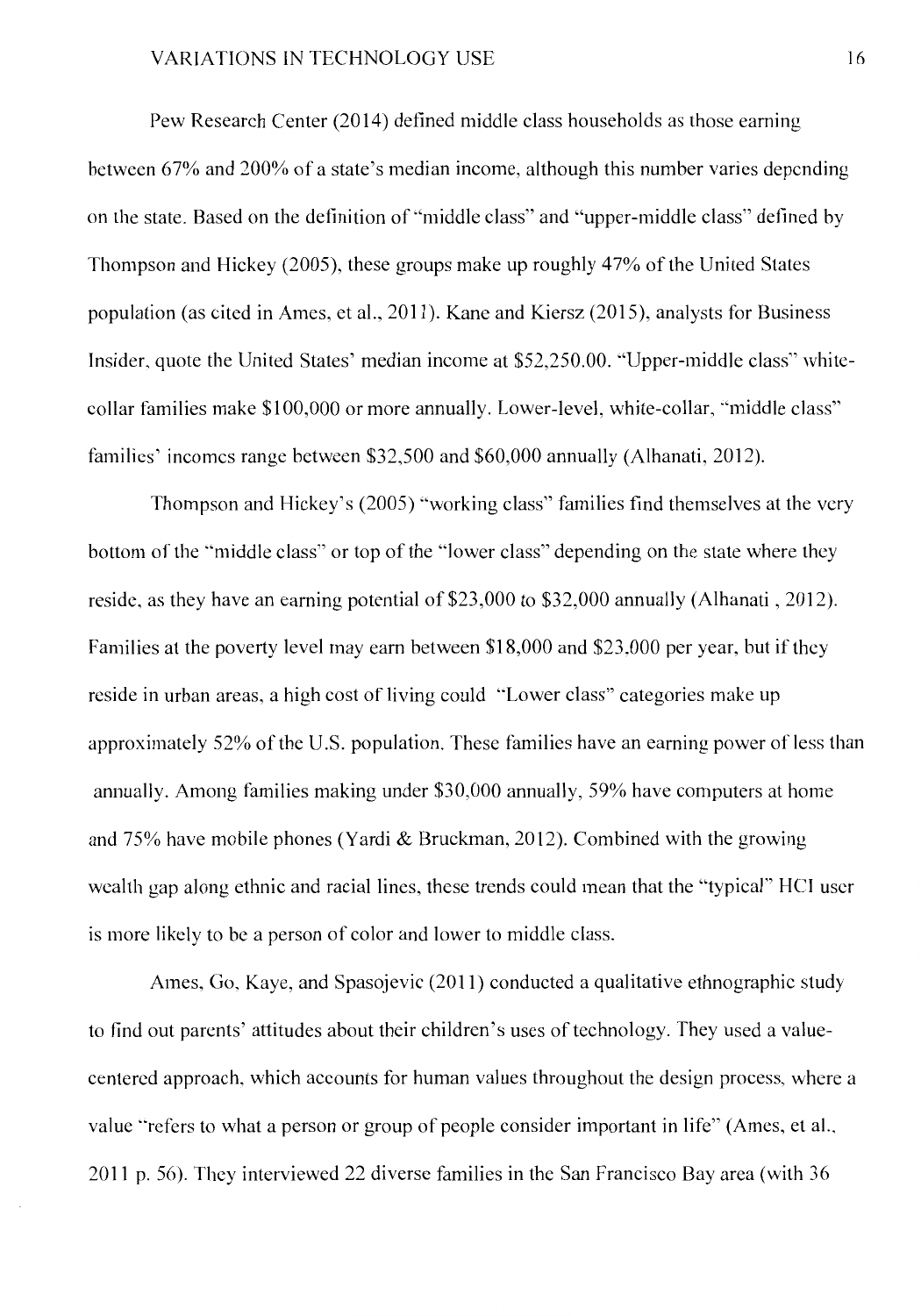Pew Research Center (2014) defined middle class households as those earning between 67% and 200% of a state's median income, although this number varies depending on the state. Based on the definition of "middle class" and "upper-middle class" defined by Thompson and Hickey (2005), these groups make up roughly 47% of the United States population (as cited in Ames, et al., 2011). Kane and Kiersz (2015), analysts for Business Insider, quote the United States' median income at $52,250.00. "Upper-middle class" white-collar families make $100,000 or more annually. Lower-level, white-collar, "middle class" families' incomes range between $32,500 and $60,000 annually (Alhanati, 2012).

Thompson and Hickey's (2005) "working class" families find themselves at the very bottom of the "middle class" or top of the "lower class" depending on the state where they reside, as they have an earning potential of $23,000 to $32,000 annually (Alhanati , 2012). Families at the poverty level may earn between $18,000 and $23,000 per year, but if they reside in urban areas, a high cost of living could "Lower class" categories make up approximately 52% of the U.S. population. These families have an earning power of less than annually. Among families making under $30,000 annually, 59% have computers at home and 75% have mobile phones (Yardi & Bruckman, 2012). Combined with the growing wealth gap along ethnic and racial lines, these trends could mean that the "typical" HCI user is more likely to be a person of color and lower to middle class.

Ames, Go, Kaye, and Spasojevic (2011) conducted a qualitative ethnographic study to find out parents' attitudes about their children's uses of technology. They used a value-centered approach, which accounts for human values throughout the design process, where a value "refers to what a person or group of people consider important in life" (Ames, et al., 2011 p. 56). They interviewed 22 diverse families in the San Francisco Bay area (with 36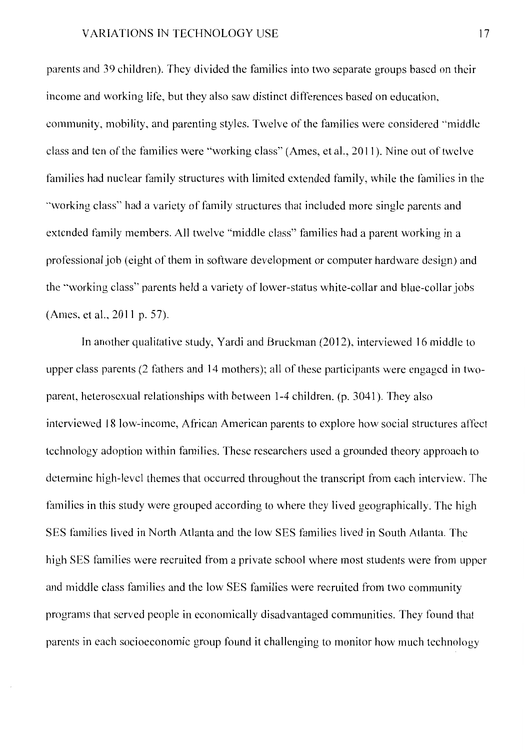parents and 39 children). They divided the families into two separate groups based on their income and working life, but they also saw distinct differences based on education, community, mobility, and parenting styles. Twelve of the families were considered "middle class and ten of the families were "working class" (Ames, et al., 2011). Nine out of twelve families had nuclear family structures with limited extended family, while the families in the "working class" had a variety of family structures that included more single parents and extended family members. All twelve "middle class" families had a parent working in a professional job (eight of them in software development or computer hardware design) and the "working class" parents held a variety of lower-status white-collar and blue-collar jobs (Ames, et al., 2011 p. 57).

In another qualitative study, Yardi and Bruckman (2012), interviewed 16 middle to upper class parents (2 fathers and 14 mothers); all of these participants were engaged in two-parent, heterosexual relationships with between 1-4 children. (p. 3041). They also interviewed 18 low-income, African American parents to explore how social structures affect technology adoption within families. These researchers used a grounded theory approach to determine high-level themes that occurred throughout the transcript from each interview. The families in this study were grouped according to where they lived geographically. The high SES families lived in North Atlanta and the low SES families lived in South Atlanta. The high SES families were recruited from a private school where most students were from upper and middle class families and the low SES families were recruited from two community programs that served people in economically disadvantaged communities. They found that parents in each socioeconomic group found it challenging to monitor how much technology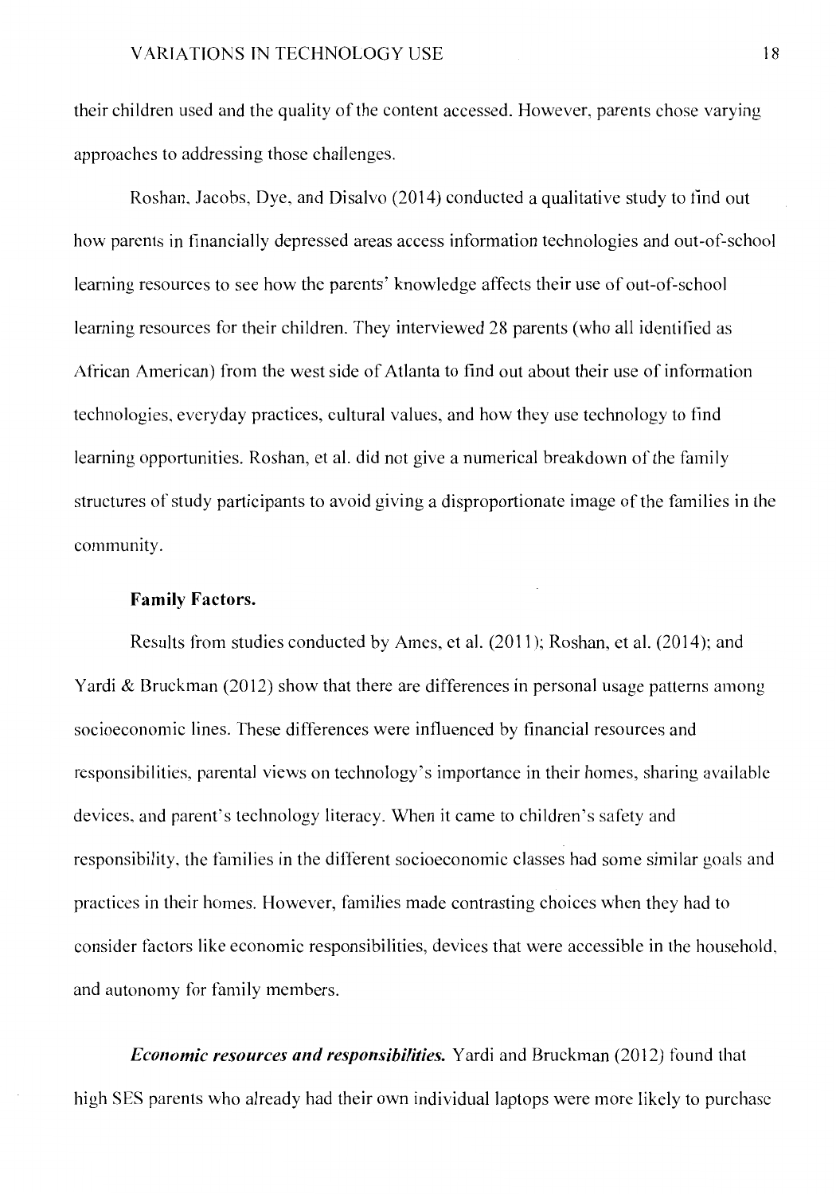their children used and the quality of the content accessed. However, parents chose varying approaches to addressing those challenges.

Roshan, Jacobs, Dye, and Disalvo (2014) conducted a qualitative study to find out how parents in financially depressed areas access information technologies and out-of-school learning resources to see how the parents' knowledge affects their use of out-of-school learning resources for their children. They interviewed 28 parents (who all identified as African American) from the west side of Atlanta to find out about their use of information technologies, everyday practices, cultural values, and how they use technology to find learning opportunities. Roshan, et al. did not give a numerical breakdown of the family structures of study participants to avoid giving a disproportionate image of the families in the community.

### Family Factors.

Results from studies conducted by Ames, et al. (2011); Roshan, et al. (2014); and Yardi & Bruckman (2012) show that there are differences in personal usage patterns among socioeconomic lines. These differences were influenced by financial resources and responsibilities, parental views on technology's importance in their homes, sharing available devices, and parent's technology literacy. When it came to children's safety and responsibility, the families in the different socioeconomic classes had some similar goals and practices in their homes. However, families made contrasting choices when they had to consider factors like economic responsibilities, devices that were accessible in the household, and autonomy for family members.

***Economic resources and responsibilities.*** Yardi and Bruckman (2012) found that high SES parents who already had their own individual laptops were more likely to purchase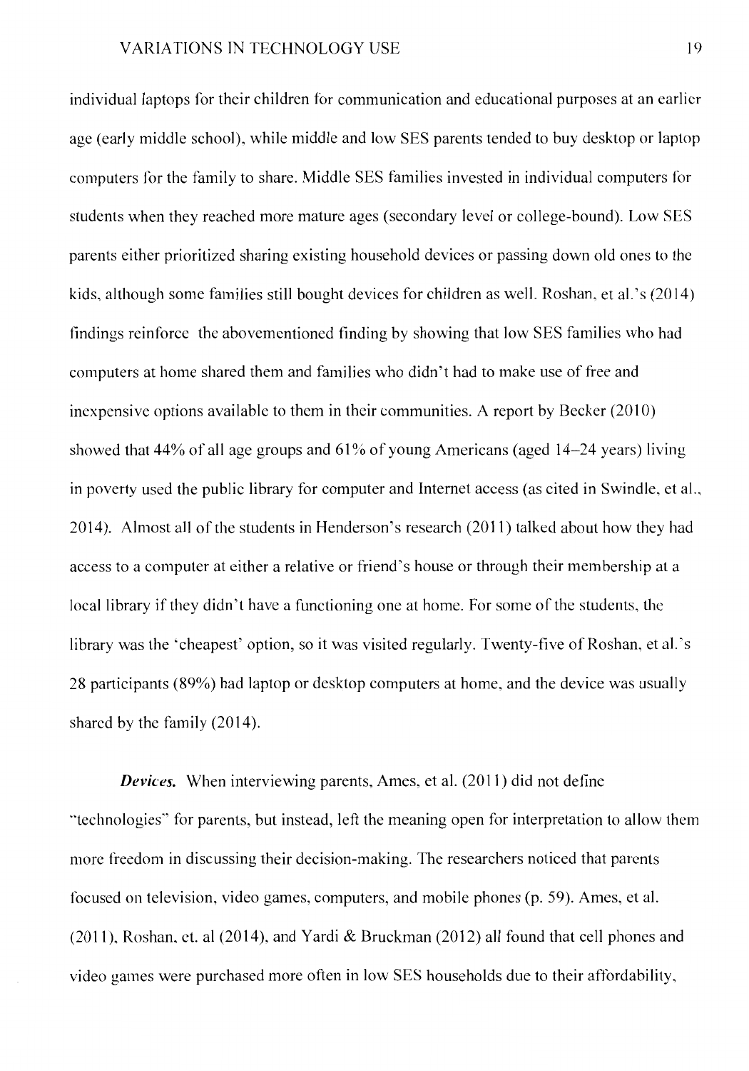individual laptops for their children for communication and educational purposes at an earlier age (early middle school), while middle and low SES parents tended to buy desktop or laptop computers for the family to share. Middle SES families invested in individual computers for students when they reached more mature ages (secondary level or college-bound). Low SES parents either prioritized sharing existing household devices or passing down old ones to the kids, although some families still bought devices for children as well. Roshan, et al.'s (2014) findings reinforce the abovementioned finding by showing that low SES families who had computers at home shared them and families who didn't had to make use of free and inexpensive options available to them in their communities. A report by Becker (2010) showed that 44% of all age groups and 61% of young Americans (aged 14–24 years) living in poverty used the public library for computer and Internet access (as cited in Swindle, et al., 2014). Almost all of the students in Henderson's research (2011) talked about how they had access to a computer at either a relative or friend's house or through their membership at a local library if they didn't have a functioning one at home. For some of the students, the library was the 'cheapest' option, so it was visited regularly. Twenty-five of Roshan, et al.'s 28 participants (89%) had laptop or desktop computers at home, and the device was usually shared by the family (2014).

***Devices.*** When interviewing parents, Ames, et al. (2011) did not define "technologies" for parents, but instead, left the meaning open for interpretation to allow them more freedom in discussing their decision-making. The researchers noticed that parents focused on television, video games, computers, and mobile phones (p. 59). Ames, et al. (2011), Roshan, et. al (2014), and Yardi & Bruckman (2012) all found that cell phones and video games were purchased more often in low SES households due to their affordability,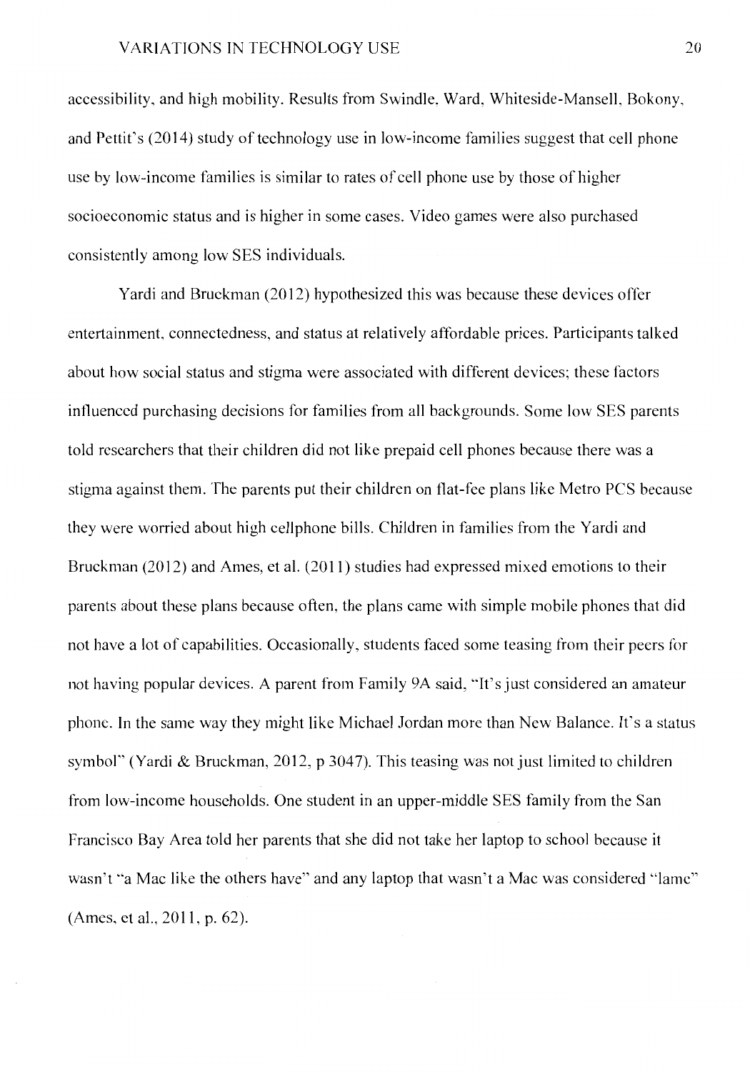accessibility, and high mobility. Results from Swindle, Ward, Whiteside-Mansell, Bokony, and Pettit's (2014) study of technology use in low-income families suggest that cell phone use by low-income families is similar to rates of cell phone use by those of higher socioeconomic status and is higher in some cases. Video games were also purchased consistently among low SES individuals.

Yardi and Bruckman (2012) hypothesized this was because these devices offer entertainment, connectedness, and status at relatively affordable prices. Participants talked about how social status and stigma were associated with different devices; these factors influenced purchasing decisions for families from all backgrounds. Some low SES parents told researchers that their children did not like prepaid cell phones because there was a stigma against them. The parents put their children on flat-fee plans like Metro PCS because they were worried about high cellphone bills. Children in families from the Yardi and Bruckman (2012) and Ames, et al. (2011) studies had expressed mixed emotions to their parents about these plans because often, the plans came with simple mobile phones that did not have a lot of capabilities. Occasionally, students faced some teasing from their peers for not having popular devices. A parent from Family 9A said, "It's just considered an amateur phone. In the same way they might like Michael Jordan more than New Balance. It's a status symbol" (Yardi & Bruckman, 2012, p 3047). This teasing was not just limited to children from low-income households. One student in an upper-middle SES family from the San Francisco Bay Area told her parents that she did not take her laptop to school because it wasn't "a Mac like the others have" and any laptop that wasn't a Mac was considered "lame" (Ames, et al., 2011, p. 62).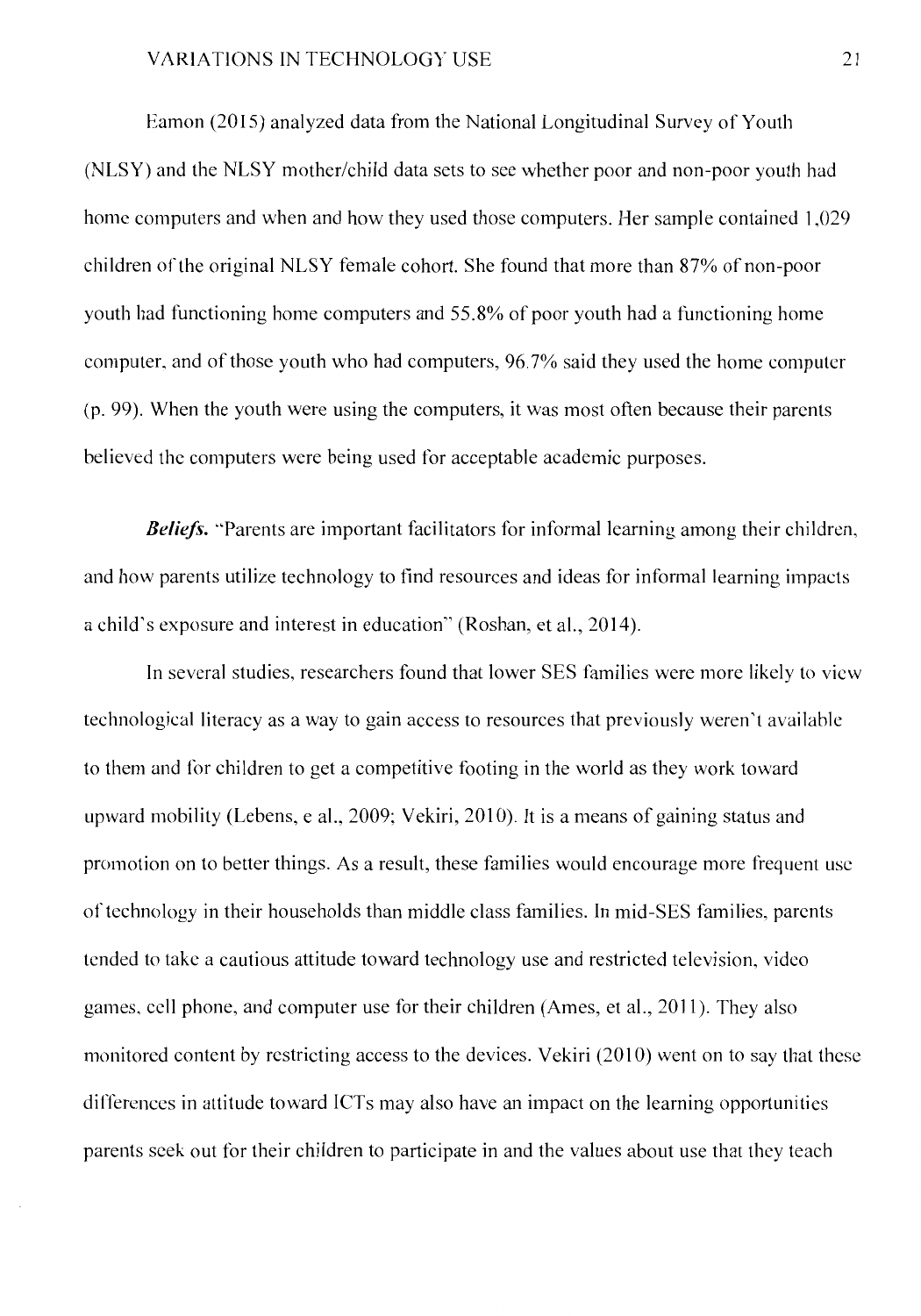Eamon (2015) analyzed data from the National Longitudinal Survey of Youth (NLSY) and the NLSY mother/child data sets to see whether poor and non-poor youth had home computers and when and how they used those computers. Her sample contained 1,029 children of the original NLSY female cohort. She found that more than 87% of non-poor youth had functioning home computers and 55.8% of poor youth had a functioning home computer, and of those youth who had computers, 96.7% said they used the home computer (p. 99). When the youth were using the computers, it was most often because their parents believed the computers were being used for acceptable academic purposes.

***Beliefs.*** "Parents are important facilitators for informal learning among their children, and how parents utilize technology to find resources and ideas for informal learning impacts a child's exposure and interest in education" (Roshan, et al., 2014).

In several studies, researchers found that lower SES families were more likely to view technological literacy as a way to gain access to resources that previously weren't available to them and for children to get a competitive footing in the world as they work toward upward mobility (Lebens, e al., 2009; Vekiri, 2010). It is a means of gaining status and promotion on to better things. As a result, these families would encourage more frequent use of technology in their households than middle class families. In mid-SES families, parents tended to take a cautious attitude toward technology use and restricted television, video games, cell phone, and computer use for their children (Ames, et al., 2011). They also monitored content by restricting access to the devices. Vekiri (2010) went on to say that these differences in attitude toward ICTs may also have an impact on the learning opportunities parents seek out for their children to participate in and the values about use that they teach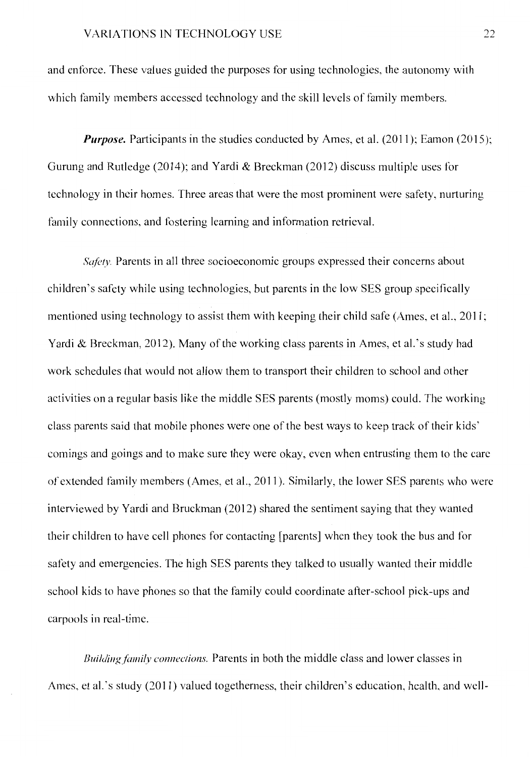and enforce. These values guided the purposes for using technologies, the autonomy with which family members accessed technology and the skill levels of family members.

***Purpose.*** Participants in the studies conducted by Ames, et al. (2011); Eamon (2015); Gurung and Rutledge (2014); and Yardi & Breckman (2012) discuss multiple uses for technology in their homes. Three areas that were the most prominent were safety, nurturing family connections, and fostering learning and information retrieval.

*Safety.* Parents in all three socioeconomic groups expressed their concerns about children's safety while using technologies, but parents in the low SES group specifically mentioned using technology to assist them with keeping their child safe (Ames, et al., 2011; Yardi & Breckman, 2012). Many of the working class parents in Ames, et al.'s study had work schedules that would not allow them to transport their children to school and other activities on a regular basis like the middle SES parents (mostly moms) could. The working class parents said that mobile phones were one of the best ways to keep track of their kids' comings and goings and to make sure they were okay, even when entrusting them to the care of extended family members (Ames, et al., 2011). Similarly, the lower SES parents who were interviewed by Yardi and Bruckman (2012) shared the sentiment saying that they wanted their children to have cell phones for contacting [parents] when they took the bus and for safety and emergencies. The high SES parents they talked to usually wanted their middle school kids to have phones so that the family could coordinate after-school pick-ups and carpools in real-time.

*Building family connections.* Parents in both the middle class and lower classes in Ames, et al.'s study (2011) valued togetherness, their children's education, health, and well-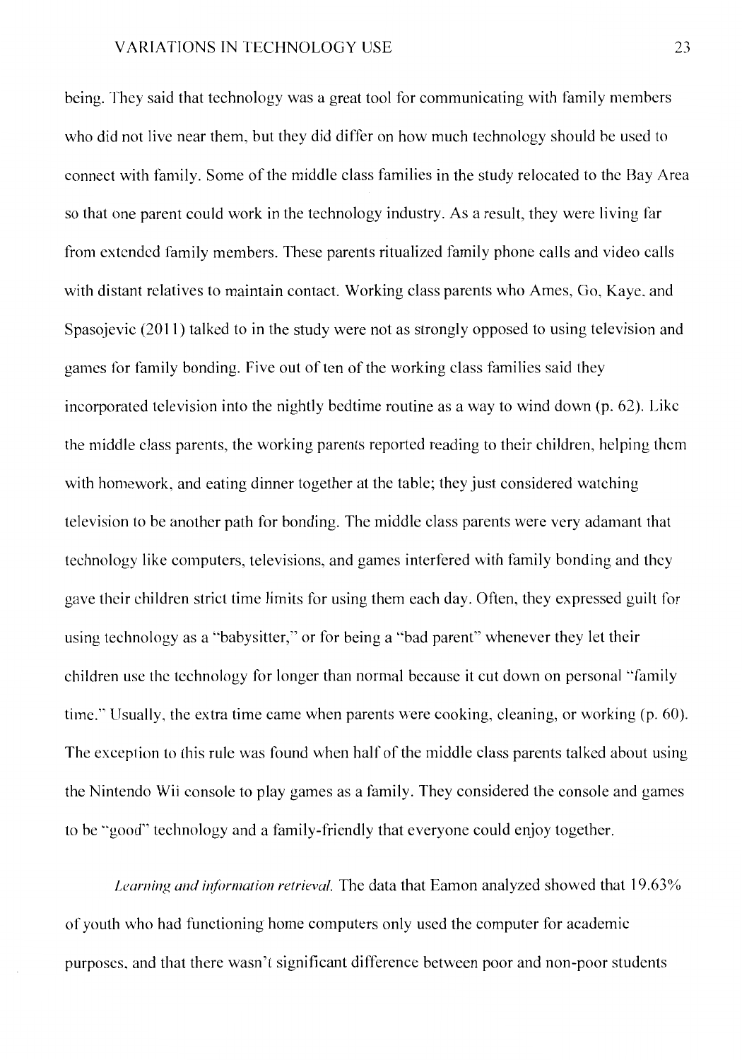being. They said that technology was a great tool for communicating with family members who did not live near them, but they did differ on how much technology should be used to connect with family. Some of the middle class families in the study relocated to the Bay Area so that one parent could work in the technology industry. As a result, they were living far from extended family members. These parents ritualized family phone calls and video calls with distant relatives to maintain contact. Working class parents who Ames, Go, Kaye, and Spasojevic (2011) talked to in the study were not as strongly opposed to using television and games for family bonding. Five out of ten of the working class families said they incorporated television into the nightly bedtime routine as a way to wind down (p. 62). Like the middle class parents, the working parents reported reading to their children, helping them with homework, and eating dinner together at the table; they just considered watching television to be another path for bonding. The middle class parents were very adamant that technology like computers, televisions, and games interfered with family bonding and they gave their children strict time limits for using them each day. Often, they expressed guilt for using technology as a "babysitter," or for being a "bad parent" whenever they let their children use the technology for longer than normal because it cut down on personal "family time." Usually, the extra time came when parents were cooking, cleaning, or working (p. 60). The exception to this rule was found when half of the middle class parents talked about using the Nintendo Wii console to play games as a family. They considered the console and games to be "good" technology and a family-friendly that everyone could enjoy together.

*Learning and information retrieval.* The data that Eamon analyzed showed that 19.63% of youth who had functioning home computers only used the computer for academic purposes, and that there wasn't significant difference between poor and non-poor students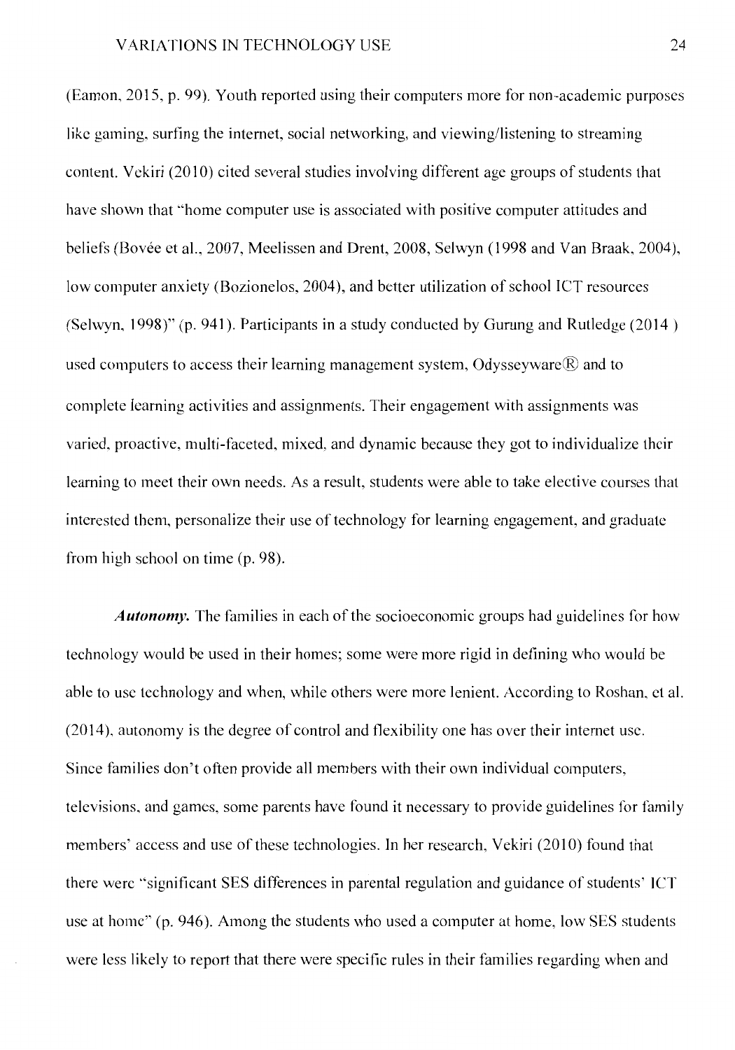(Eamon, 2015, p. 99). Youth reported using their computers more for non-academic purposes like gaming, surfing the internet, social networking, and viewing/listening to streaming content. Vekiri (2010) cited several studies involving different age groups of students that have shown that "home computer use is associated with positive computer attitudes and beliefs (Bovée et al., 2007, Meelissen and Drent, 2008, Selwyn (1998 and Van Braak, 2004), low computer anxiety (Bozionelos, 2004), and better utilization of school ICT resources (Selwyn, 1998)" (p. 941). Participants in a study conducted by Gurung and Rutledge (2014 ) used computers to access their learning management system, Odysseyware® and to complete learning activities and assignments. Their engagement with assignments was varied, proactive, multi-faceted, mixed, and dynamic because they got to individualize their learning to meet their own needs. As a result, students were able to take elective courses that interested them, personalize their use of technology for learning engagement, and graduate from high school on time (p. 98).

***Autonomy.*** The families in each of the socioeconomic groups had guidelines for how technology would be used in their homes; some were more rigid in defining who would be able to use technology and when, while others were more lenient. According to Roshan, et al. (2014), autonomy is the degree of control and flexibility one has over their internet use. Since families don't often provide all members with their own individual computers, televisions, and games, some parents have found it necessary to provide guidelines for family members' access and use of these technologies. In her research, Vekiri (2010) found that there were "significant SES differences in parental regulation and guidance of students' ICT use at home" (p. 946). Among the students who used a computer at home, low SES students were less likely to report that there were specific rules in their families regarding when and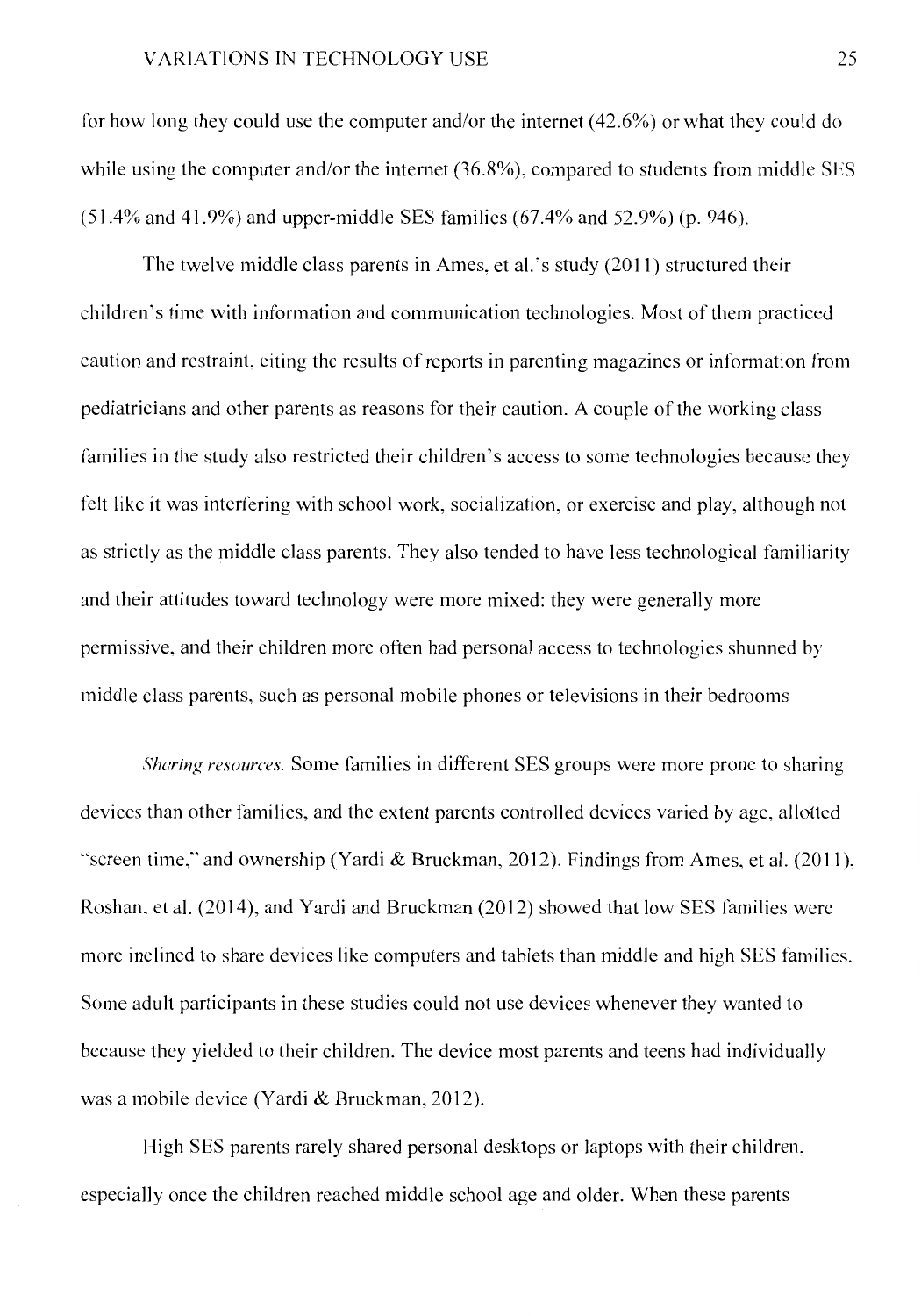for how long they could use the computer and/or the internet (42.6%) or what they could do while using the computer and/or the internet (36.8%), compared to students from middle SES (51.4% and 41.9%) and upper-middle SES families (67.4% and 52.9%) (p. 946).

The twelve middle class parents in Ames, et al.'s study (2011) structured their children's time with information and communication technologies. Most of them practiced caution and restraint, citing the results of reports in parenting magazines or information from pediatricians and other parents as reasons for their caution. A couple of the working class families in the study also restricted their children's access to some technologies because they felt like it was interfering with school work, socialization, or exercise and play, although not as strictly as the middle class parents. They also tended to have less technological familiarity and their attitudes toward technology were more mixed: they were generally more permissive, and their children more often had personal access to technologies shunned by middle class parents, such as personal mobile phones or televisions in their bedrooms

*Sharing resources.* Some families in different SES groups were more prone to sharing devices than other families, and the extent parents controlled devices varied by age, allotted "screen time," and ownership (Yardi & Bruckman, 2012). Findings from Ames, et al. (2011), Roshan, et al. (2014), and Yardi and Bruckman (2012) showed that low SES families were more inclined to share devices like computers and tablets than middle and high SES families. Some adult participants in these studies could not use devices whenever they wanted to because they yielded to their children. The device most parents and teens had individually was a mobile device (Yardi & Bruckman, 2012).

High SES parents rarely shared personal desktops or laptops with their children, especially once the children reached middle school age and older. When these parents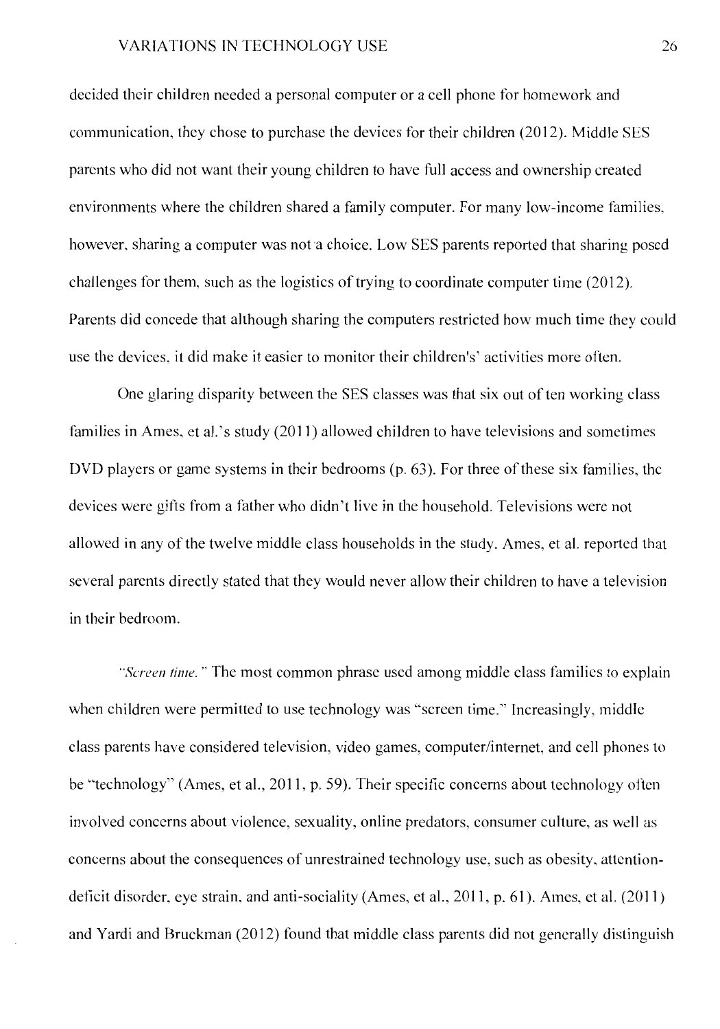decided their children needed a personal computer or a cell phone for homework and communication, they chose to purchase the devices for their children (2012). Middle SES parents who did not want their young children to have full access and ownership created environments where the children shared a family computer. For many low-income families, however, sharing a computer was not a choice. Low SES parents reported that sharing posed challenges for them, such as the logistics of trying to coordinate computer time (2012). Parents did concede that although sharing the computers restricted how much time they could use the devices, it did make it easier to monitor their children's' activities more often.

One glaring disparity between the SES classes was that six out of ten working class families in Ames, et al.'s study (2011) allowed children to have televisions and sometimes DVD players or game systems in their bedrooms (p. 63). For three of these six families, the devices were gifts from a father who didn't live in the household. Televisions were not allowed in any of the twelve middle class households in the study. Ames, et al. reported that several parents directly stated that they would never allow their children to have a television in their bedroom.

*"Screen time."* The most common phrase used among middle class families to explain when children were permitted to use technology was "screen time." Increasingly, middle class parents have considered television, video games, computer/internet, and cell phones to be "technology" (Ames, et al., 2011, p. 59). Their specific concerns about technology often involved concerns about violence, sexuality, online predators, consumer culture, as well as concerns about the consequences of unrestrained technology use, such as obesity, attention-deficit disorder, eye strain, and anti-sociality (Ames, et al., 2011, p. 61). Ames, et al. (2011) and Yardi and Bruckman (2012) found that middle class parents did not generally distinguish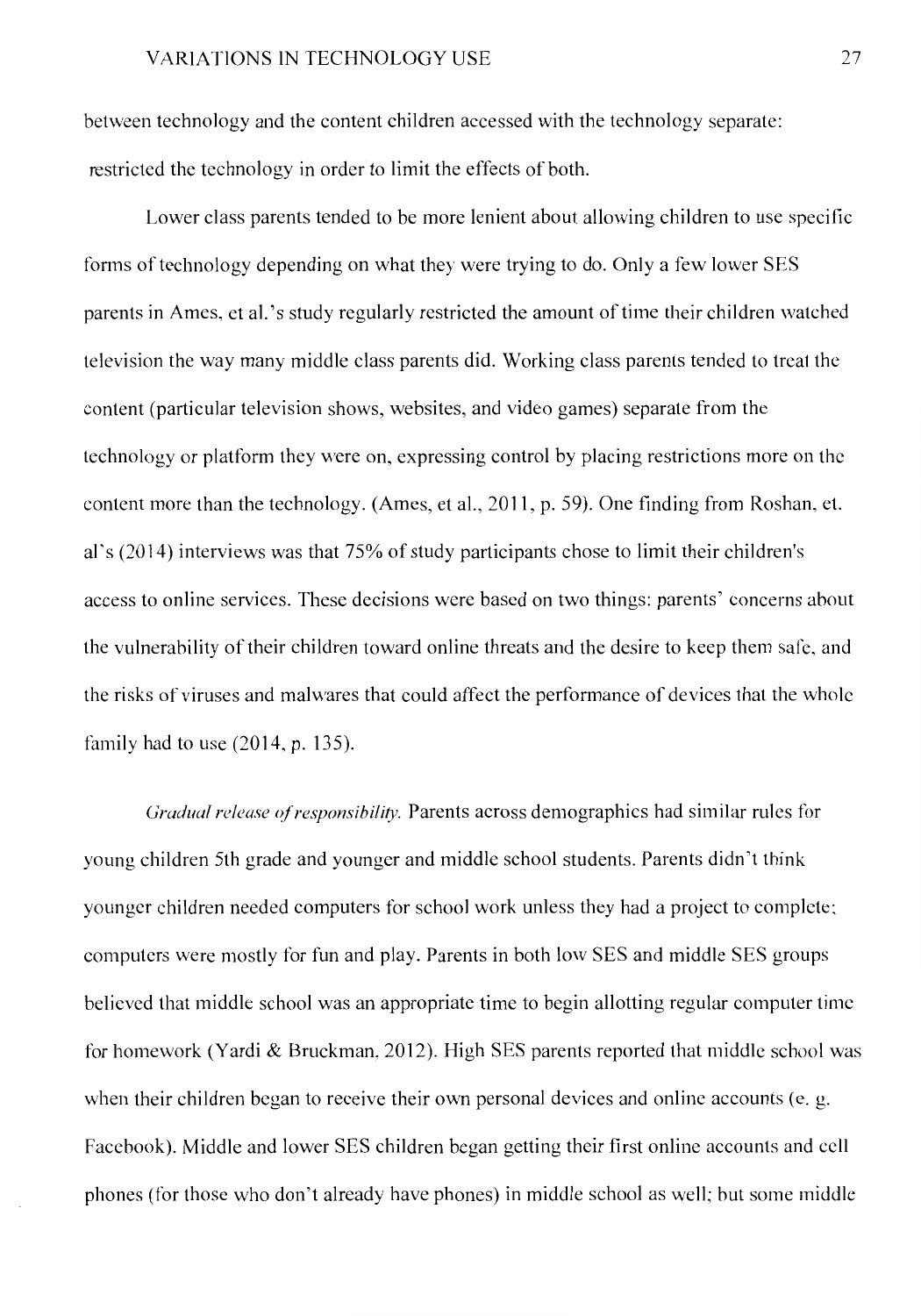between technology and the content children accessed with the technology separate: restricted the technology in order to limit the effects of both.

Lower class parents tended to be more lenient about allowing children to use specific forms of technology depending on what they were trying to do. Only a few lower SES parents in Ames, et al.'s study regularly restricted the amount of time their children watched television the way many middle class parents did. Working class parents tended to treat the content (particular television shows, websites, and video games) separate from the technology or platform they were on, expressing control by placing restrictions more on the content more than the technology. (Ames, et al., 2011, p. 59). One finding from Roshan, et. al's (2014) interviews was that 75% of study participants chose to limit their children's access to online services. These decisions were based on two things: parents' concerns about the vulnerability of their children toward online threats and the desire to keep them safe, and the risks of viruses and malwares that could affect the performance of devices that the whole family had to use (2014, p. 135).

*Gradual release of responsibility.* Parents across demographics had similar rules for young children 5th grade and younger and middle school students. Parents didn't think younger children needed computers for school work unless they had a project to complete; computers were mostly for fun and play. Parents in both low SES and middle SES groups believed that middle school was an appropriate time to begin allotting regular computer time for homework (Yardi & Bruckman, 2012). High SES parents reported that middle school was when their children began to receive their own personal devices and online accounts (e. g. Facebook). Middle and lower SES children began getting their first online accounts and cell phones (for those who don't already have phones) in middle school as well; but some middle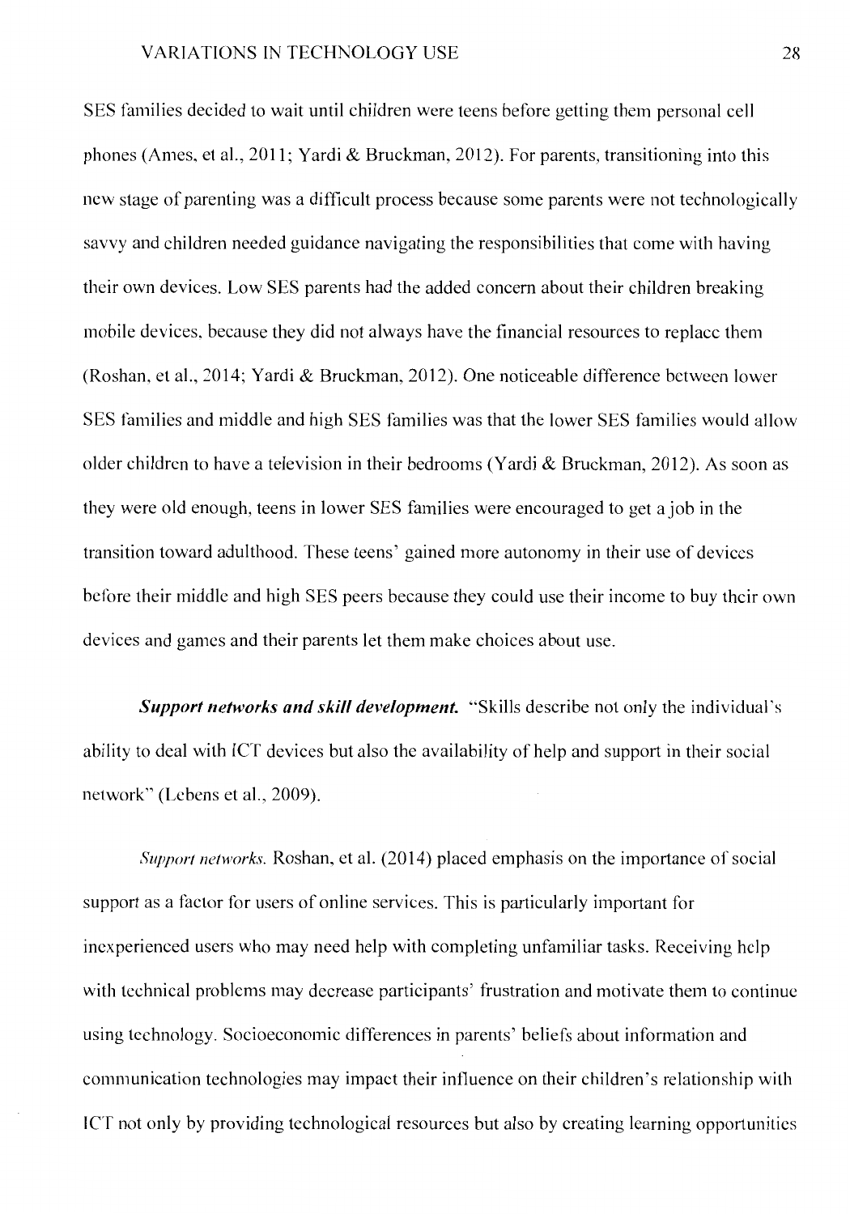SES families decided to wait until children were teens before getting them personal cell phones (Ames, et al., 2011; Yardi & Bruckman, 2012). For parents, transitioning into this new stage of parenting was a difficult process because some parents were not technologically savvy and children needed guidance navigating the responsibilities that come with having their own devices. Low SES parents had the added concern about their children breaking mobile devices, because they did not always have the financial resources to replace them (Roshan, et al., 2014; Yardi & Bruckman, 2012). One noticeable difference between lower SES families and middle and high SES families was that the lower SES families would allow older children to have a television in their bedrooms (Yardi & Bruckman, 2012). As soon as they were old enough, teens in lower SES families were encouraged to get a job in the transition toward adulthood. These teens' gained more autonomy in their use of devices before their middle and high SES peers because they could use their income to buy their own devices and games and their parents let them make choices about use.

***Support networks and skill development.*** "Skills describe not only the individual's ability to deal with ICT devices but also the availability of help and support in their social network" (Lebens et al., 2009).

*Support networks.* Roshan, et al. (2014) placed emphasis on the importance of social support as a factor for users of online services. This is particularly important for inexperienced users who may need help with completing unfamiliar tasks. Receiving help with technical problems may decrease participants' frustration and motivate them to continue using technology. Socioeconomic differences in parents' beliefs about information and communication technologies may impact their influence on their children's relationship with ICT not only by providing technological resources but also by creating learning opportunities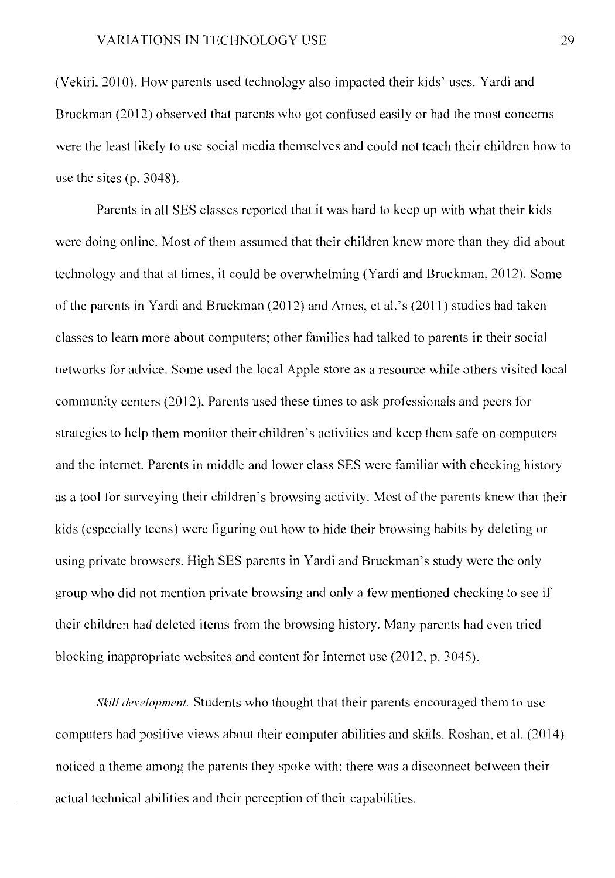(Vekiri, 2010). How parents used technology also impacted their kids' uses. Yardi and Bruckman (2012) observed that parents who got confused easily or had the most concerns were the least likely to use social media themselves and could not teach their children how to use the sites (p. 3048).

Parents in all SES classes reported that it was hard to keep up with what their kids were doing online. Most of them assumed that their children knew more than they did about technology and that at times, it could be overwhelming (Yardi and Bruckman, 2012). Some of the parents in Yardi and Bruckman (2012) and Ames, et al.'s (2011) studies had taken classes to learn more about computers; other families had talked to parents in their social networks for advice. Some used the local Apple store as a resource while others visited local community centers (2012). Parents used these times to ask professionals and peers for strategies to help them monitor their children's activities and keep them safe on computers and the internet. Parents in middle and lower class SES were familiar with checking history as a tool for surveying their children's browsing activity. Most of the parents knew that their kids (especially teens) were figuring out how to hide their browsing habits by deleting or using private browsers. High SES parents in Yardi and Bruckman's study were the only group who did not mention private browsing and only a few mentioned checking to see if their children had deleted items from the browsing history. Many parents had even tried blocking inappropriate websites and content for Internet use (2012, p. 3045).

*Skill development.* Students who thought that their parents encouraged them to use computers had positive views about their computer abilities and skills. Roshan, et al. (2014) noticed a theme among the parents they spoke with: there was a disconnect between their actual technical abilities and their perception of their capabilities.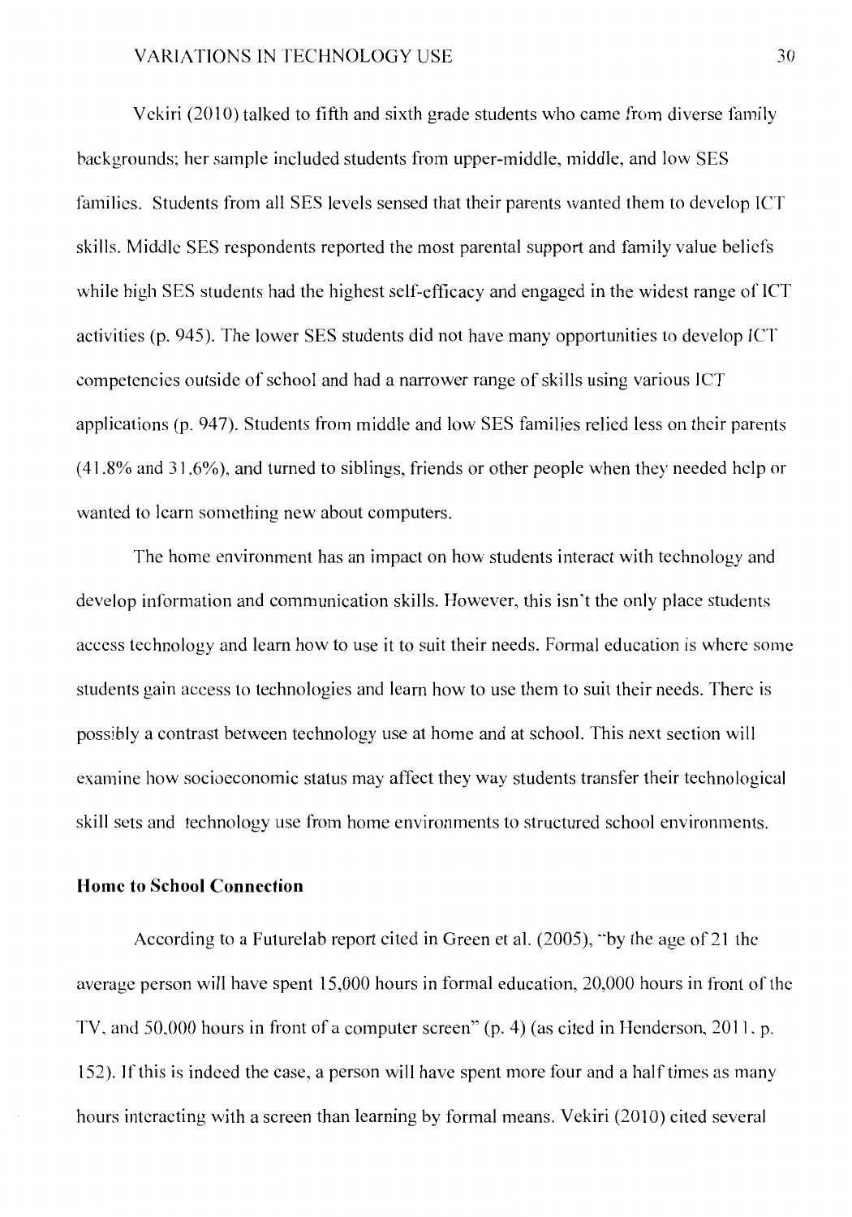Vekiri (2010) talked to fifth and sixth grade students who came from diverse family backgrounds; her sample included students from upper-middle, middle, and low SES families. Students from all SES levels sensed that their parents wanted them to develop ICT skills. Middle SES respondents reported the most parental support and family value beliefs while high SES students had the highest self-efficacy and engaged in the widest range of ICT activities (p. 945). The lower SES students did not have many opportunities to develop ICT competencies outside of school and had a narrower range of skills using various ICT applications (p. 947). Students from middle and low SES families relied less on their parents (41.8% and 31.6%), and turned to siblings, friends or other people when they needed help or wanted to learn something new about computers.

The home environment has an impact on how students interact with technology and develop information and communication skills. However, this isn't the only place students access technology and learn how to use it to suit their needs. Formal education is where some students gain access to technologies and learn how to use them to suit their needs. There is possibly a contrast between technology use at home and at school. This next section will examine how socioeconomic status may affect they way students transfer their technological skill sets and technology use from home environments to structured school environments.

**Home to School Connection**

According to a Futurelab report cited in Green et al. (2005), "by the age of 21 the average person will have spent 15,000 hours in formal education, 20,000 hours in front of the TV, and 50,000 hours in front of a computer screen" (p. 4) (as cited in Henderson, 2011, p. 152). If this is indeed the case, a person will have spent more four and a half times as many hours interacting with a screen than learning by formal means. Vekiri (2010) cited several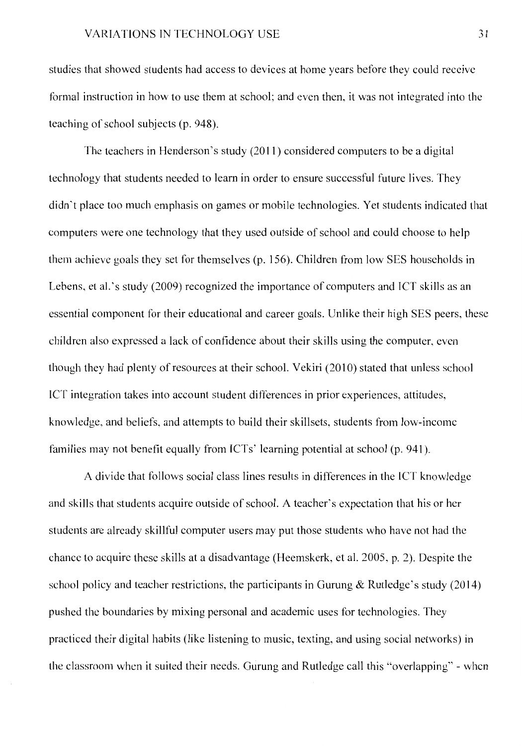studies that showed students had access to devices at home years before they could receive formal instruction in how to use them at school; and even then, it was not integrated into the teaching of school subjects (p. 948).

The teachers in Henderson's study (2011) considered computers to be a digital technology that students needed to learn in order to ensure successful future lives. They didn't place too much emphasis on games or mobile technologies. Yet students indicated that computers were one technology that they used outside of school and could choose to help them achieve goals they set for themselves (p. 156). Children from low SES households in Lebens, et al.'s study (2009) recognized the importance of computers and ICT skills as an essential component for their educational and career goals. Unlike their high SES peers, these children also expressed a lack of confidence about their skills using the computer, even though they had plenty of resources at their school. Vekiri (2010) stated that unless school ICT integration takes into account student differences in prior experiences, attitudes, knowledge, and beliefs, and attempts to build their skillsets, students from low-income families may not benefit equally from ICTs' learning potential at school (p. 941).

A divide that follows social class lines results in differences in the ICT knowledge and skills that students acquire outside of school. A teacher's expectation that his or her students are already skillful computer users may put those students who have not had the chance to acquire these skills at a disadvantage (Heemskerk, et al. 2005, p. 2). Despite the school policy and teacher restrictions, the participants in Gurung & Rutledge's study (2014) pushed the boundaries by mixing personal and academic uses for technologies. They practiced their digital habits (like listening to music, texting, and using social networks) in the classroom when it suited their needs. Gurung and Rutledge call this "overlapping" - when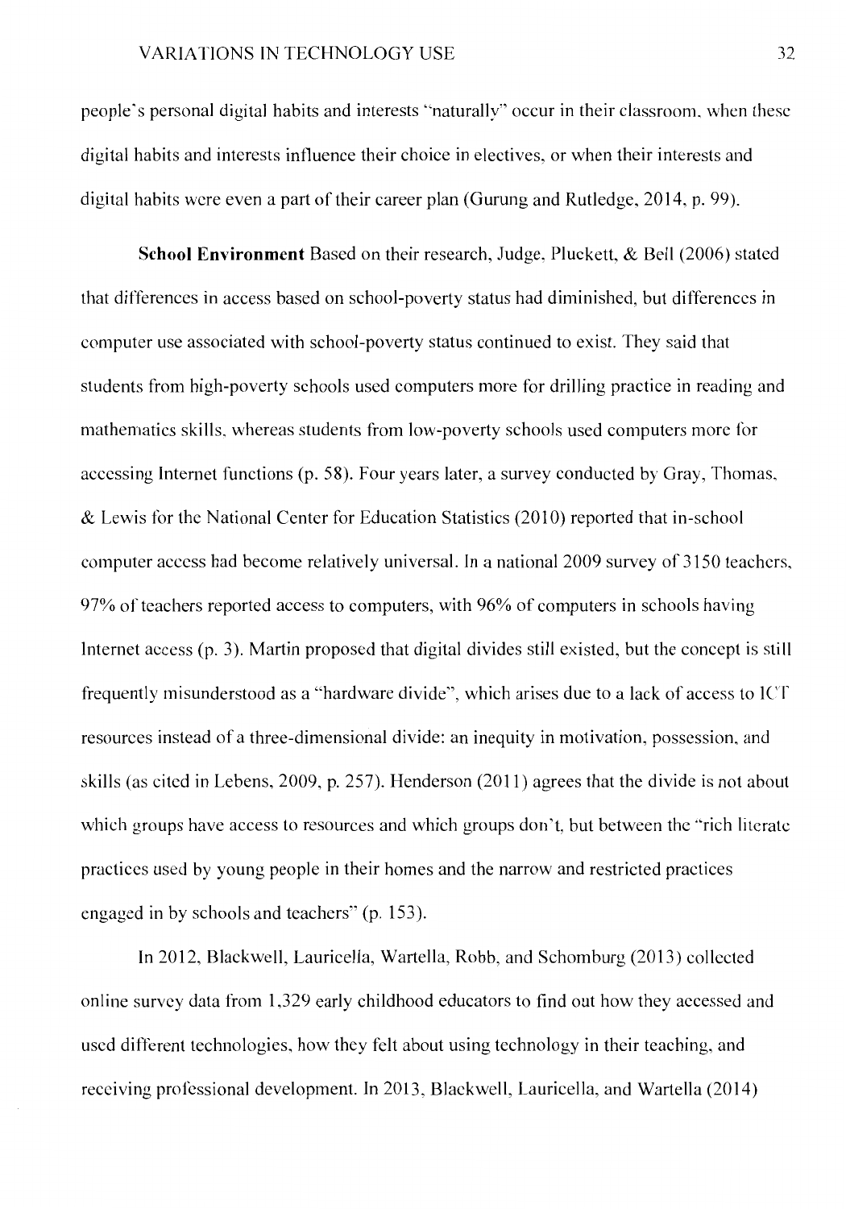people's personal digital habits and interests "naturally" occur in their classroom, when these digital habits and interests influence their choice in electives, or when their interests and digital habits were even a part of their career plan (Gurung and Rutledge, 2014, p. 99).

**School Environment** Based on their research, Judge, Pluckett, & Bell (2006) stated that differences in access based on school-poverty status had diminished, but differences in computer use associated with school-poverty status continued to exist. They said that students from high-poverty schools used computers more for drilling practice in reading and mathematics skills, whereas students from low-poverty schools used computers more for accessing Internet functions (p. 58). Four years later, a survey conducted by Gray, Thomas, & Lewis for the National Center for Education Statistics (2010) reported that in-school computer access had become relatively universal. In a national 2009 survey of 3150 teachers, 97% of teachers reported access to computers, with 96% of computers in schools having Internet access (p. 3). Martin proposed that digital divides still existed, but the concept is still frequently misunderstood as a "hardware divide", which arises due to a lack of access to ICT resources instead of a three-dimensional divide: an inequity in motivation, possession, and skills (as cited in Lebens, 2009, p. 257). Henderson (2011) agrees that the divide is not about which groups have access to resources and which groups don't, but between the "rich literate practices used by young people in their homes and the narrow and restricted practices engaged in by schools and teachers" (p. 153).

In 2012, Blackwell, Lauricella, Wartella, Robb, and Schomburg (2013) collected online survey data from 1,329 early childhood educators to find out how they accessed and used different technologies, how they felt about using technology in their teaching, and receiving professional development. In 2013, Blackwell, Lauricella, and Wartella (2014)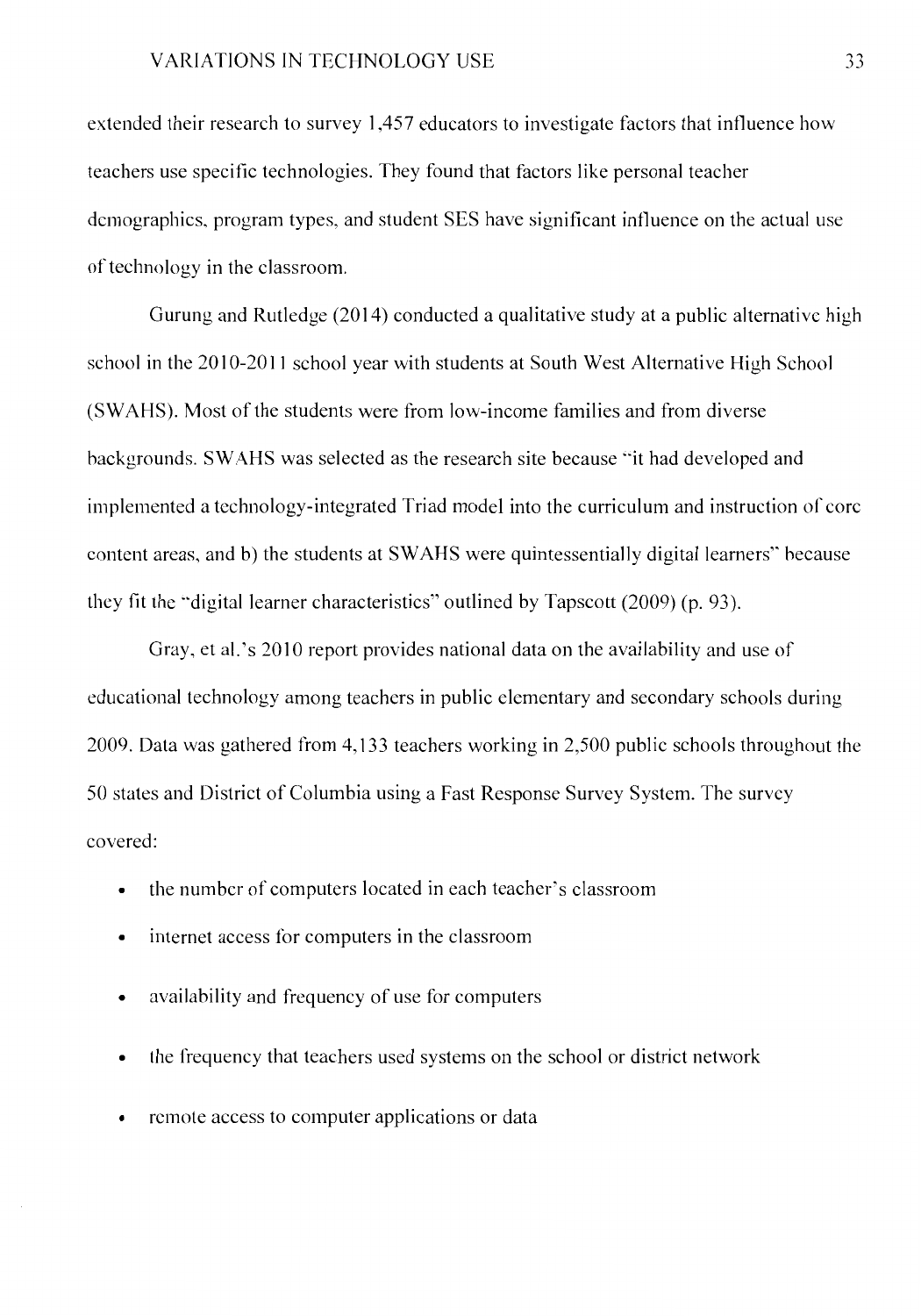extended their research to survey 1,457 educators to investigate factors that influence how teachers use specific technologies. They found that factors like personal teacher demographics, program types, and student SES have significant influence on the actual use of technology in the classroom.

Gurung and Rutledge (2014) conducted a qualitative study at a public alternative high school in the 2010-2011 school year with students at South West Alternative High School (SWAHS). Most of the students were from low-income families and from diverse backgrounds. SWAHS was selected as the research site because "it had developed and implemented a technology-integrated Triad model into the curriculum and instruction of core content areas, and b) the students at SWAHS were quintessentially digital learners" because they fit the "digital learner characteristics" outlined by Tapscott (2009) (p. 93).

Gray, et al.'s 2010 report provides national data on the availability and use of educational technology among teachers in public elementary and secondary schools during 2009. Data was gathered from 4,133 teachers working in 2,500 public schools throughout the 50 states and District of Columbia using a Fast Response Survey System. The survey covered:

- the number of computers located in each teacher's classroom
- internet access for computers in the classroom
- availability and frequency of use for computers
- the frequency that teachers used systems on the school or district network
- remote access to computer applications or data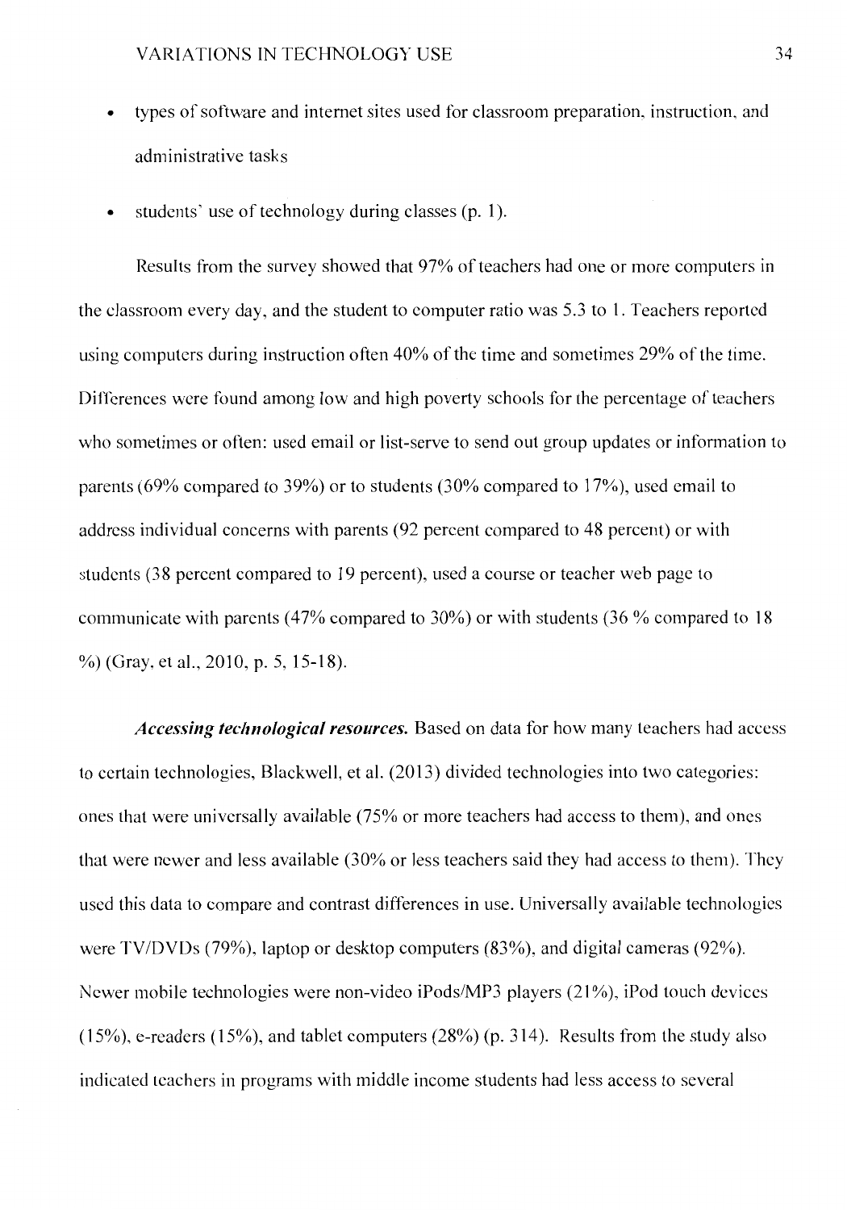- types of software and internet sites used for classroom preparation, instruction, and administrative tasks
- students' use of technology during classes (p. 1).

Results from the survey showed that 97% of teachers had one or more computers in the classroom every day, and the student to computer ratio was 5.3 to 1. Teachers reported using computers during instruction often 40% of the time and sometimes 29% of the time. Differences were found among low and high poverty schools for the percentage of teachers who sometimes or often: used email or list-serve to send out group updates or information to parents (69% compared to 39%) or to students (30% compared to 17%), used email to address individual concerns with parents (92 percent compared to 48 percent) or with students (38 percent compared to 19 percent), used a course or teacher web page to communicate with parents (47% compared to 30%) or with students (36 % compared to 18 %) (Gray, et al., 2010, p. 5, 15-18).

***Accessing technological resources.*** Based on data for how many teachers had access to certain technologies, Blackwell, et al. (2013) divided technologies into two categories: ones that were universally available (75% or more teachers had access to them), and ones that were newer and less available (30% or less teachers said they had access to them). They used this data to compare and contrast differences in use. Universally available technologies were TV/DVDs (79%), laptop or desktop computers (83%), and digital cameras (92%). Newer mobile technologies were non-video iPods/MP3 players (21%), iPod touch devices (15%), e-readers (15%), and tablet computers (28%) (p. 314). Results from the study also indicated teachers in programs with middle income students had less access to several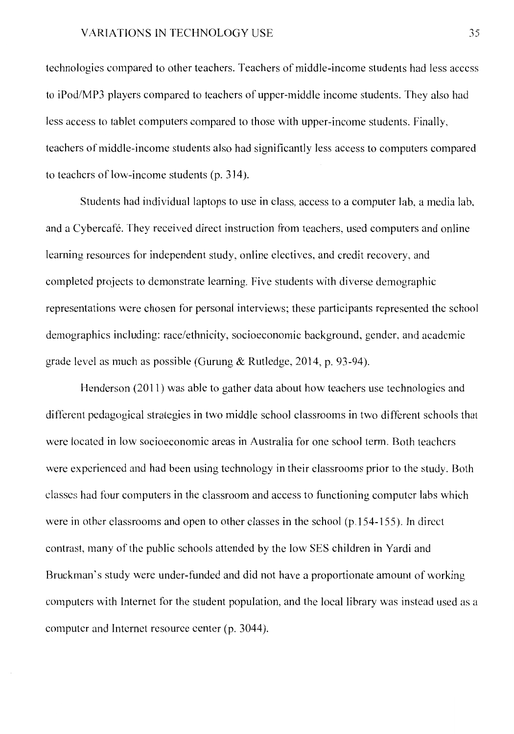technologies compared to other teachers. Teachers of middle-income students had less access to iPod/MP3 players compared to teachers of upper-middle income students. They also had less access to tablet computers compared to those with upper-income students. Finally, teachers of middle-income students also had significantly less access to computers compared to teachers of low-income students (p. 314).

Students had individual laptops to use in class, access to a computer lab, a media lab, and a Cybercafé. They received direct instruction from teachers, used computers and online learning resources for independent study, online electives, and credit recovery, and completed projects to demonstrate learning. Five students with diverse demographic representations were chosen for personal interviews; these participants represented the school demographics including: race/ethnicity, socioeconomic background, gender, and academic grade level as much as possible (Gurung & Rutledge, 2014, p. 93-94).

Henderson (2011) was able to gather data about how teachers use technologies and different pedagogical strategies in two middle school classrooms in two different schools that were located in low socioeconomic areas in Australia for one school term. Both teachers were experienced and had been using technology in their classrooms prior to the study. Both classes had four computers in the classroom and access to functioning computer labs which were in other classrooms and open to other classes in the school (p.154-155). In direct contrast, many of the public schools attended by the low SES children in Yardi and Bruckman's study were under-funded and did not have a proportionate amount of working computers with Internet for the student population, and the local library was instead used as a computer and Internet resource center (p. 3044).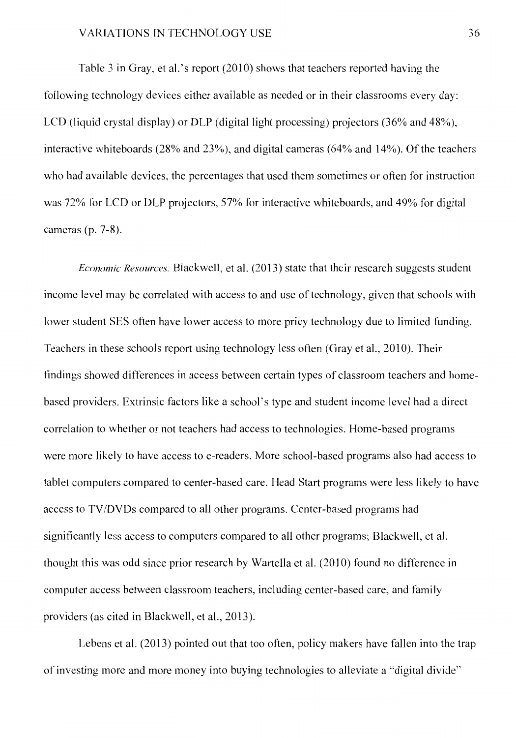Table 3 in Gray, et al.'s report (2010) shows that teachers reported having the following technology devices either available as needed or in their classrooms every day: LCD (liquid crystal display) or DLP (digital light processing) projectors (36% and 48%), interactive whiteboards (28% and 23%), and digital cameras (64% and 14%). Of the teachers who had available devices, the percentages that used them sometimes or often for instruction was 72% for LCD or DLP projectors, 57% for interactive whiteboards, and 49% for digital cameras (p. 7-8).

*Economic Resources.* Blackwell, et al. (2013) state that their research suggests student income level may be correlated with access to and use of technology, given that schools with lower student SES often have lower access to more pricy technology due to limited funding. Teachers in these schools report using technology less often (Gray et al., 2010). Their findings showed differences in access between certain types of classroom teachers and home-based providers. Extrinsic factors like a school's type and student income level had a direct correlation to whether or not teachers had access to technologies. Home-based programs were more likely to have access to e-readers. More school-based programs also had access to tablet computers compared to center-based care. Head Start programs were less likely to have access to TV/DVDs compared to all other programs. Center-based programs had significantly less access to computers compared to all other programs; Blackwell, et al. thought this was odd since prior research by Wartella et al. (2010) found no difference in computer access between classroom teachers, including center-based care, and family providers (as cited in Blackwell, et al., 2013).

Lebens et al. (2013) pointed out that too often, policy makers have fallen into the trap of investing more and more money into buying technologies to alleviate a "digital divide"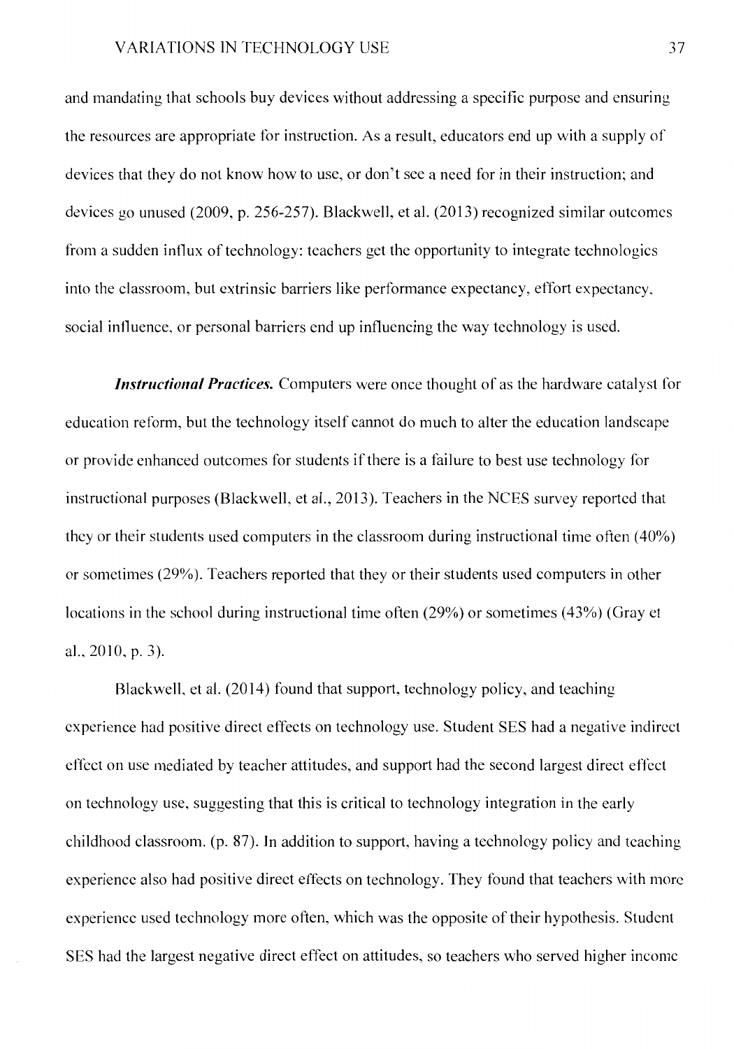and mandating that schools buy devices without addressing a specific purpose and ensuring the resources are appropriate for instruction. As a result, educators end up with a supply of devices that they do not know how to use, or don't see a need for in their instruction; and devices go unused (2009, p. 256-257). Blackwell, et al. (2013) recognized similar outcomes from a sudden influx of technology: teachers get the opportunity to integrate technologies into the classroom, but extrinsic barriers like performance expectancy, effort expectancy, social influence, or personal barriers end up influencing the way technology is used.

***Instructional Practices.*** Computers were once thought of as the hardware catalyst for education reform, but the technology itself cannot do much to alter the education landscape or provide enhanced outcomes for students if there is a failure to best use technology for instructional purposes (Blackwell, et al., 2013). Teachers in the NCES survey reported that they or their students used computers in the classroom during instructional time often (40%) or sometimes (29%). Teachers reported that they or their students used computers in other locations in the school during instructional time often (29%) or sometimes (43%) (Gray et al., 2010, p. 3).

Blackwell, et al. (2014) found that support, technology policy, and teaching experience had positive direct effects on technology use. Student SES had a negative indirect effect on use mediated by teacher attitudes, and support had the second largest direct effect on technology use, suggesting that this is critical to technology integration in the early childhood classroom. (p. 87). In addition to support, having a technology policy and teaching experience also had positive direct effects on technology. They found that teachers with more experience used technology more often, which was the opposite of their hypothesis. Student SES had the largest negative direct effect on attitudes, so teachers who served higher income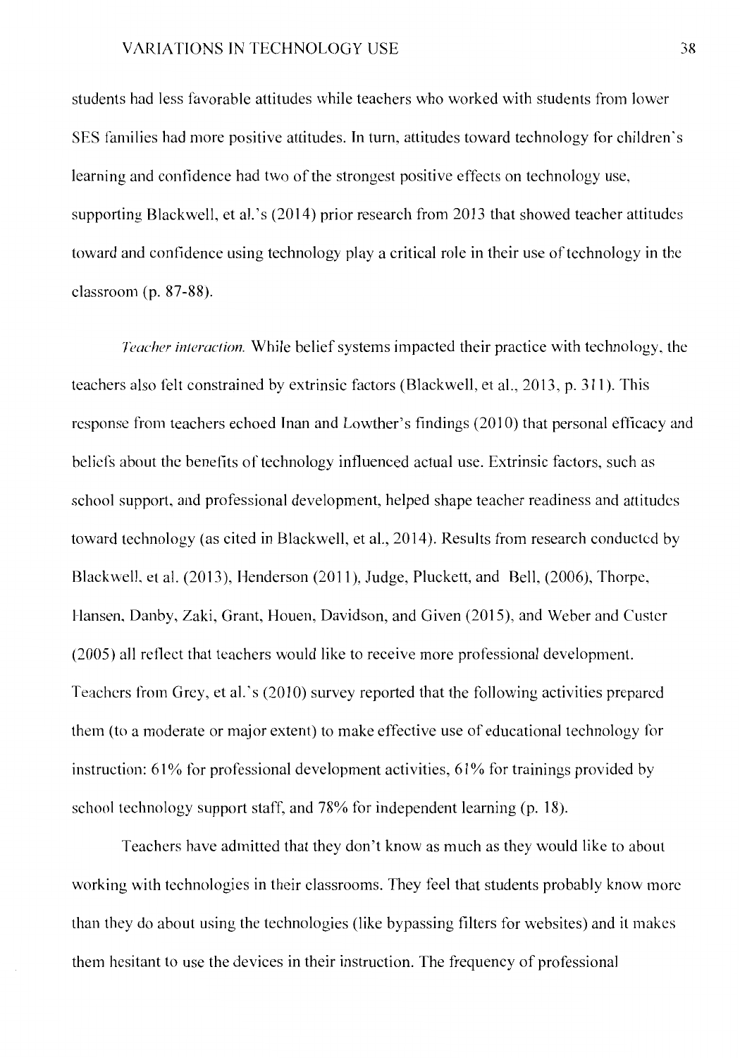students had less favorable attitudes while teachers who worked with students from lower SES families had more positive attitudes. In turn, attitudes toward technology for children's learning and confidence had two of the strongest positive effects on technology use, supporting Blackwell, et al.'s (2014) prior research from 2013 that showed teacher attitudes toward and confidence using technology play a critical role in their use of technology in the classroom (p. 87-88).

*Teacher interaction.* While belief systems impacted their practice with technology, the teachers also felt constrained by extrinsic factors (Blackwell, et al., 2013, p. 311). This response from teachers echoed Inan and Lowther's findings (2010) that personal efficacy and beliefs about the benefits of technology influenced actual use. Extrinsic factors, such as school support, and professional development, helped shape teacher readiness and attitudes toward technology (as cited in Blackwell, et al., 2014). Results from research conducted by Blackwell, et al. (2013), Henderson (2011), Judge, Pluckett, and Bell, (2006), Thorpe, Hansen, Danby, Zaki, Grant, Houen, Davidson, and Given (2015), and Weber and Custer (2005) all reflect that teachers would like to receive more professional development. Teachers from Grey, et al.'s (2010) survey reported that the following activities prepared them (to a moderate or major extent) to make effective use of educational technology for instruction: 61% for professional development activities, 61% for trainings provided by school technology support staff, and 78% for independent learning (p. 18).

Teachers have admitted that they don't know as much as they would like to about working with technologies in their classrooms. They feel that students probably know more than they do about using the technologies (like bypassing filters for websites) and it makes them hesitant to use the devices in their instruction. The frequency of professional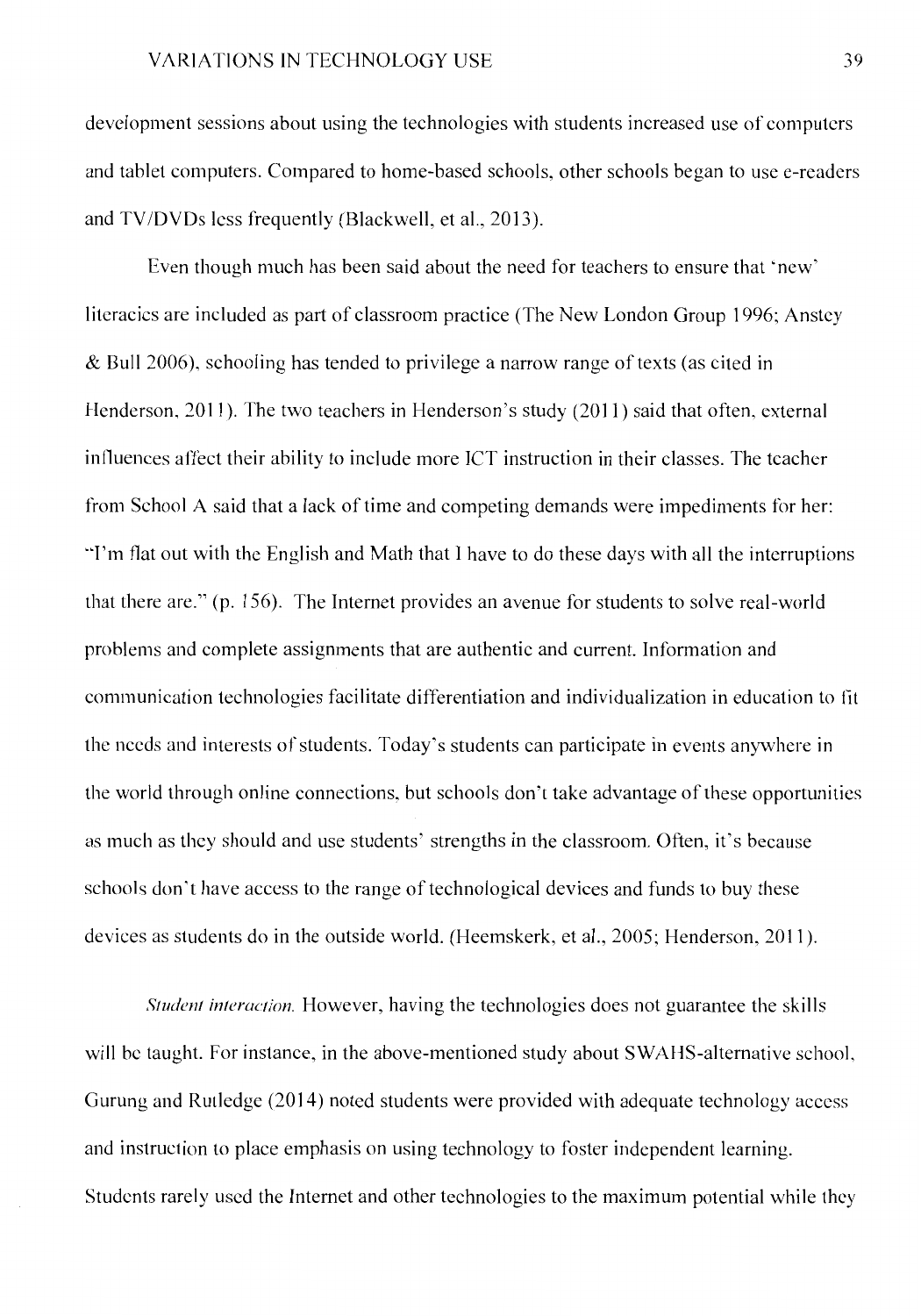development sessions about using the technologies with students increased use of computers and tablet computers. Compared to home-based schools, other schools began to use e-readers and TV/DVDs less frequently (Blackwell, et al., 2013).

Even though much has been said about the need for teachers to ensure that 'new' literacies are included as part of classroom practice (The New London Group 1996; Anstey & Bull 2006), schooling has tended to privilege a narrow range of texts (as cited in Henderson, 2011). The two teachers in Henderson's study (2011) said that often, external influences affect their ability to include more ICT instruction in their classes. The teacher from School A said that a lack of time and competing demands were impediments for her: "I'm flat out with the English and Math that I have to do these days with all the interruptions that there are." (p. 156). The Internet provides an avenue for students to solve real-world problems and complete assignments that are authentic and current. Information and communication technologies facilitate differentiation and individualization in education to fit the needs and interests of students. Today's students can participate in events anywhere in the world through online connections, but schools don't take advantage of these opportunities as much as they should and use students' strengths in the classroom. Often, it's because schools don't have access to the range of technological devices and funds to buy these devices as students do in the outside world. (Heemskerk, et al., 2005; Henderson, 2011).

*Student interaction.* However, having the technologies does not guarantee the skills will be taught. For instance, in the above-mentioned study about SWAHS-alternative school, Gurung and Rutledge (2014) noted students were provided with adequate technology access and instruction to place emphasis on using technology to foster independent learning. Students rarely used the Internet and other technologies to the maximum potential while they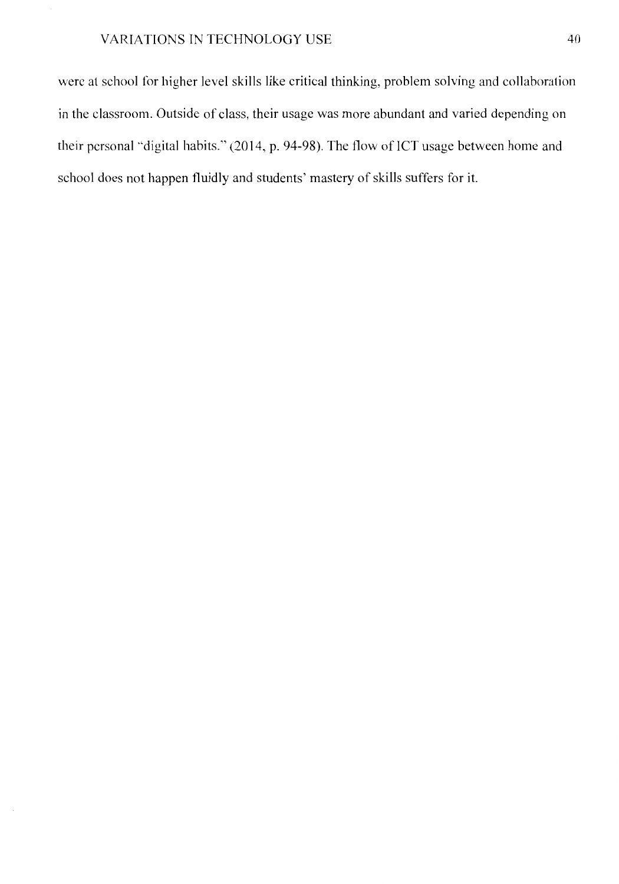were at school for higher level skills like critical thinking, problem solving and collaboration in the classroom. Outside of class, their usage was more abundant and varied depending on their personal "digital habits." (2014, p. 94-98). The flow of ICT usage between home and school does not happen fluidly and students' mastery of skills suffers for it.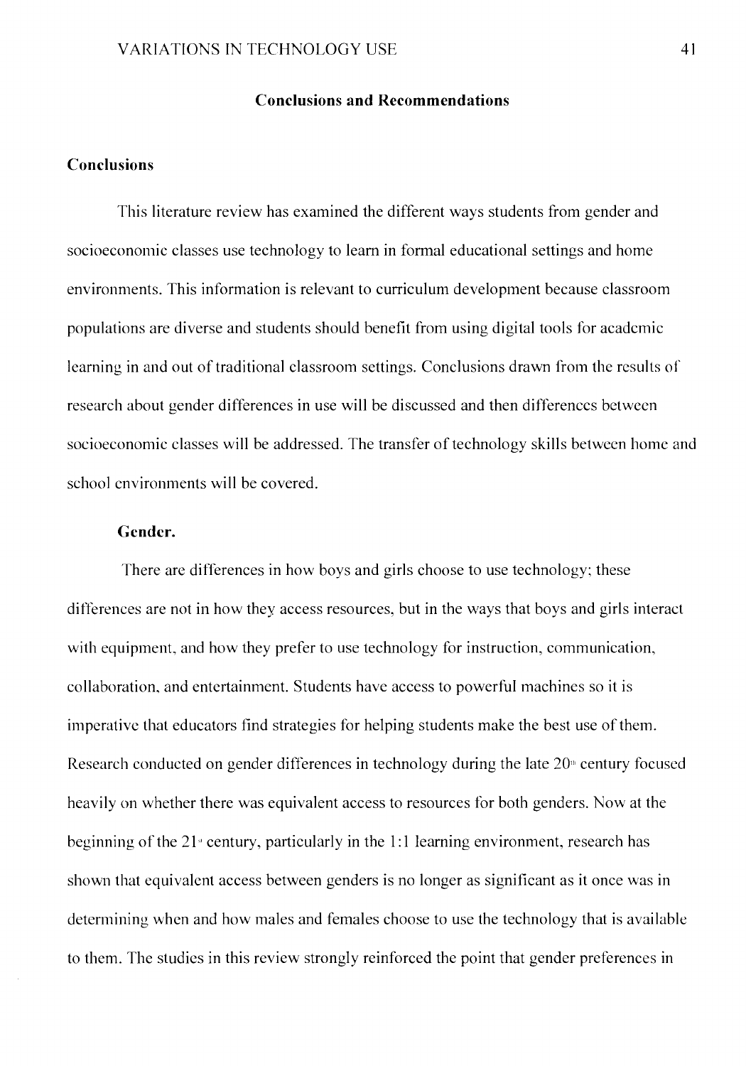## Conclusions and Recommendations

### Conclusions

This literature review has examined the different ways students from gender and socioeconomic classes use technology to learn in formal educational settings and home environments. This information is relevant to curriculum development because classroom populations are diverse and students should benefit from using digital tools for academic learning in and out of traditional classroom settings. Conclusions drawn from the results of research about gender differences in use will be discussed and then differences between socioeconomic classes will be addressed. The transfer of technology skills between home and school environments will be covered.

#### Gender.

There are differences in how boys and girls choose to use technology; these differences are not in how they access resources, but in the ways that boys and girls interact with equipment, and how they prefer to use technology for instruction, communication, collaboration, and entertainment. Students have access to powerful machines so it is imperative that educators find strategies for helping students make the best use of them. Research conducted on gender differences in technology during the late 20th century focused heavily on whether there was equivalent access to resources for both genders. Now at the beginning of the 21st century, particularly in the 1:1 learning environment, research has shown that equivalent access between genders is no longer as significant as it once was in determining when and how males and females choose to use the technology that is available to them. The studies in this review strongly reinforced the point that gender preferences in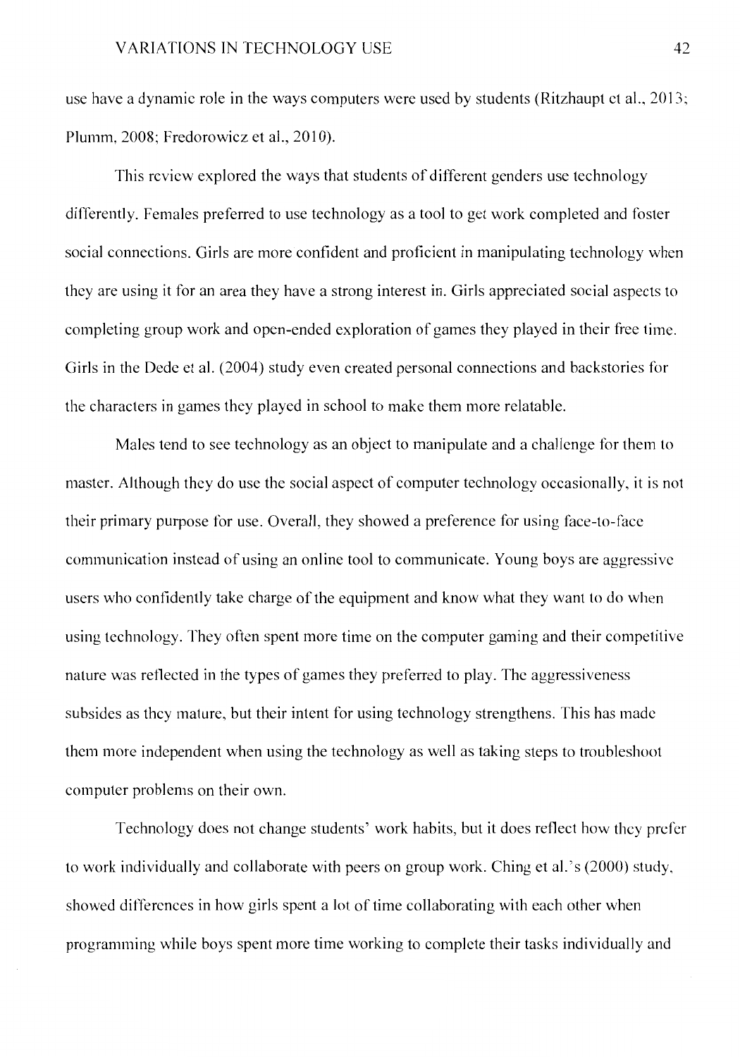use have a dynamic role in the ways computers were used by students (Ritzhaupt et al., 2013; Plumm, 2008; Fredorowicz et al., 2010).

This review explored the ways that students of different genders use technology differently. Females preferred to use technology as a tool to get work completed and foster social connections. Girls are more confident and proficient in manipulating technology when they are using it for an area they have a strong interest in. Girls appreciated social aspects to completing group work and open-ended exploration of games they played in their free time. Girls in the Dede et al. (2004) study even created personal connections and backstories for the characters in games they played in school to make them more relatable.

Males tend to see technology as an object to manipulate and a challenge for them to master. Although they do use the social aspect of computer technology occasionally, it is not their primary purpose for use. Overall, they showed a preference for using face-to-face communication instead of using an online tool to communicate. Young boys are aggressive users who confidently take charge of the equipment and know what they want to do when using technology. They often spent more time on the computer gaming and their competitive nature was reflected in the types of games they preferred to play. The aggressiveness subsides as they mature, but their intent for using technology strengthens. This has made them more independent when using the technology as well as taking steps to troubleshoot computer problems on their own.

Technology does not change students' work habits, but it does reflect how they prefer to work individually and collaborate with peers on group work. Ching et al.'s (2000) study, showed differences in how girls spent a lot of time collaborating with each other when programming while boys spent more time working to complete their tasks individually and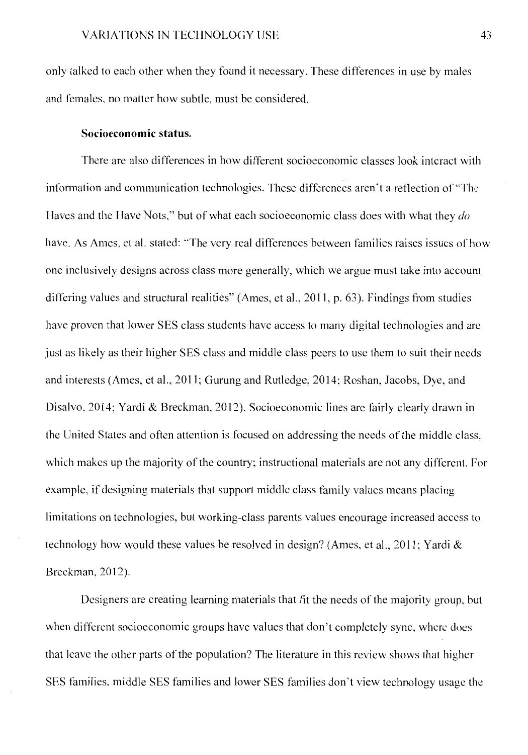only talked to each other when they found it necessary. These differences in use by males and females, no matter how subtle, must be considered.

**Socioeconomic status.**

There are also differences in how different socioeconomic classes look interact with information and communication technologies. These differences aren't a reflection of "The Haves and the Have Nots," but of what each socioeconomic class does with what they *do* have. As Ames, et al. stated: "The very real differences between families raises issues of how one inclusively designs across class more generally, which we argue must take into account differing values and structural realities" (Ames, et al., 2011, p. 63). Findings from studies have proven that lower SES class students have access to many digital technologies and are just as likely as their higher SES class and middle class peers to use them to suit their needs and interests (Ames, et al., 2011; Gurung and Rutledge, 2014; Roshan, Jacobs, Dye, and Disalvo, 2014; Yardi & Breckman, 2012). Socioeconomic lines are fairly clearly drawn in the United States and often attention is focused on addressing the needs of the middle class, which makes up the majority of the country; instructional materials are not any different. For example, if designing materials that support middle class family values means placing limitations on technologies, but working-class parents values encourage increased access to technology how would these values be resolved in design? (Ames, et al., 2011; Yardi & Breckman, 2012).

Designers are creating learning materials that fit the needs of the majority group, but when different socioeconomic groups have values that don't completely sync, where does that leave the other parts of the population? The literature in this review shows that higher SES families, middle SES families and lower SES families don't view technology usage the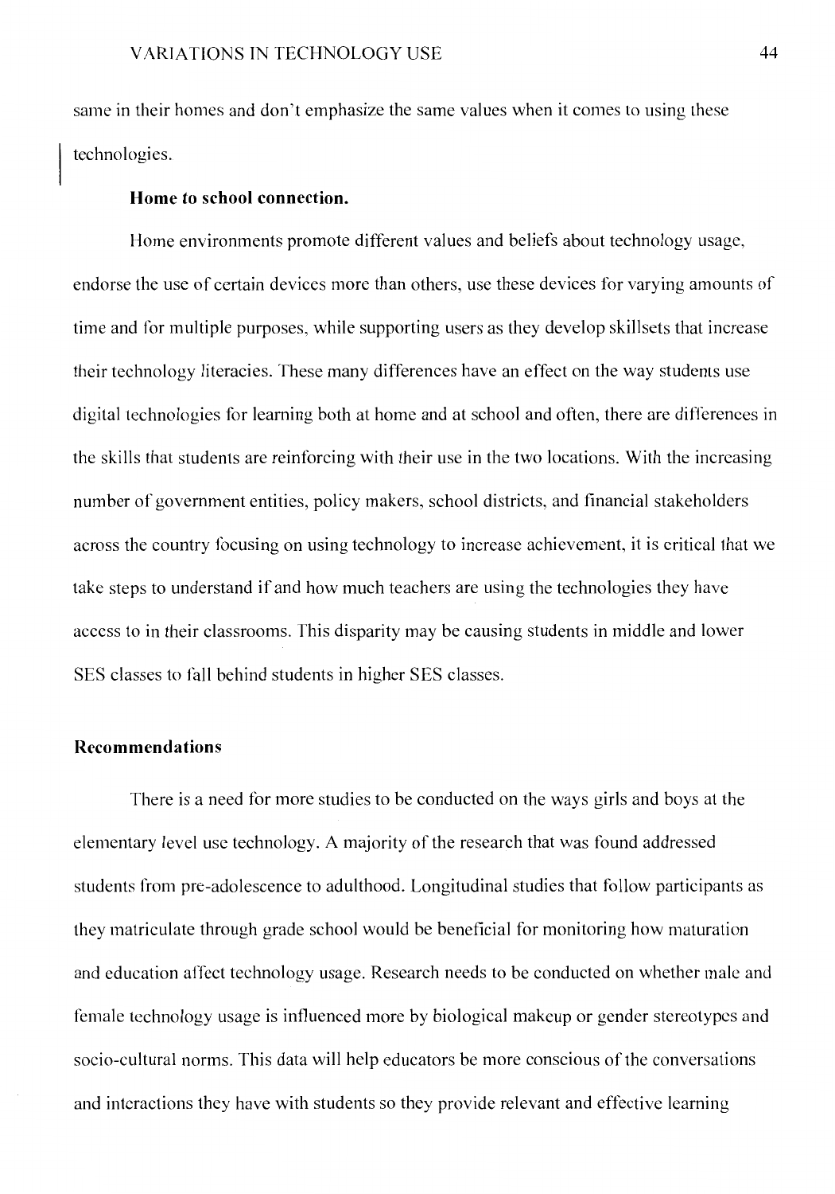same in their homes and don't emphasize the same values when it comes to using these technologies.

### Home to school connection.

Home environments promote different values and beliefs about technology usage, endorse the use of certain devices more than others, use these devices for varying amounts of time and for multiple purposes, while supporting users as they develop skillsets that increase their technology literacies. These many differences have an effect on the way students use digital technologies for learning both at home and at school and often, there are differences in the skills that students are reinforcing with their use in the two locations. With the increasing number of government entities, policy makers, school districts, and financial stakeholders across the country focusing on using technology to increase achievement, it is critical that we take steps to understand if and how much teachers are using the technologies they have access to in their classrooms. This disparity may be causing students in middle and lower SES classes to fall behind students in higher SES classes.

## Recommendations

There is a need for more studies to be conducted on the ways girls and boys at the elementary level use technology. A majority of the research that was found addressed students from pre-adolescence to adulthood. Longitudinal studies that follow participants as they matriculate through grade school would be beneficial for monitoring how maturation and education affect technology usage. Research needs to be conducted on whether male and female technology usage is influenced more by biological makeup or gender stereotypes and socio-cultural norms. This data will help educators be more conscious of the conversations and interactions they have with students so they provide relevant and effective learning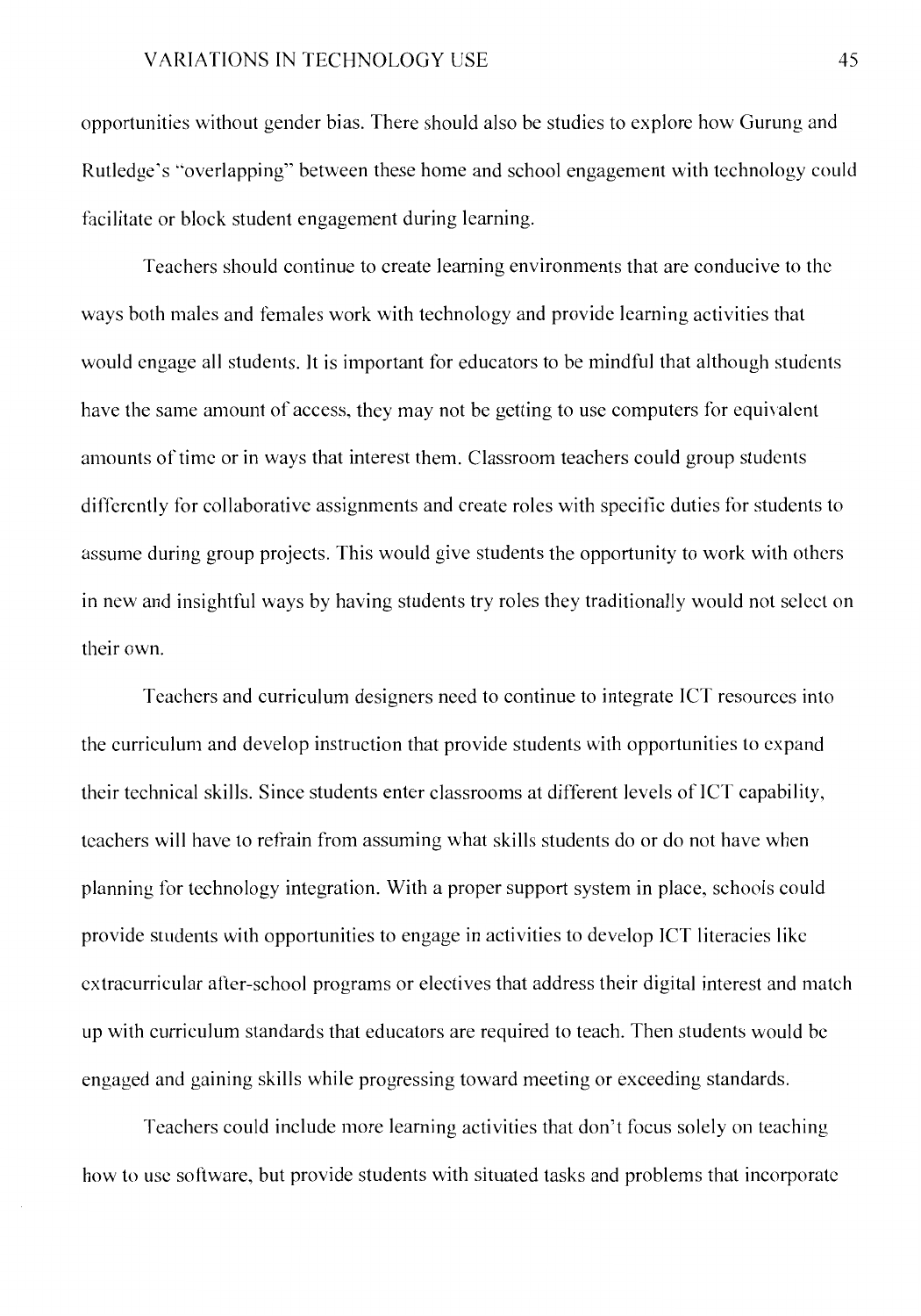opportunities without gender bias. There should also be studies to explore how Gurung and Rutledge's "overlapping" between these home and school engagement with technology could facilitate or block student engagement during learning.

Teachers should continue to create learning environments that are conducive to the ways both males and females work with technology and provide learning activities that would engage all students. It is important for educators to be mindful that although students have the same amount of access, they may not be getting to use computers for equivalent amounts of time or in ways that interest them. Classroom teachers could group students differently for collaborative assignments and create roles with specific duties for students to assume during group projects. This would give students the opportunity to work with others in new and insightful ways by having students try roles they traditionally would not select on their own.

Teachers and curriculum designers need to continue to integrate ICT resources into the curriculum and develop instruction that provide students with opportunities to expand their technical skills. Since students enter classrooms at different levels of ICT capability, teachers will have to refrain from assuming what skills students do or do not have when planning for technology integration. With a proper support system in place, schools could provide students with opportunities to engage in activities to develop ICT literacies like extracurricular after-school programs or electives that address their digital interest and match up with curriculum standards that educators are required to teach. Then students would be engaged and gaining skills while progressing toward meeting or exceeding standards.

Teachers could include more learning activities that don't focus solely on teaching how to use software, but provide students with situated tasks and problems that incorporate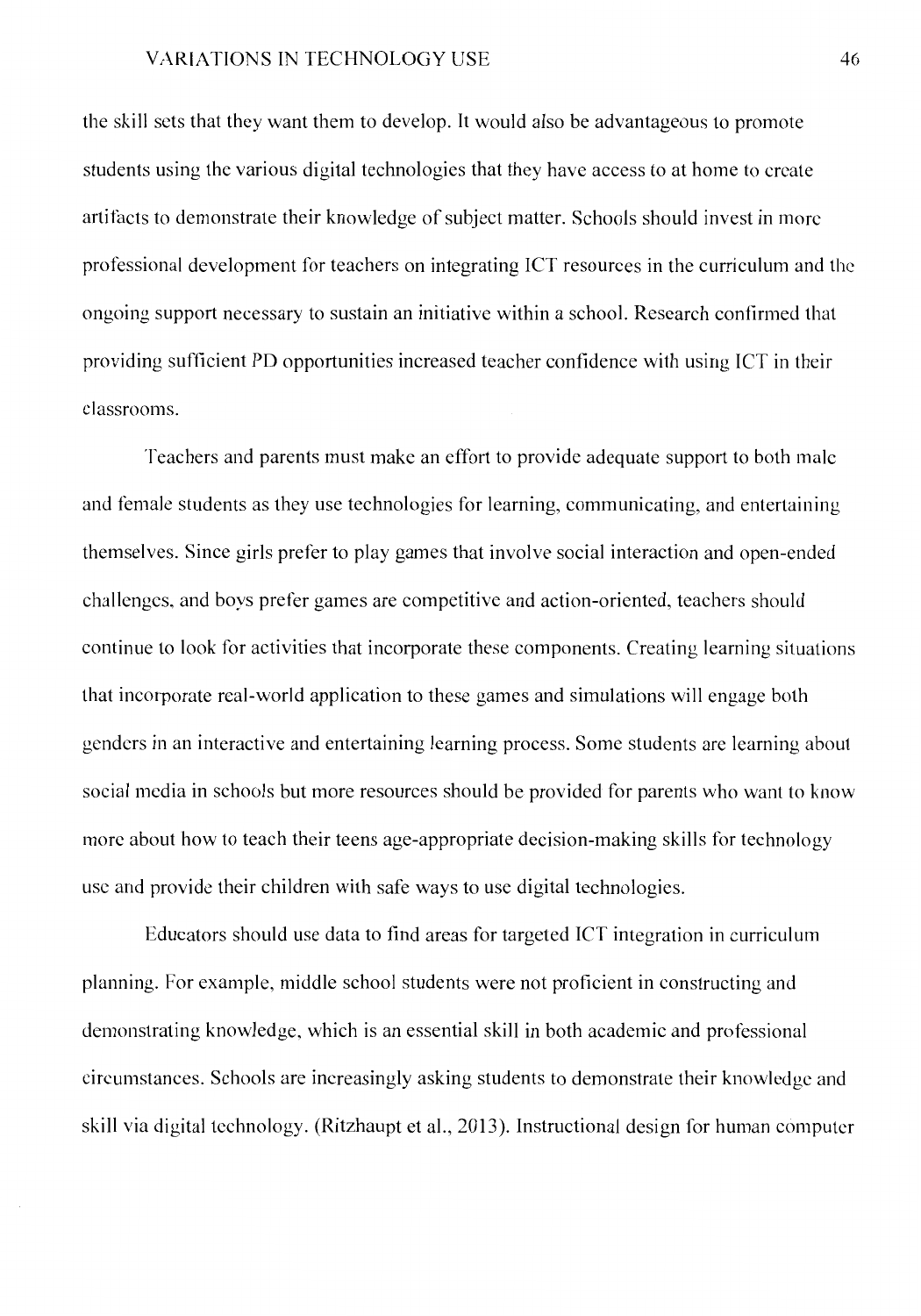the skill sets that they want them to develop. It would also be advantageous to promote students using the various digital technologies that they have access to at home to create artifacts to demonstrate their knowledge of subject matter. Schools should invest in more professional development for teachers on integrating ICT resources in the curriculum and the ongoing support necessary to sustain an initiative within a school. Research confirmed that providing sufficient PD opportunities increased teacher confidence with using ICT in their classrooms.

Teachers and parents must make an effort to provide adequate support to both male and female students as they use technologies for learning, communicating, and entertaining themselves. Since girls prefer to play games that involve social interaction and open-ended challenges, and boys prefer games are competitive and action-oriented, teachers should continue to look for activities that incorporate these components. Creating learning situations that incorporate real-world application to these games and simulations will engage both genders in an interactive and entertaining learning process. Some students are learning about social media in schools but more resources should be provided for parents who want to know more about how to teach their teens age-appropriate decision-making skills for technology use and provide their children with safe ways to use digital technologies.

Educators should use data to find areas for targeted ICT integration in curriculum planning. For example, middle school students were not proficient in constructing and demonstrating knowledge, which is an essential skill in both academic and professional circumstances. Schools are increasingly asking students to demonstrate their knowledge and skill via digital technology. (Ritzhaupt et al., 2013). Instructional design for human computer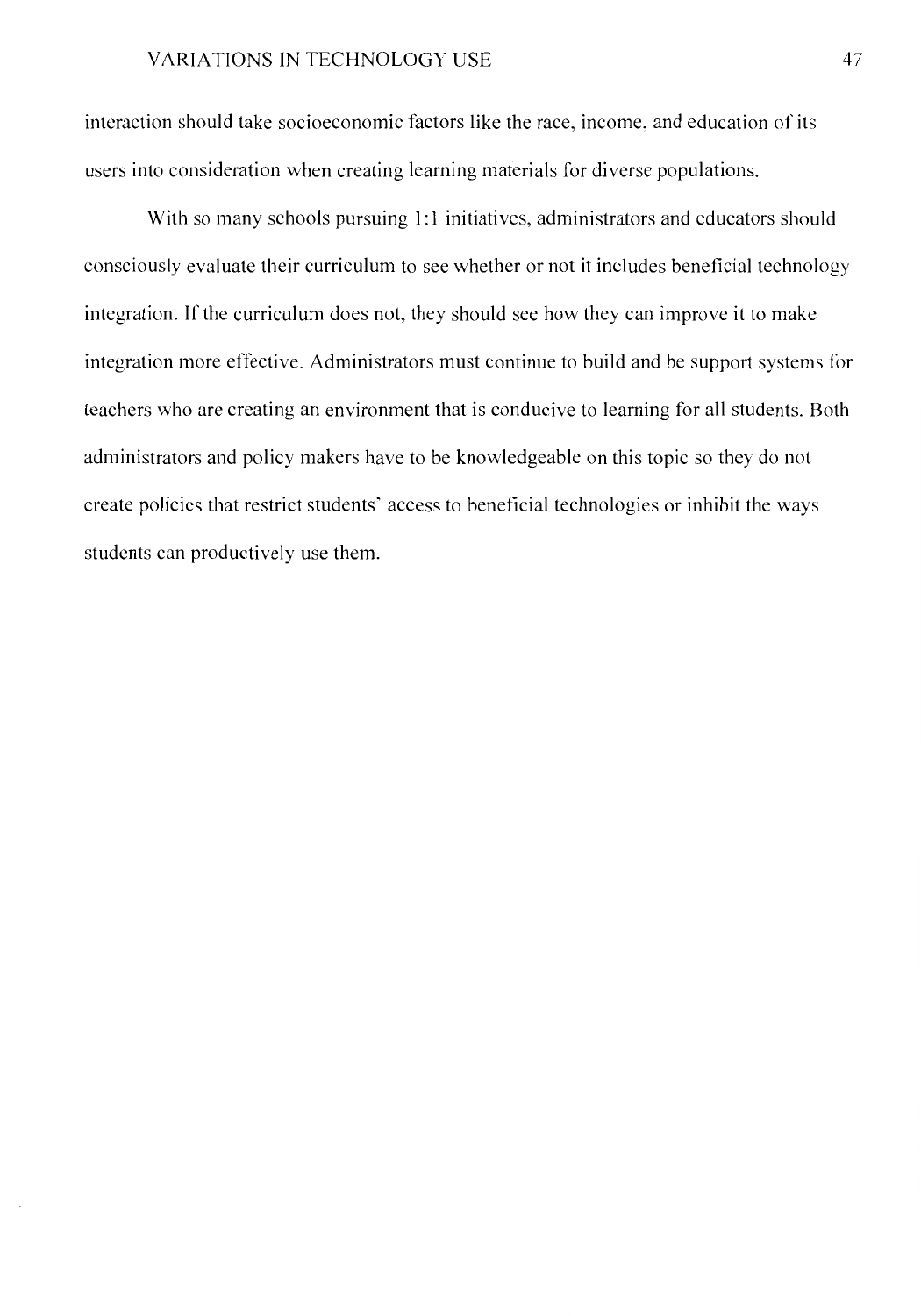interaction should take socioeconomic factors like the race, income, and education of its users into consideration when creating learning materials for diverse populations.

With so many schools pursuing 1:1 initiatives, administrators and educators should consciously evaluate their curriculum to see whether or not it includes beneficial technology integration. If the curriculum does not, they should see how they can improve it to make integration more effective. Administrators must continue to build and be support systems for teachers who are creating an environment that is conducive to learning for all students. Both administrators and policy makers have to be knowledgeable on this topic so they do not create policies that restrict students' access to beneficial technologies or inhibit the ways students can productively use them.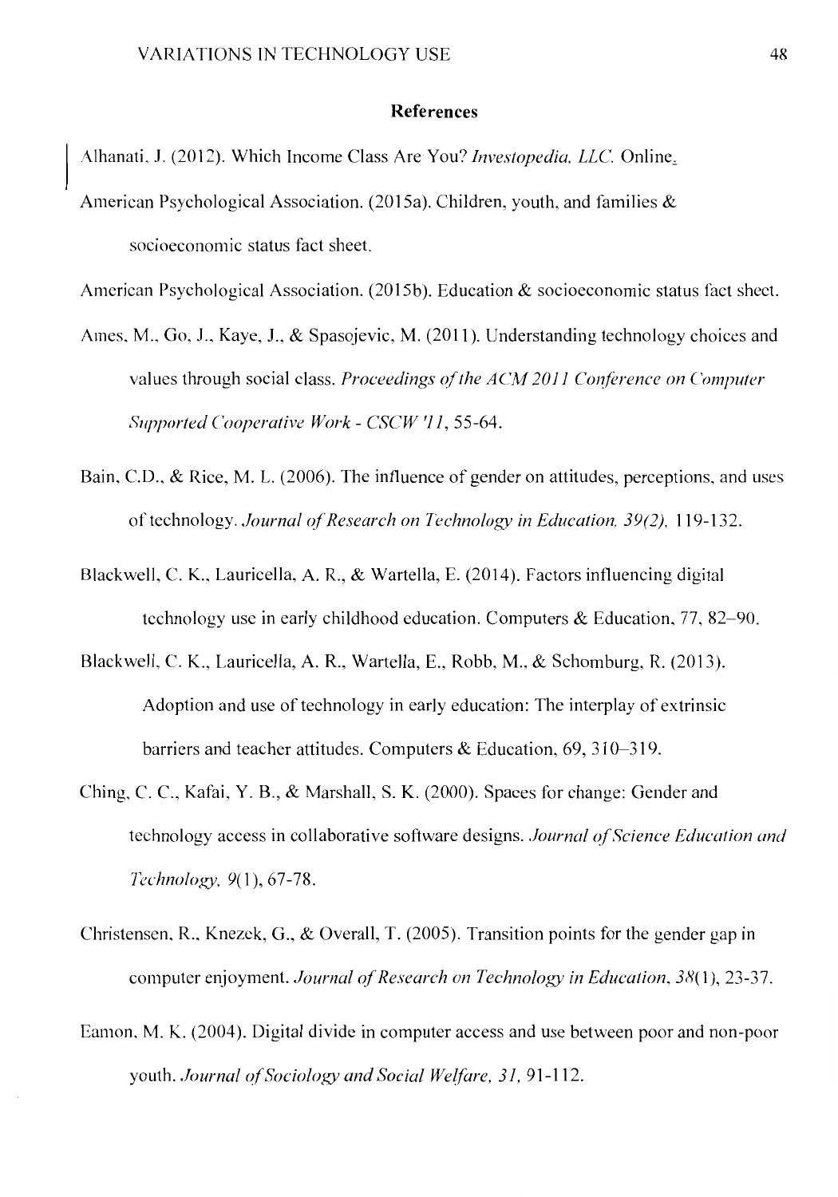## References

Alhanati, J. (2012). Which Income Class Are You? *Investopedia, LLC.* Online.

American Psychological Association. (2015a). Children, youth, and families & socioeconomic status fact sheet.

American Psychological Association. (2015b). Education & socioeconomic status fact sheet.

Ames, M., Go, J., Kaye, J., & Spasojevic, M. (2011). Understanding technology choices and values through social class. *Proceedings of the ACM 2011 Conference on Computer Supported Cooperative Work - CSCW '11*, 55-64.

Bain, C.D., & Rice, M. L. (2006). The influence of gender on attitudes, perceptions, and uses of technology. *Journal of Research on Technology in Education, 39(2),* 119-132.

Blackwell, C. K., Lauricella, A. R., & Wartella, E. (2014). Factors influencing digital technology use in early childhood education. Computers & Education, 77, 82–90.

Blackwell, C. K., Lauricella, A. R., Wartella, E., Robb, M., & Schomburg, R. (2013). Adoption and use of technology in early education: The interplay of extrinsic barriers and teacher attitudes. Computers & Education, 69, 310–319.

Ching, C. C., Kafai, Y. B., & Marshall, S. K. (2000). Spaces for change: Gender and technology access in collaborative software designs. *Journal of Science Education and Technology, 9*(1), 67-78.

Christensen, R., Knezek, G., & Overall, T. (2005). Transition points for the gender gap in computer enjoyment. *Journal of Research on Technology in Education, 38*(1), 23-37.

Eamon, M. K. (2004). Digital divide in computer access and use between poor and non-poor youth. *Journal of Sociology and Social Welfare, 31,* 91-112.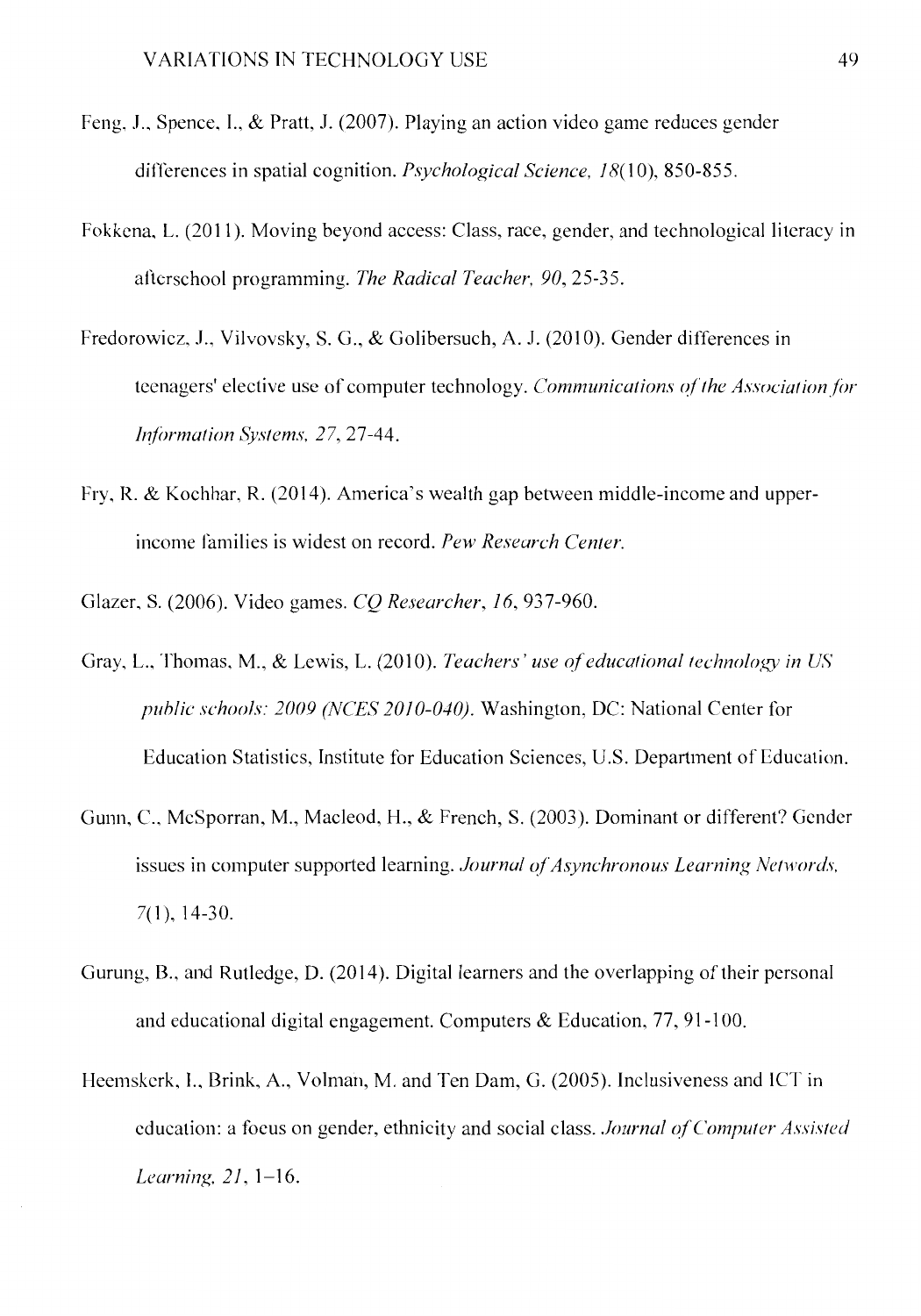Feng, J., Spence, I., & Pratt, J. (2007). Playing an action video game reduces gender differences in spatial cognition. *Psychological Science, 18*(10), 850-855.

Fokkena, L. (2011). Moving beyond access: Class, race, gender, and technological literacy in afterschool programming. *The Radical Teacher, 90*, 25-35.

Fredorowicz, J., Vilvovsky, S. G., & Golibersuch, A. J. (2010). Gender differences in teenagers' elective use of computer technology. *Communications of the Association for Information Systems, 27*, 27-44.

Fry, R. & Kochhar, R. (2014). America's wealth gap between middle-income and upper-income families is widest on record. *Pew Research Center.*

Glazer, S. (2006). Video games. *CQ Researcher, 16*, 937-960.

Gray, L., Thomas, M., & Lewis, L. (2010). *Teachers' use of educational technology in US public schools: 2009 (NCES 2010-040).* Washington, DC: National Center for Education Statistics, Institute for Education Sciences, U.S. Department of Education.

Gunn, C., McSporran, M., Macleod, H., & French, S. (2003). Dominant or different? Gender issues in computer supported learning. *Journal of Asynchronous Learning Networds, 7*(1), 14-30.

Gurung, B., and Rutledge, D. (2014). Digital learners and the overlapping of their personal and educational digital engagement. Computers & Education, 77, 91-100.

Heemskerk, I., Brink, A., Volman, M. and Ten Dam, G. (2005). Inclusiveness and ICT in education: a focus on gender, ethnicity and social class. *Journal of Computer Assisted Learning, 21*, 1–16.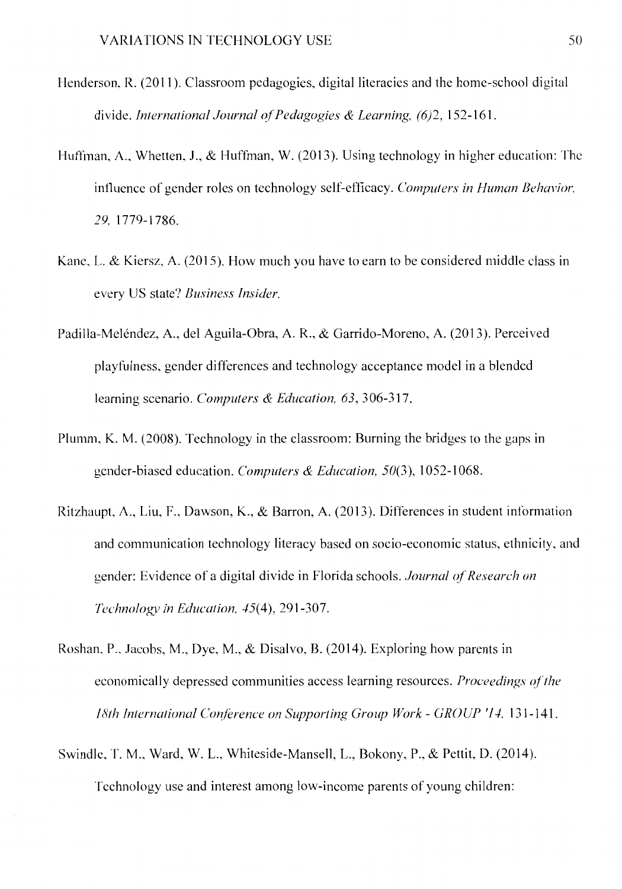Henderson, R. (2011). Classroom pedagogies, digital literacies and the home-school digital divide. *International Journal of Pedagogies & Learning, (6)2*, 152-161.

Huffman, A., Whetten, J., & Huffman, W. (2013). Using technology in higher education: The influence of gender roles on technology self-efficacy. *Computers in Human Behavior, 29*, 1779-1786.

Kane, L. & Kiersz, A. (2015). How much you have to earn to be considered middle class in every US state? *Business Insider.*

Padilla-Meléndez, A., del Aguila-Obra, A. R., & Garrido-Moreno, A. (2013). Perceived playfulness, gender differences and technology acceptance model in a blended learning scenario. *Computers & Education, 63*, 306-317.

Plumm, K. M. (2008). Technology in the classroom: Burning the bridges to the gaps in gender-biased education. *Computers & Education, 50*(3), 1052-1068.

Ritzhaupt, A., Liu, F., Dawson, K., & Barron, A. (2013). Differences in student information and communication technology literacy based on socio-economic status, ethnicity, and gender: Evidence of a digital divide in Florida schools. *Journal of Research on Technology in Education, 45*(4), 291-307.

Roshan, P., Jacobs, M., Dye, M., & Disalvo, B. (2014). Exploring how parents in economically depressed communities access learning resources. *Proceedings of the 18th International Conference on Supporting Group Work - GROUP '14*, 131-141.

Swindle, T. M., Ward, W. L., Whiteside-Mansell, L., Bokony, P., & Pettit, D. (2014). Technology use and interest among low-income parents of young children: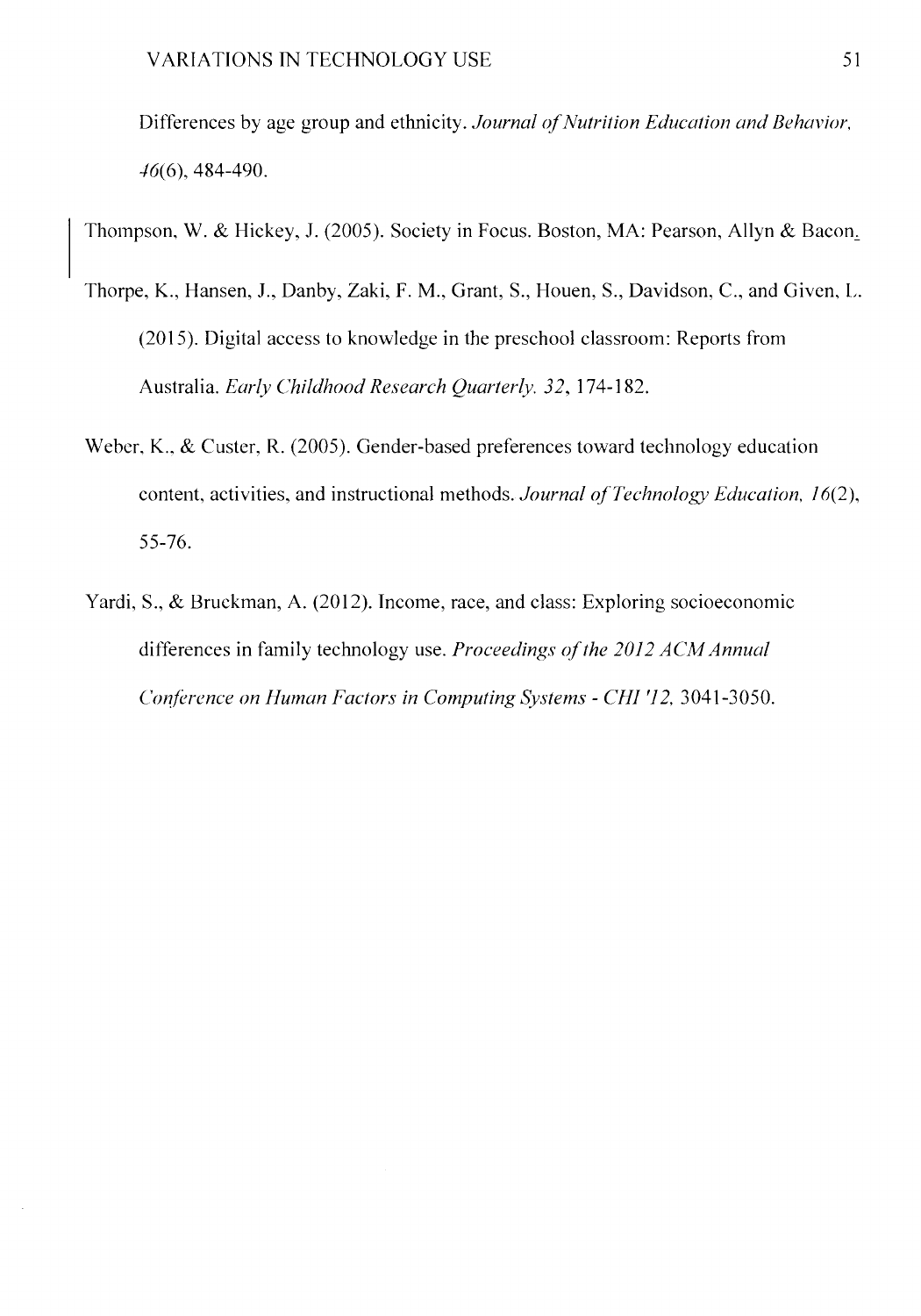Differences by age group and ethnicity. *Journal of Nutrition Education and Behavior, 46*(6), 484-490.

Thompson, W. & Hickey, J. (2005). Society in Focus. Boston, MA: Pearson, Allyn & Bacon.

Thorpe, K., Hansen, J., Danby, Zaki, F. M., Grant, S., Houen, S., Davidson, C., and Given, L. (2015). Digital access to knowledge in the preschool classroom: Reports from Australia. *Early Childhood Research Quarterly, 32*, 174-182.

Weber, K., & Custer, R. (2005). Gender-based preferences toward technology education content, activities, and instructional methods. *Journal of Technology Education, 16*(2), 55-76.

Yardi, S., & Bruckman, A. (2012). Income, race, and class: Exploring socioeconomic differences in family technology use. *Proceedings of the 2012 ACM Annual Conference on Human Factors in Computing Systems - CHI '12*, 3041-3050.